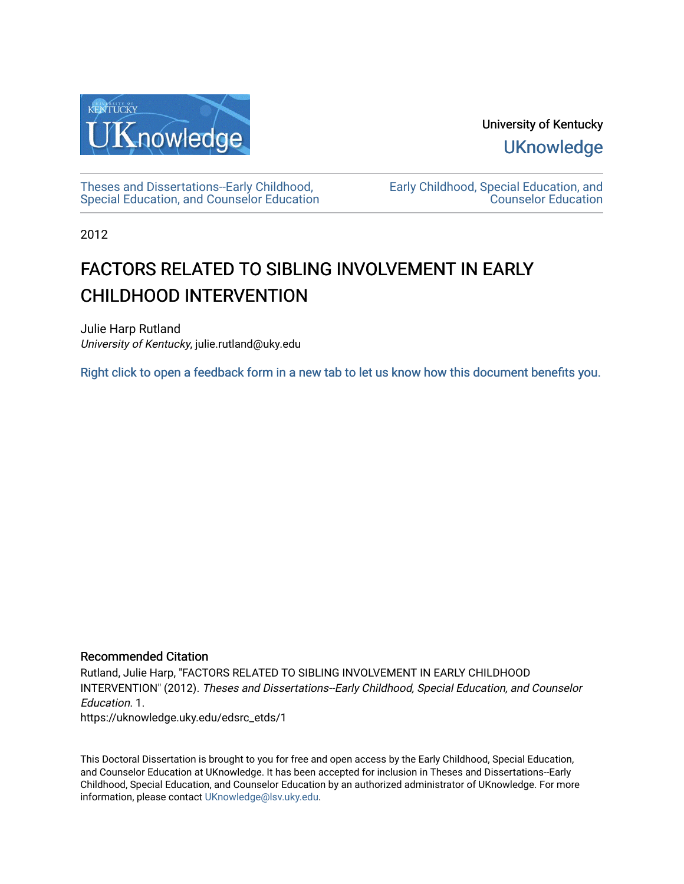University of Kentucky

UKnowledge

Theses and Dissertations--Early Childhood, Special Education, and Counselor Education

Early Childhood, Special Education, and Counselor Education

2012

# FACTORS RELATED TO SIBLING INVOLVEMENT IN EARLY CHILDHOOD INTERVENTION

Julie Harp Rutland
*University of Kentucky*, julie.rutland@uky.edu

Right click to open a feedback form in a new tab to let us know how this document benefits you.

## Recommended Citation

Rutland, Julie Harp, "FACTORS RELATED TO SIBLING INVOLVEMENT IN EARLY CHILDHOOD INTERVENTION" (2012). *Theses and Dissertations--Early Childhood, Special Education, and Counselor Education*. 1.
https://uknowledge.uky.edu/edsrc_etds/1

This Doctoral Dissertation is brought to you for free and open access by the Early Childhood, Special Education, and Counselor Education at UKnowledge. It has been accepted for inclusion in Theses and Dissertations--Early Childhood, Special Education, and Counselor Education by an authorized administrator of UKnowledge. For more information, please contact UKnowledge@lsv.uky.edu.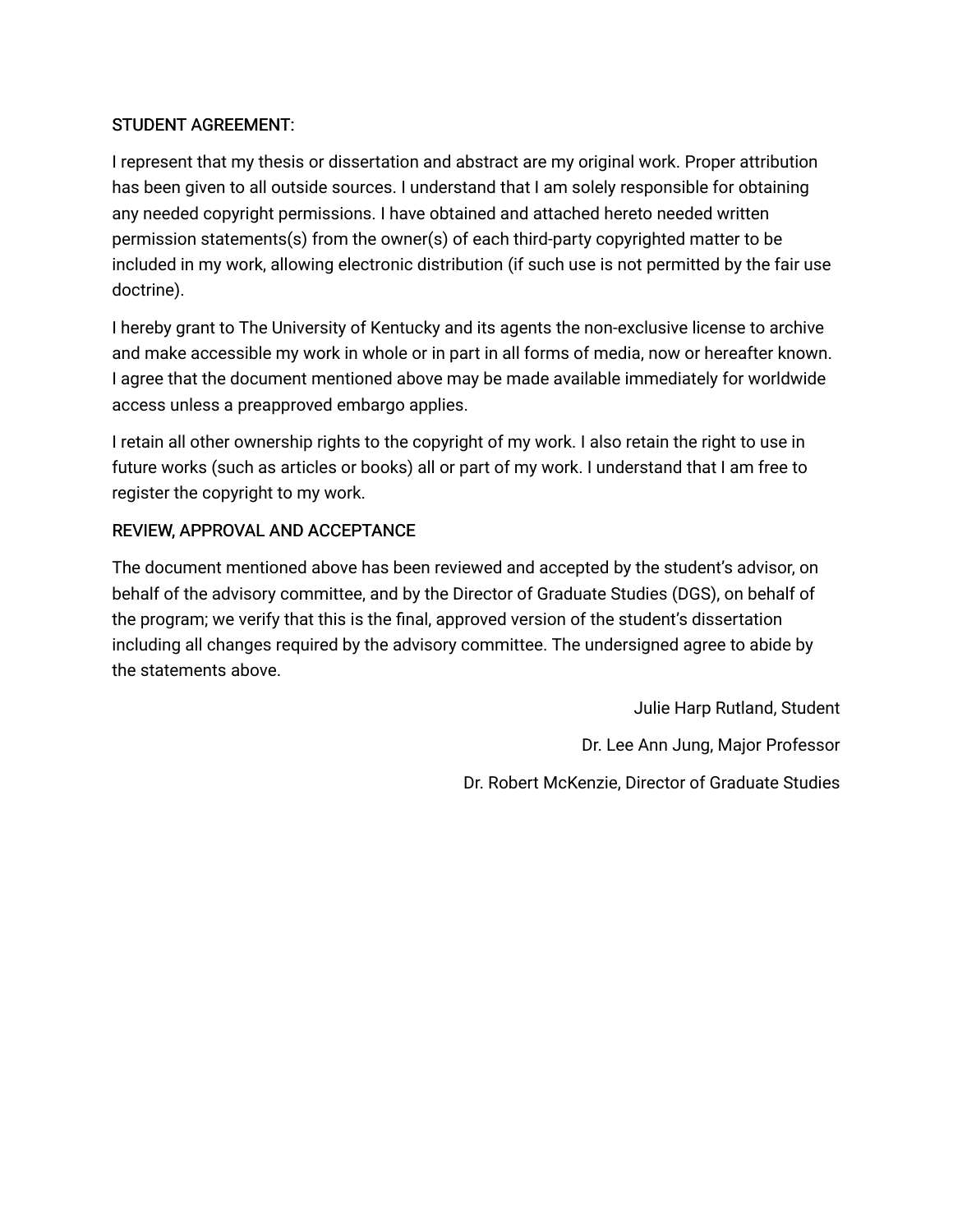## STUDENT AGREEMENT:

I represent that my thesis or dissertation and abstract are my original work. Proper attribution has been given to all outside sources. I understand that I am solely responsible for obtaining any needed copyright permissions. I have obtained and attached hereto needed written permission statements(s) from the owner(s) of each third-party copyrighted matter to be included in my work, allowing electronic distribution (if such use is not permitted by the fair use doctrine).

I hereby grant to The University of Kentucky and its agents the non-exclusive license to archive and make accessible my work in whole or in part in all forms of media, now or hereafter known. I agree that the document mentioned above may be made available immediately for worldwide access unless a preapproved embargo applies.

I retain all other ownership rights to the copyright of my work. I also retain the right to use in future works (such as articles or books) all or part of my work. I understand that I am free to register the copyright to my work.

## REVIEW, APPROVAL AND ACCEPTANCE

The document mentioned above has been reviewed and accepted by the student's advisor, on behalf of the advisory committee, and by the Director of Graduate Studies (DGS), on behalf of the program; we verify that this is the final, approved version of the student's dissertation including all changes required by the advisory committee. The undersigned agree to abide by the statements above.

Julie Harp Rutland, Student

Dr. Lee Ann Jung, Major Professor

Dr. Robert McKenzie, Director of Graduate Studies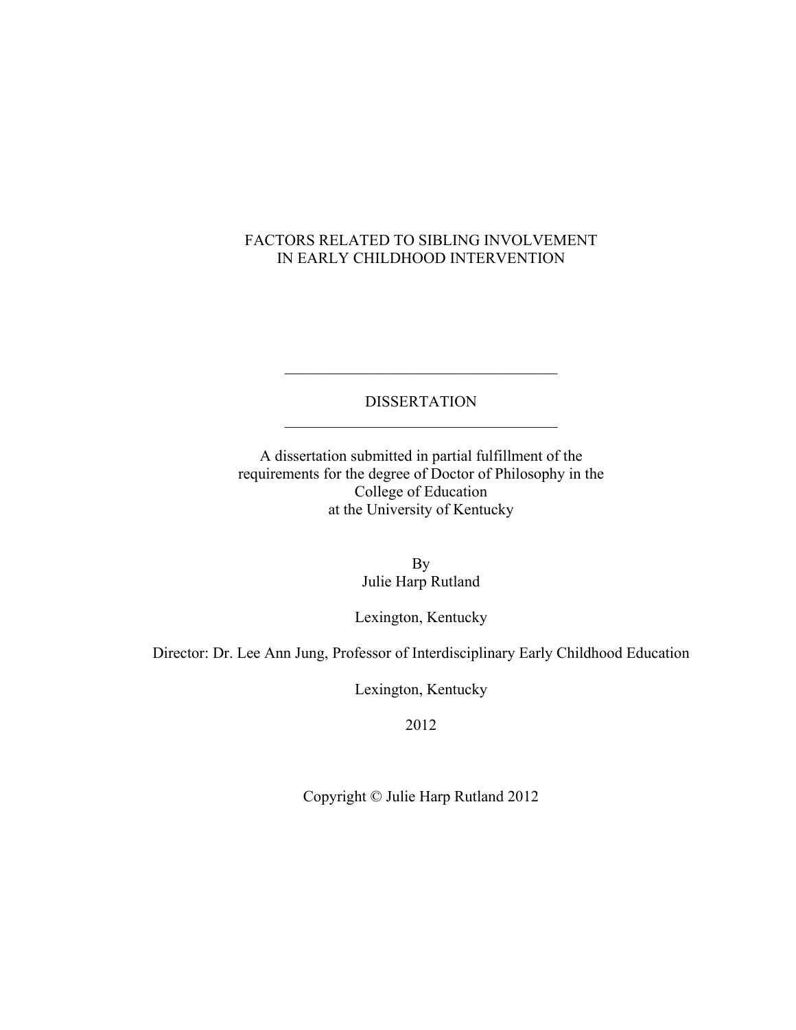# FACTORS RELATED TO SIBLING INVOLVEMENT IN EARLY CHILDHOOD INTERVENTION

---

DISSERTATION

---

A dissertation submitted in partial fulfillment of the requirements for the degree of Doctor of Philosophy in the College of Education at the University of Kentucky

By
Julie Harp Rutland

Lexington, Kentucky

Director: Dr. Lee Ann Jung, Professor of Interdisciplinary Early Childhood Education

Lexington, Kentucky

2012

Copyright © Julie Harp Rutland 2012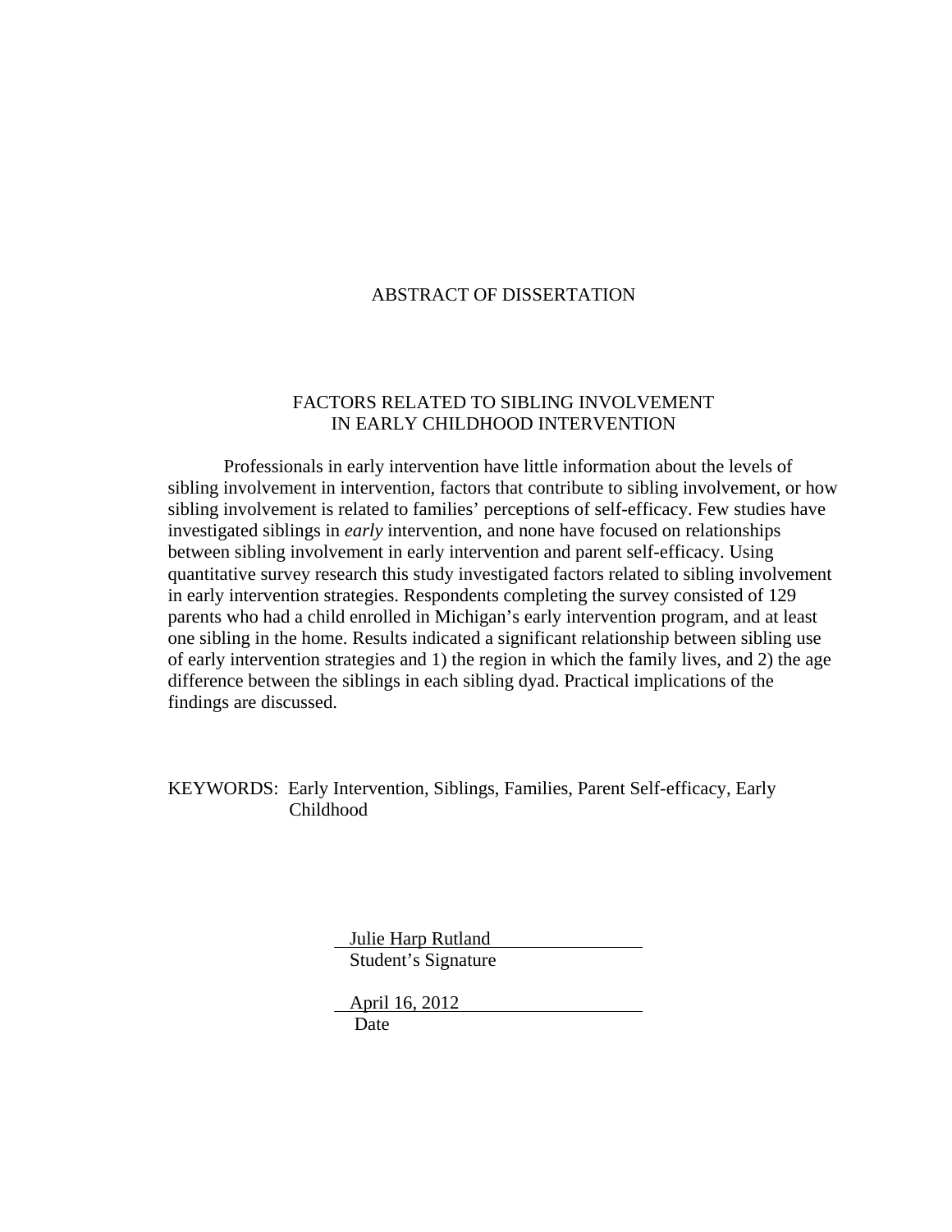# ABSTRACT OF DISSERTATION

## FACTORS RELATED TO SIBLING INVOLVEMENT IN EARLY CHILDHOOD INTERVENTION

Professionals in early intervention have little information about the levels of sibling involvement in intervention, factors that contribute to sibling involvement, or how sibling involvement is related to families' perceptions of self-efficacy. Few studies have investigated siblings in *early* intervention, and none have focused on relationships between sibling involvement in early intervention and parent self-efficacy. Using quantitative survey research this study investigated factors related to sibling involvement in early intervention strategies. Respondents completing the survey consisted of 129 parents who had a child enrolled in Michigan's early intervention program, and at least one sibling in the home. Results indicated a significant relationship between sibling use of early intervention strategies and 1) the region in which the family lives, and 2) the age difference between the siblings in each sibling dyad. Practical implications of the findings are discussed.

KEYWORDS: Early Intervention, Siblings, Families, Parent Self-efficacy, Early Childhood

Julie Harp Rutland
Student's Signature

April 16, 2012
Date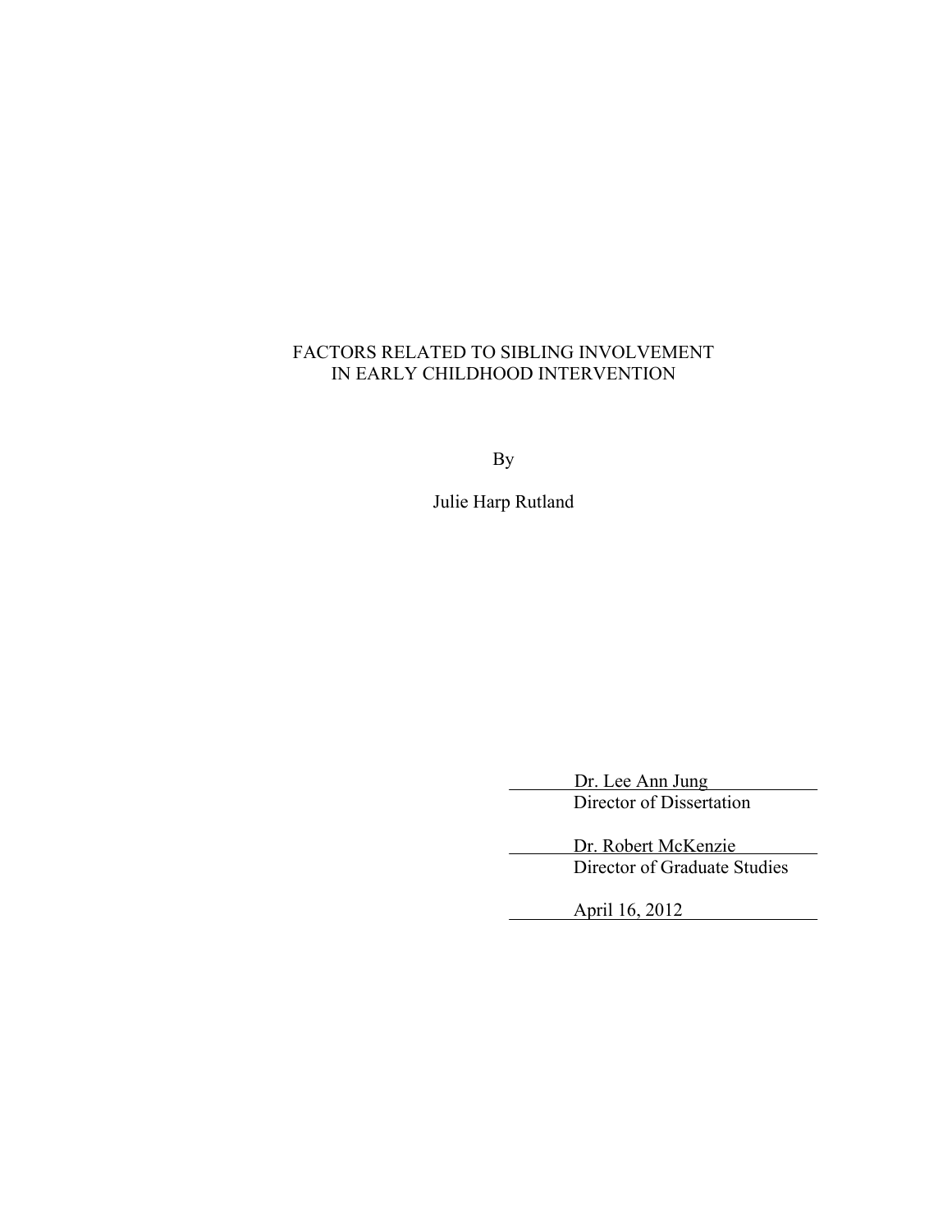FACTORS RELATED TO SIBLING INVOLVEMENT
IN EARLY CHILDHOOD INTERVENTION

By

Julie Harp Rutland

Dr. Lee Ann Jung
Director of Dissertation

Dr. Robert McKenzie
Director of Graduate Studies

April 16, 2012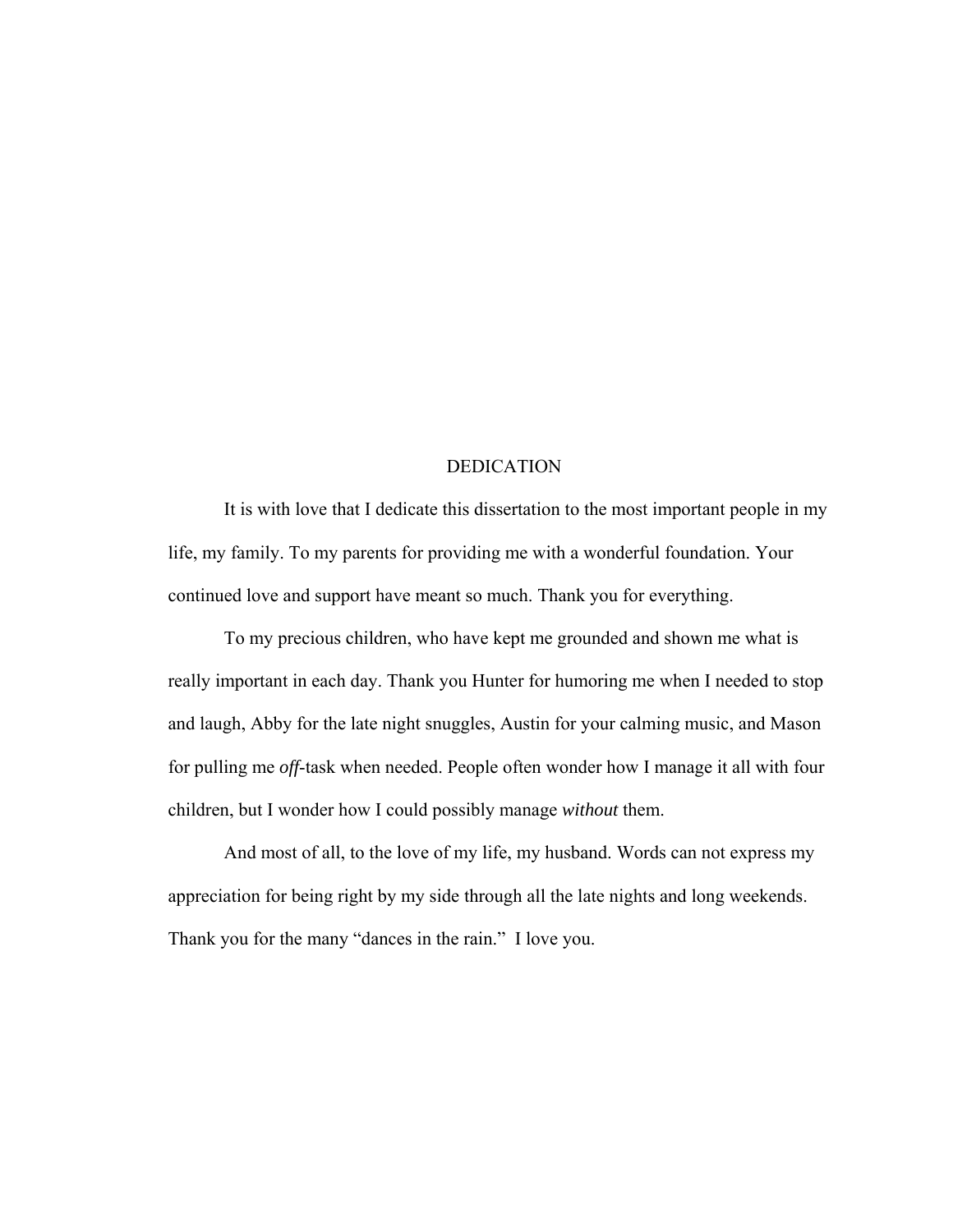# DEDICATION

It is with love that I dedicate this dissertation to the most important people in my life, my family. To my parents for providing me with a wonderful foundation. Your continued love and support have meant so much. Thank you for everything.

To my precious children, who have kept me grounded and shown me what is really important in each day. Thank you Hunter for humoring me when I needed to stop and laugh, Abby for the late night snuggles, Austin for your calming music, and Mason for pulling me *off*-task when needed. People often wonder how I manage it all with four children, but I wonder how I could possibly manage *without* them.

And most of all, to the love of my life, my husband. Words can not express my appreciation for being right by my side through all the late nights and long weekends. Thank you for the many "dances in the rain." I love you.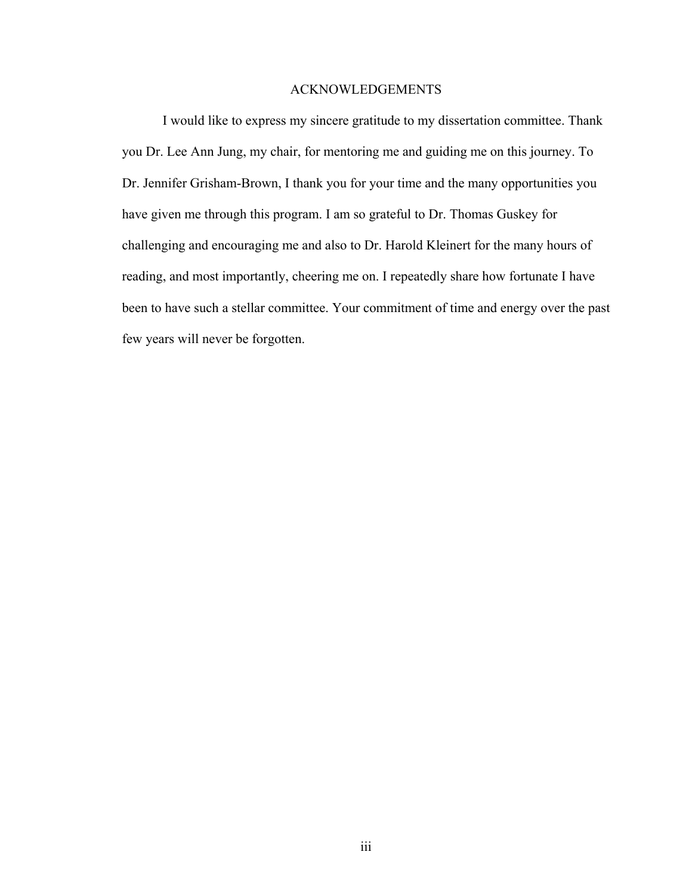# ACKNOWLEDGEMENTS

I would like to express my sincere gratitude to my dissertation committee. Thank you Dr. Lee Ann Jung, my chair, for mentoring me and guiding me on this journey. To Dr. Jennifer Grisham-Brown, I thank you for your time and the many opportunities you have given me through this program. I am so grateful to Dr. Thomas Guskey for challenging and encouraging me and also to Dr. Harold Kleinert for the many hours of reading, and most importantly, cheering me on. I repeatedly share how fortunate I have been to have such a stellar committee. Your commitment of time and energy over the past few years will never be forgotten.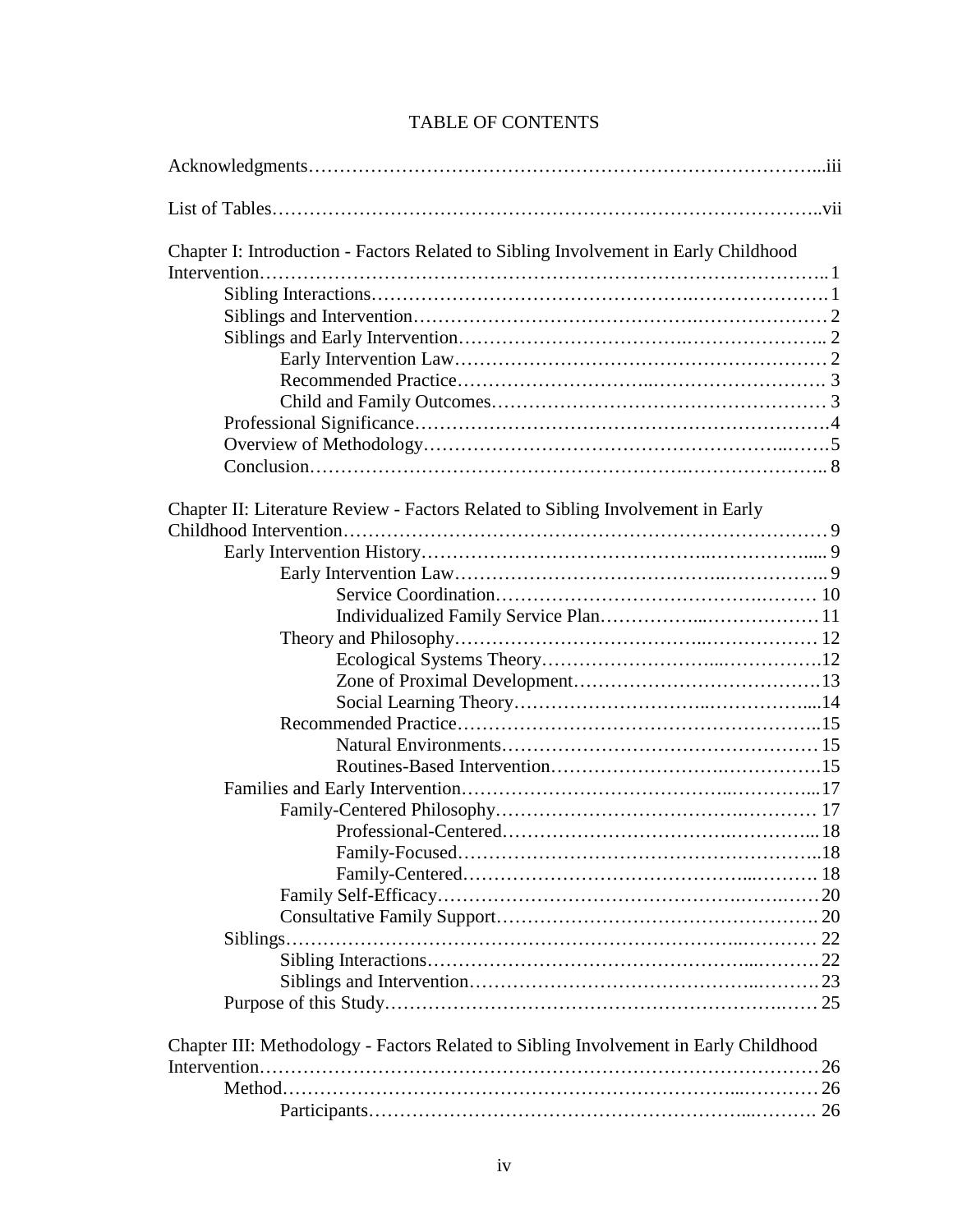# TABLE OF CONTENTS

Acknowledgments……………………………………………………………………...iii

List of Tables…………………………………………………………………………..vii

Chapter I: Introduction - Factors Related to Sibling Involvement in Early Childhood Intervention………………………………………………………………………….. 1

- Sibling Interactions………………………………………….………………….1
- Siblings and Intervention……………………………………….………………… 2
- Siblings and Early Intervention……………………………….………………….. 2
    - Early Intervention Law……………………….……………….……………… 2
    - Recommended Practice………………………..……………………….. 3
    - Child and Family Outcomes……………………………………………… 3
- Professional Significance……………………………………………………….4
- Overview of Methodology………………………….……………………..…….5
- Conclusion…………………………………………………….………………….. 8

Chapter II: Literature Review - Factors Related to Sibling Involvement in Early Childhood Intervention…………………………………………………………………… 9

- Early Intervention History……………………………………..…………….... 9
    - Early Intervention Law……………………………………..…………….. 9
        - Service Coordination…………………………………….……… 10
        - Individualized Family Service Plan……………...……………… 11
    - Theory and Philosophy……………………………….……………… 12
        - Ecological Systems Theory……………………...…………….12
        - Zone of Proximal Development…………………………….……13
        - Social Learning Theory…………………………..……………....14
    - Recommended Practice…………………………………………………..15
        - Natural Environments…………………………………………… 15
        - Routines-Based Intervention…………………….…………….15
- Families and Early Intervention………………………………...…………...17
    - Family-Centered Philosophy……………………………….………… 17
        - Professional-Centered……………………………….…………... 18
        - Family-Focused…………………………………………………..18
        - Family-Centered…………………………………...………. 18
    - Family Self-Efficacy…………………………………………….……20
    - Consultative Family Support…………………………………………….. 20
- Siblings………………………………………………………...………… 22
    - Sibling Interactions…………………………………………...……….22
    - Siblings and Intervention……………………………………..……….23
- Purpose of this Study……………………….……………………………….… 25

Chapter III: Methodology - Factors Related to Sibling Involvement in Early Childhood Intervention…………………………………………………………………………26

- Method……………………………………………………………...………… 26
    - Participants………………………………………………...………. 26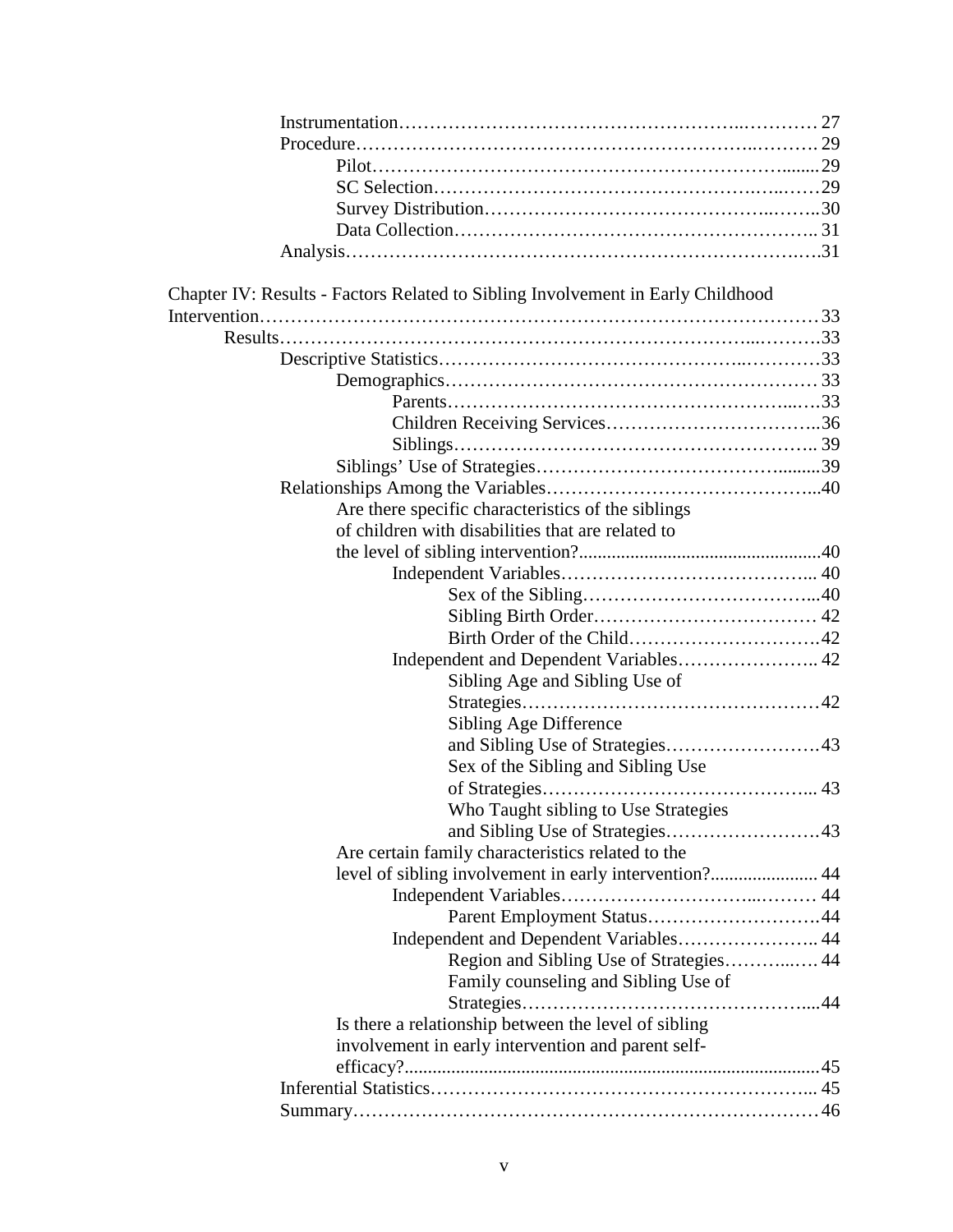Instrumentation………………………………………………..………… 27
Procedure……………………………………………………..………. 29
Pilot………………………………………………………….......29
SC Selection…………………………………………….…..……29
Survey Distribution……………………………………..……..30
Data Collection………………………………………………….. 31
Analysis…………………………………………………………….….31

Chapter IV: Results - Factors Related to Sibling Involvement in Early Childhood Intervention……………………………………………………………………………33
Results……………………………………………………………...……….33
Descriptive Statistics………………………………………..…………33
Demographics…………………………………………………… 33
Parents……………………………………………….....…33
Children Receiving Services……………………………..36
Siblings………………………………………………….. 39
Siblings' Use of Strategies……………………………………..........39
Relationships Among the Variables……………………………………...40
Are there specific characteristics of the siblings of children with disabilities that are related to the level of sibling intervention?..................................................40
Independent Variables………………………………….. 40
Sex of the Sibling………………………………...40
Sibling Birth Order……………………………… 42
Birth Order of the Child………………………….42
Independent and Dependent Variables………………….. 42
Sibling Age and Sibling Use of Strategies…………………………………………42
Sibling Age Difference and Sibling Use of Strategies…………………….43
Sex of the Sibling and Sibling Use of Strategies…………………………………….... 43
Who Taught sibling to Use Strategies and Sibling Use of Strategies…………………….43
Are certain family characteristics related to the level of sibling involvement in early intervention?....................... 44
Independent Variables……………………….……… 44
Parent Employment Status……………………….44
Independent and Dependent Variables………………….. 44
Region and Sibling Use of Strategies………...…. 44
Family counseling and Sibling Use of Strategies……………………………………....44
Is there a relationship between the level of sibling involvement in early intervention and parent self-efficacy?.......................................................................................45
Inferential Statistics…………………………………………………... 45
Summary……………………………………………………………… 46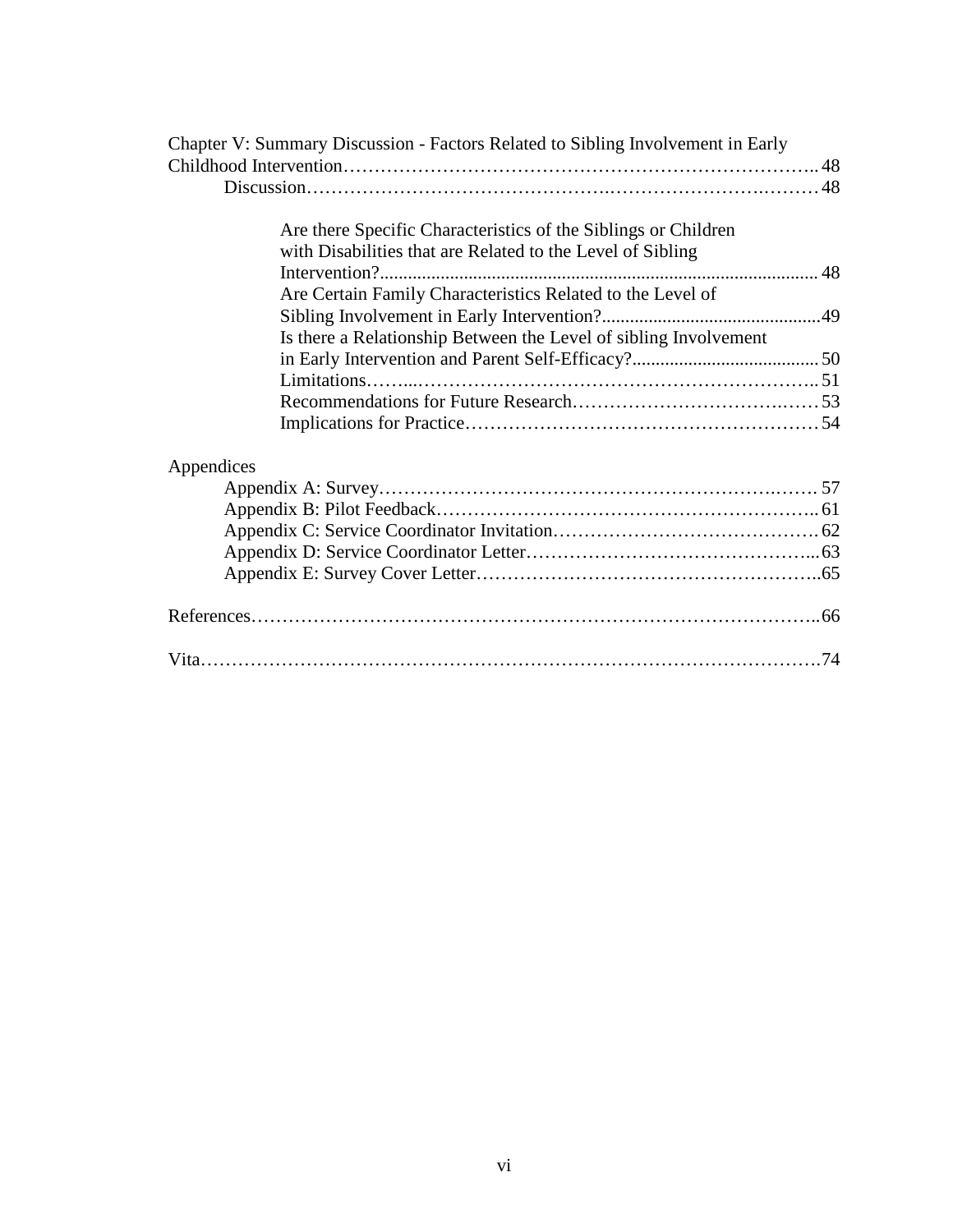Chapter V: Summary Discussion - Factors Related to Sibling Involvement in Early Childhood Intervention.......................................................................... 48

  Discussion............................................................................ 48

    Are there Specific Characteristics of the Siblings or Children with Disabilities that are Related to the Level of Sibling Intervention?............................................................................ 48

    Are Certain Family Characteristics Related to the Level of Sibling Involvement in Early Intervention?............................................49

    Is there a Relationship Between the Level of sibling Involvement in Early Intervention and Parent Self-Efficacy?....................................... 50

    Limitations........................................................................ 51

    Recommendations for Future Research....................................... 53

    Implications for Practice.................................................... 54

Appendices

  Appendix A: Survey.................................................................... 57

  Appendix B: Pilot Feedback.......................................................... 61

  Appendix C: Service Coordinator Invitation.................................... 62

  Appendix D: Service Coordinator Letter........................................... 63

  Appendix E: Survey Cover Letter..................................................65

References..................................................................................66

Vita...........................................................................................74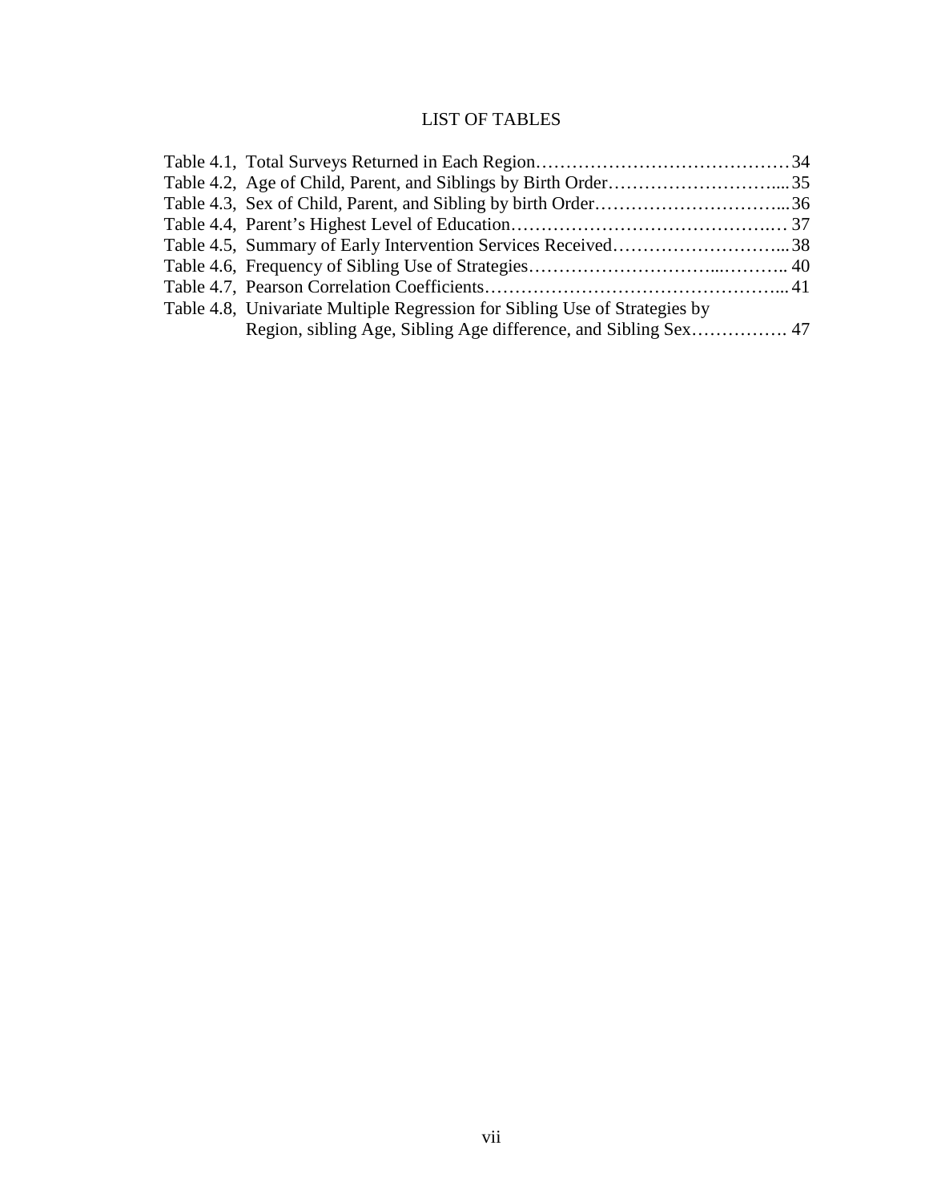# LIST OF TABLES

Table 4.1, Total Surveys Returned in Each Region……………………………………34
Table 4.2, Age of Child, Parent, and Siblings by Birth Order………………………....35
Table 4.3, Sex of Child, Parent, and Sibling by birth Order…………………………...36
Table 4.4, Parent's Highest Level of Education……………………………………..… 37
Table 4.5, Summary of Early Intervention Services Received………………………... 38
Table 4.6, Frequency of Sibling Use of Strategies………………………...……….. 40
Table 4.7, Pearson Correlation Coefficients………………………………………….. 41
Table 4.8, Univariate Multiple Regression for Sibling Use of Strategies by Region, sibling Age, Sibling Age difference, and Sibling Sex……………. 47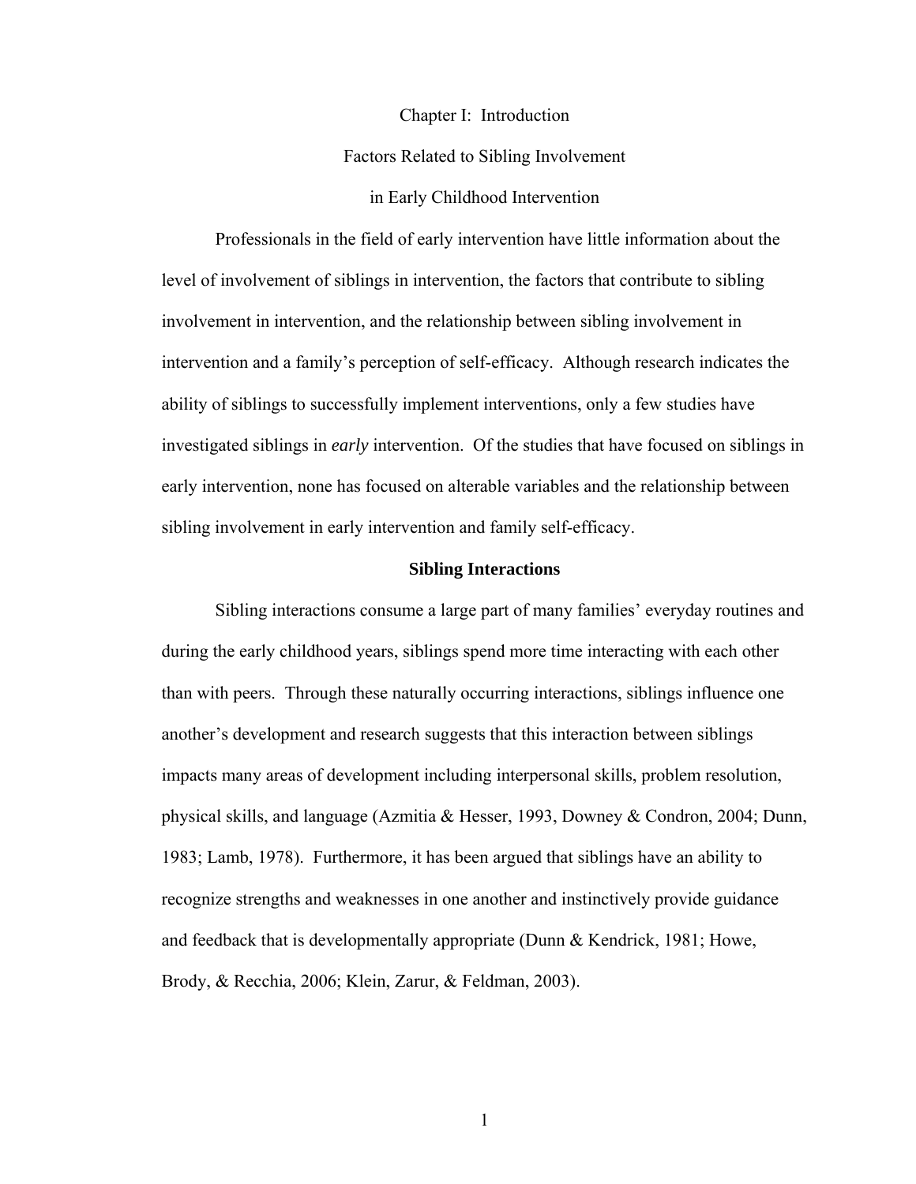# Chapter I: Introduction

## Factors Related to Sibling Involvement in Early Childhood Intervention

Professionals in the field of early intervention have little information about the level of involvement of siblings in intervention, the factors that contribute to sibling involvement in intervention, and the relationship between sibling involvement in intervention and a family's perception of self-efficacy. Although research indicates the ability of siblings to successfully implement interventions, only a few studies have investigated siblings in *early* intervention. Of the studies that have focused on siblings in early intervention, none has focused on alterable variables and the relationship between sibling involvement in early intervention and family self-efficacy.

### Sibling Interactions

Sibling interactions consume a large part of many families' everyday routines and during the early childhood years, siblings spend more time interacting with each other than with peers. Through these naturally occurring interactions, siblings influence one another's development and research suggests that this interaction between siblings impacts many areas of development including interpersonal skills, problem resolution, physical skills, and language (Azmitia & Hesser, 1993, Downey & Condron, 2004; Dunn, 1983; Lamb, 1978). Furthermore, it has been argued that siblings have an ability to recognize strengths and weaknesses in one another and instinctively provide guidance and feedback that is developmentally appropriate (Dunn & Kendrick, 1981; Howe, Brody, & Recchia, 2006; Klein, Zarur, & Feldman, 2003).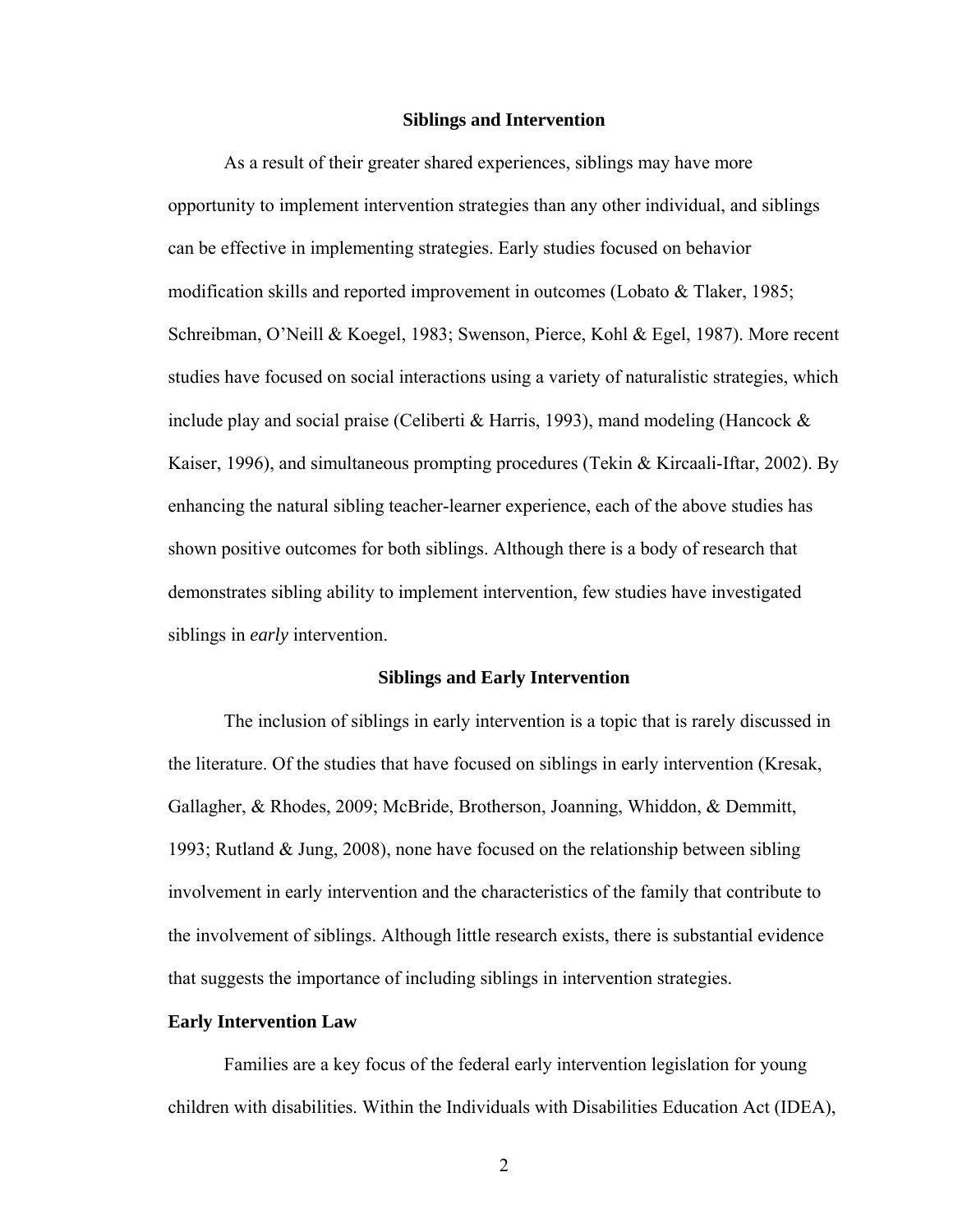## Siblings and Intervention

As a result of their greater shared experiences, siblings may have more opportunity to implement intervention strategies than any other individual, and siblings can be effective in implementing strategies. Early studies focused on behavior modification skills and reported improvement in outcomes (Lobato & Tlaker, 1985; Schreibman, O'Neill & Koegel, 1983; Swenson, Pierce, Kohl & Egel, 1987). More recent studies have focused on social interactions using a variety of naturalistic strategies, which include play and social praise (Celiberti & Harris, 1993), mand modeling (Hancock & Kaiser, 1996), and simultaneous prompting procedures (Tekin & Kircaali-Iftar, 2002). By enhancing the natural sibling teacher-learner experience, each of the above studies has shown positive outcomes for both siblings. Although there is a body of research that demonstrates sibling ability to implement intervention, few studies have investigated siblings in *early* intervention.

## Siblings and Early Intervention

The inclusion of siblings in early intervention is a topic that is rarely discussed in the literature. Of the studies that have focused on siblings in early intervention (Kresak, Gallagher, & Rhodes, 2009; McBride, Brotherson, Joanning, Whiddon, & Demmitt, 1993; Rutland & Jung, 2008), none have focused on the relationship between sibling involvement in early intervention and the characteristics of the family that contribute to the involvement of siblings. Although little research exists, there is substantial evidence that suggests the importance of including siblings in intervention strategies.

### Early Intervention Law

Families are a key focus of the federal early intervention legislation for young children with disabilities. Within the Individuals with Disabilities Education Act (IDEA),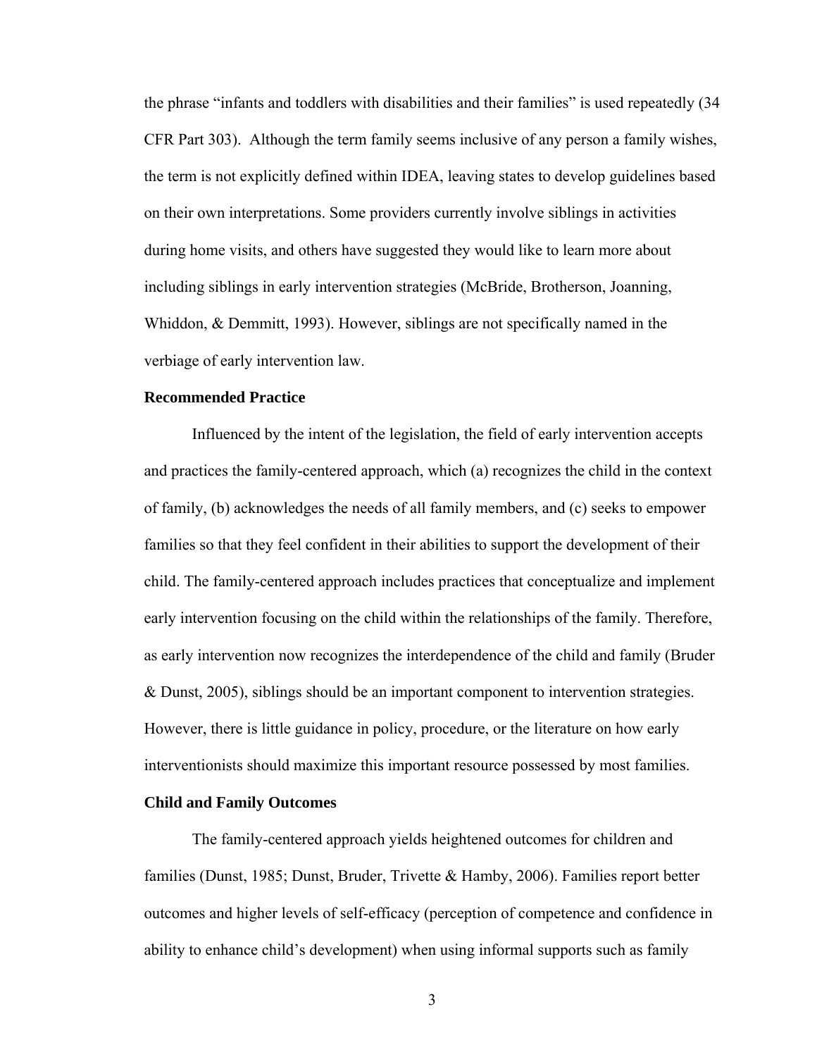the phrase "infants and toddlers with disabilities and their families" is used repeatedly (34 CFR Part 303). Although the term family seems inclusive of any person a family wishes, the term is not explicitly defined within IDEA, leaving states to develop guidelines based on their own interpretations. Some providers currently involve siblings in activities during home visits, and others have suggested they would like to learn more about including siblings in early intervention strategies (McBride, Brotherson, Joanning, Whiddon, & Demmitt, 1993). However, siblings are not specifically named in the verbiage of early intervention law.

**Recommended Practice**

Influenced by the intent of the legislation, the field of early intervention accepts and practices the family-centered approach, which (a) recognizes the child in the context of family, (b) acknowledges the needs of all family members, and (c) seeks to empower families so that they feel confident in their abilities to support the development of their child. The family-centered approach includes practices that conceptualize and implement early intervention focusing on the child within the relationships of the family. Therefore, as early intervention now recognizes the interdependence of the child and family (Bruder & Dunst, 2005), siblings should be an important component to intervention strategies. However, there is little guidance in policy, procedure, or the literature on how early interventionists should maximize this important resource possessed by most families.

**Child and Family Outcomes**

The family-centered approach yields heightened outcomes for children and families (Dunst, 1985; Dunst, Bruder, Trivette & Hamby, 2006). Families report better outcomes and higher levels of self-efficacy (perception of competence and confidence in ability to enhance child's development) when using informal supports such as family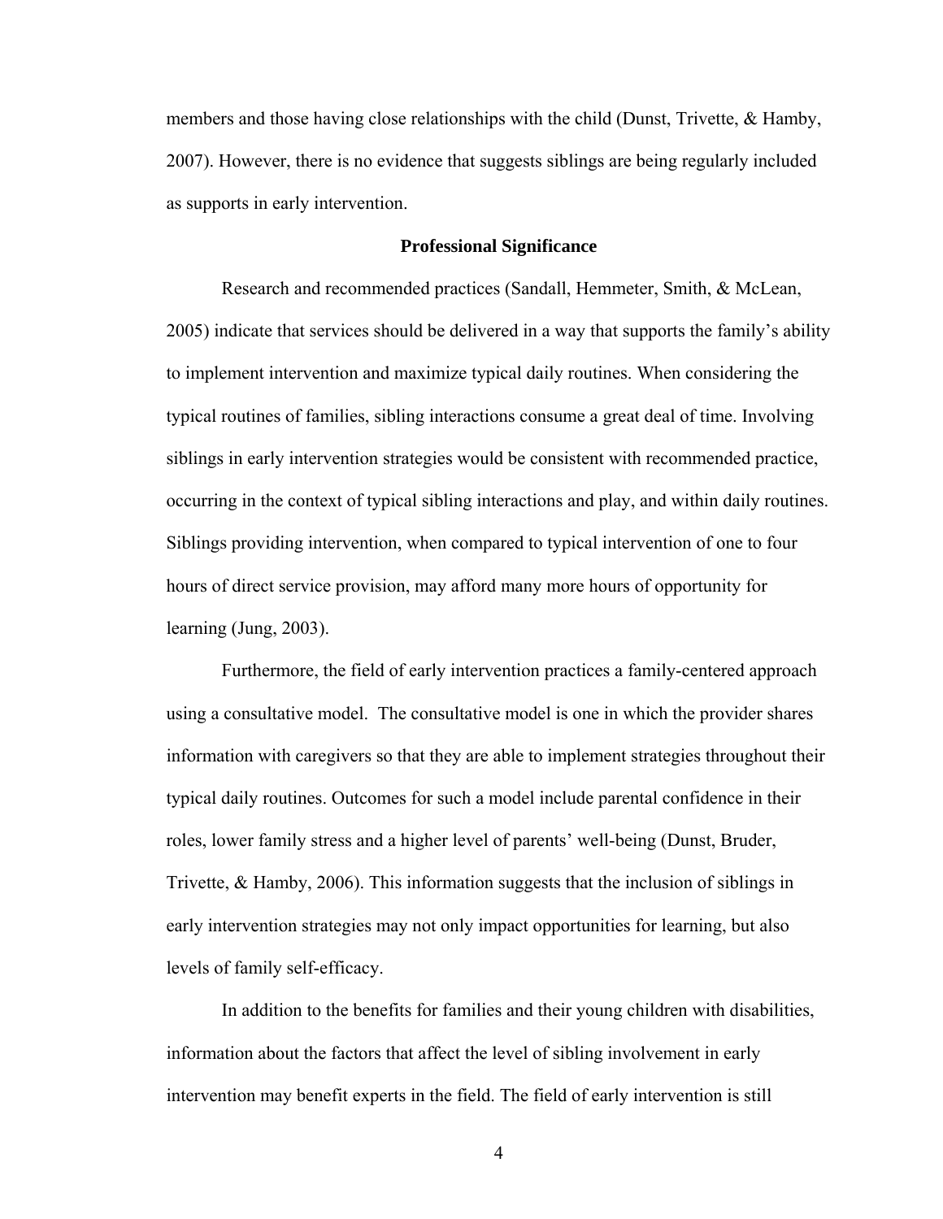members and those having close relationships with the child (Dunst, Trivette, & Hamby, 2007). However, there is no evidence that suggests siblings are being regularly included as supports in early intervention.

## Professional Significance

Research and recommended practices (Sandall, Hemmeter, Smith, & McLean, 2005) indicate that services should be delivered in a way that supports the family's ability to implement intervention and maximize typical daily routines. When considering the typical routines of families, sibling interactions consume a great deal of time. Involving siblings in early intervention strategies would be consistent with recommended practice, occurring in the context of typical sibling interactions and play, and within daily routines. Siblings providing intervention, when compared to typical intervention of one to four hours of direct service provision, may afford many more hours of opportunity for learning (Jung, 2003).

Furthermore, the field of early intervention practices a family-centered approach using a consultative model. The consultative model is one in which the provider shares information with caregivers so that they are able to implement strategies throughout their typical daily routines. Outcomes for such a model include parental confidence in their roles, lower family stress and a higher level of parents' well-being (Dunst, Bruder, Trivette, & Hamby, 2006). This information suggests that the inclusion of siblings in early intervention strategies may not only impact opportunities for learning, but also levels of family self-efficacy.

In addition to the benefits for families and their young children with disabilities, information about the factors that affect the level of sibling involvement in early intervention may benefit experts in the field. The field of early intervention is still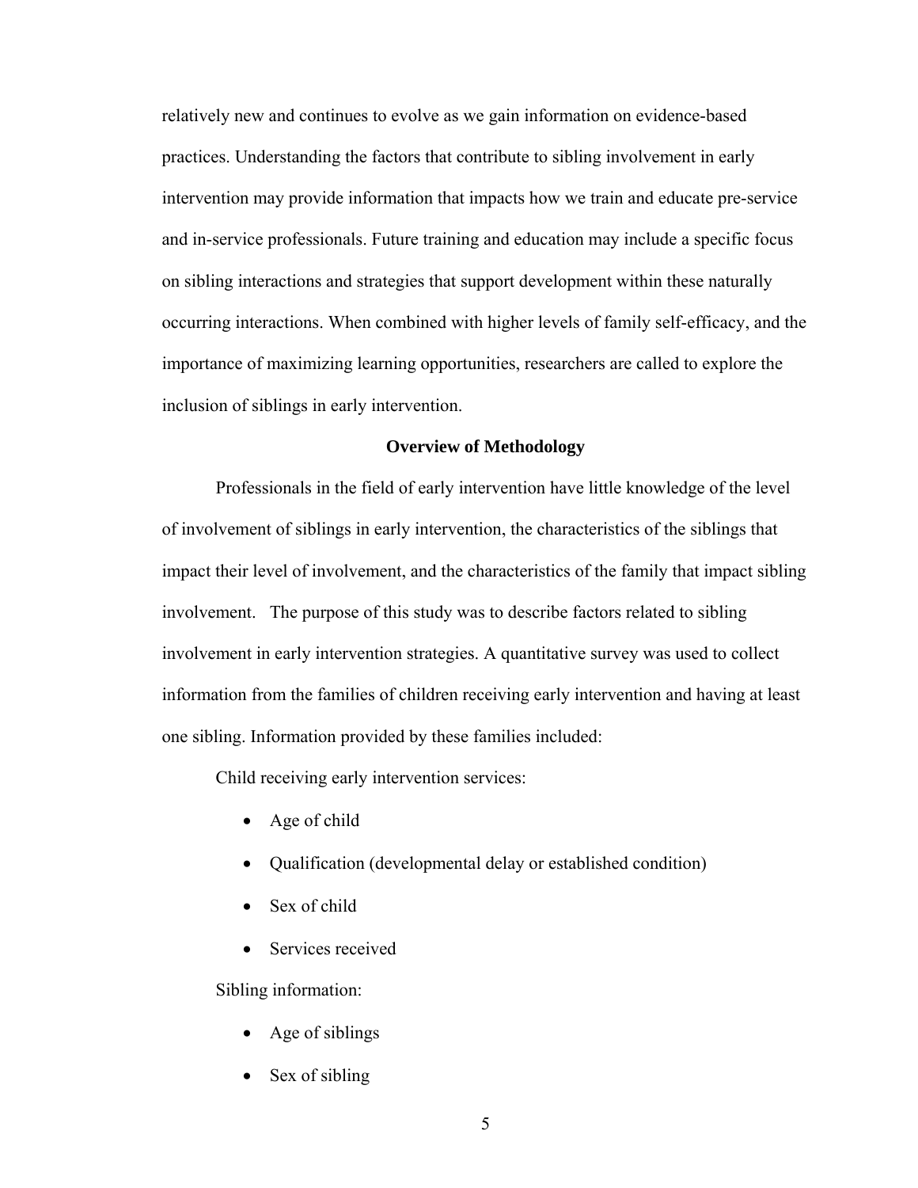relatively new and continues to evolve as we gain information on evidence-based practices. Understanding the factors that contribute to sibling involvement in early intervention may provide information that impacts how we train and educate pre-service and in-service professionals. Future training and education may include a specific focus on sibling interactions and strategies that support development within these naturally occurring interactions. When combined with higher levels of family self-efficacy, and the importance of maximizing learning opportunities, researchers are called to explore the inclusion of siblings in early intervention.

## Overview of Methodology

Professionals in the field of early intervention have little knowledge of the level of involvement of siblings in early intervention, the characteristics of the siblings that impact their level of involvement, and the characteristics of the family that impact sibling involvement. The purpose of this study was to describe factors related to sibling involvement in early intervention strategies. A quantitative survey was used to collect information from the families of children receiving early intervention and having at least one sibling. Information provided by these families included:

Child receiving early intervention services:

- Age of child
- Qualification (developmental delay or established condition)
- Sex of child
- Services received

Sibling information:

- Age of siblings
- Sex of sibling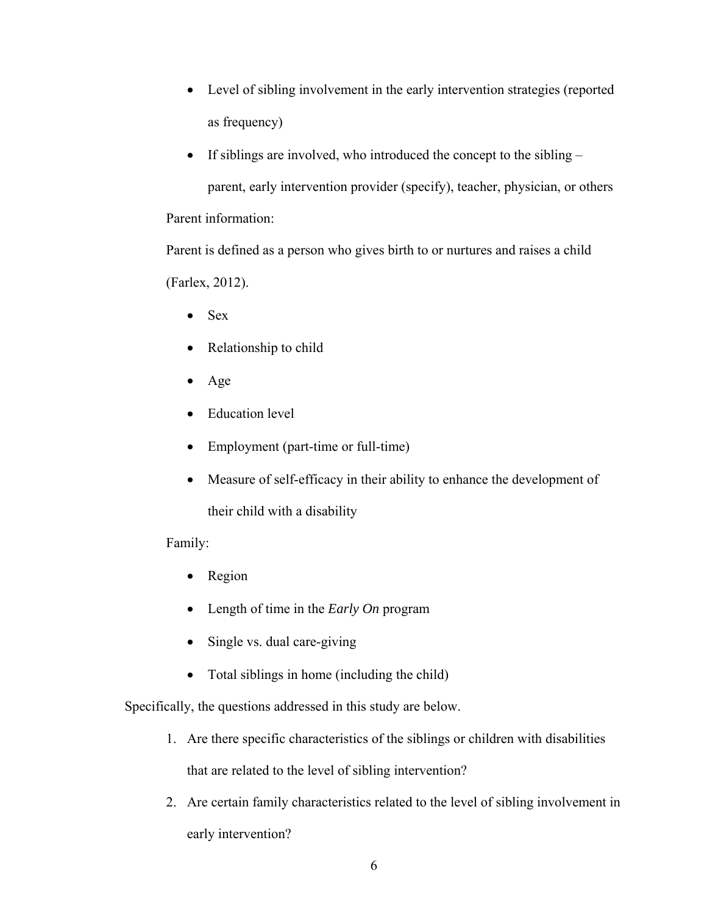- Level of sibling involvement in the early intervention strategies (reported as frequency)
- If siblings are involved, who introduced the concept to the sibling – parent, early intervention provider (specify), teacher, physician, or others

Parent information:

Parent is defined as a person who gives birth to or nurtures and raises a child (Farlex, 2012).

- Sex
- Relationship to child
- Age
- Education level
- Employment (part-time or full-time)
- Measure of self-efficacy in their ability to enhance the development of their child with a disability

Family:

- Region
- Length of time in the *Early On* program
- Single vs. dual care-giving
- Total siblings in home (including the child)

Specifically, the questions addressed in this study are below.

1. Are there specific characteristics of the siblings or children with disabilities that are related to the level of sibling intervention?
2. Are certain family characteristics related to the level of sibling involvement in early intervention?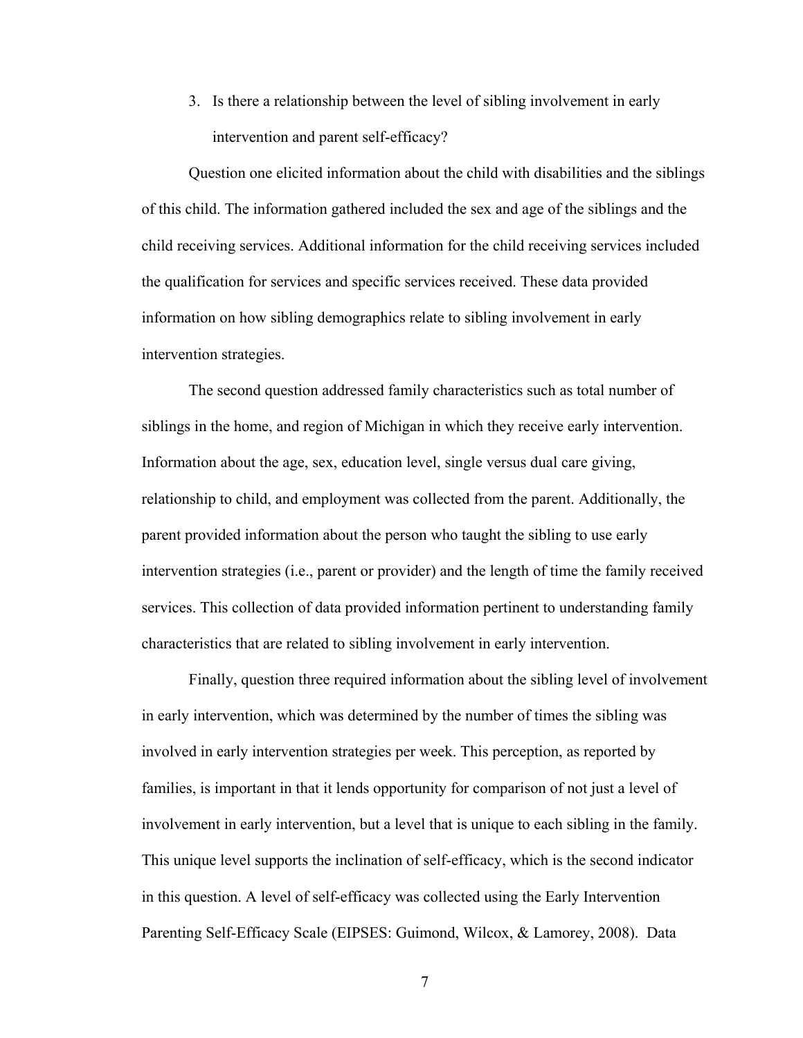3. Is there a relationship between the level of sibling involvement in early intervention and parent self-efficacy?

Question one elicited information about the child with disabilities and the siblings of this child. The information gathered included the sex and age of the siblings and the child receiving services. Additional information for the child receiving services included the qualification for services and specific services received. These data provided information on how sibling demographics relate to sibling involvement in early intervention strategies.

The second question addressed family characteristics such as total number of siblings in the home, and region of Michigan in which they receive early intervention. Information about the age, sex, education level, single versus dual care giving, relationship to child, and employment was collected from the parent. Additionally, the parent provided information about the person who taught the sibling to use early intervention strategies (i.e., parent or provider) and the length of time the family received services. This collection of data provided information pertinent to understanding family characteristics that are related to sibling involvement in early intervention.

Finally, question three required information about the sibling level of involvement in early intervention, which was determined by the number of times the sibling was involved in early intervention strategies per week. This perception, as reported by families, is important in that it lends opportunity for comparison of not just a level of involvement in early intervention, but a level that is unique to each sibling in the family. This unique level supports the inclination of self-efficacy, which is the second indicator in this question. A level of self-efficacy was collected using the Early Intervention Parenting Self-Efficacy Scale (EIPSES: Guimond, Wilcox, & Lamorey, 2008). Data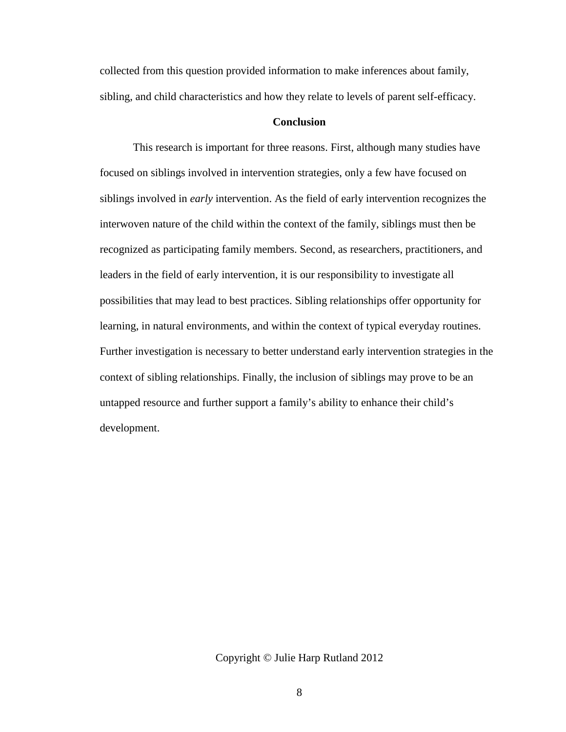collected from this question provided information to make inferences about family, sibling, and child characteristics and how they relate to levels of parent self-efficacy.

## Conclusion

This research is important for three reasons. First, although many studies have focused on siblings involved in intervention strategies, only a few have focused on siblings involved in *early* intervention. As the field of early intervention recognizes the interwoven nature of the child within the context of the family, siblings must then be recognized as participating family members. Second, as researchers, practitioners, and leaders in the field of early intervention, it is our responsibility to investigate all possibilities that may lead to best practices. Sibling relationships offer opportunity for learning, in natural environments, and within the context of typical everyday routines. Further investigation is necessary to better understand early intervention strategies in the context of sibling relationships. Finally, the inclusion of siblings may prove to be an untapped resource and further support a family's ability to enhance their child's development.

Copyright © Julie Harp Rutland 2012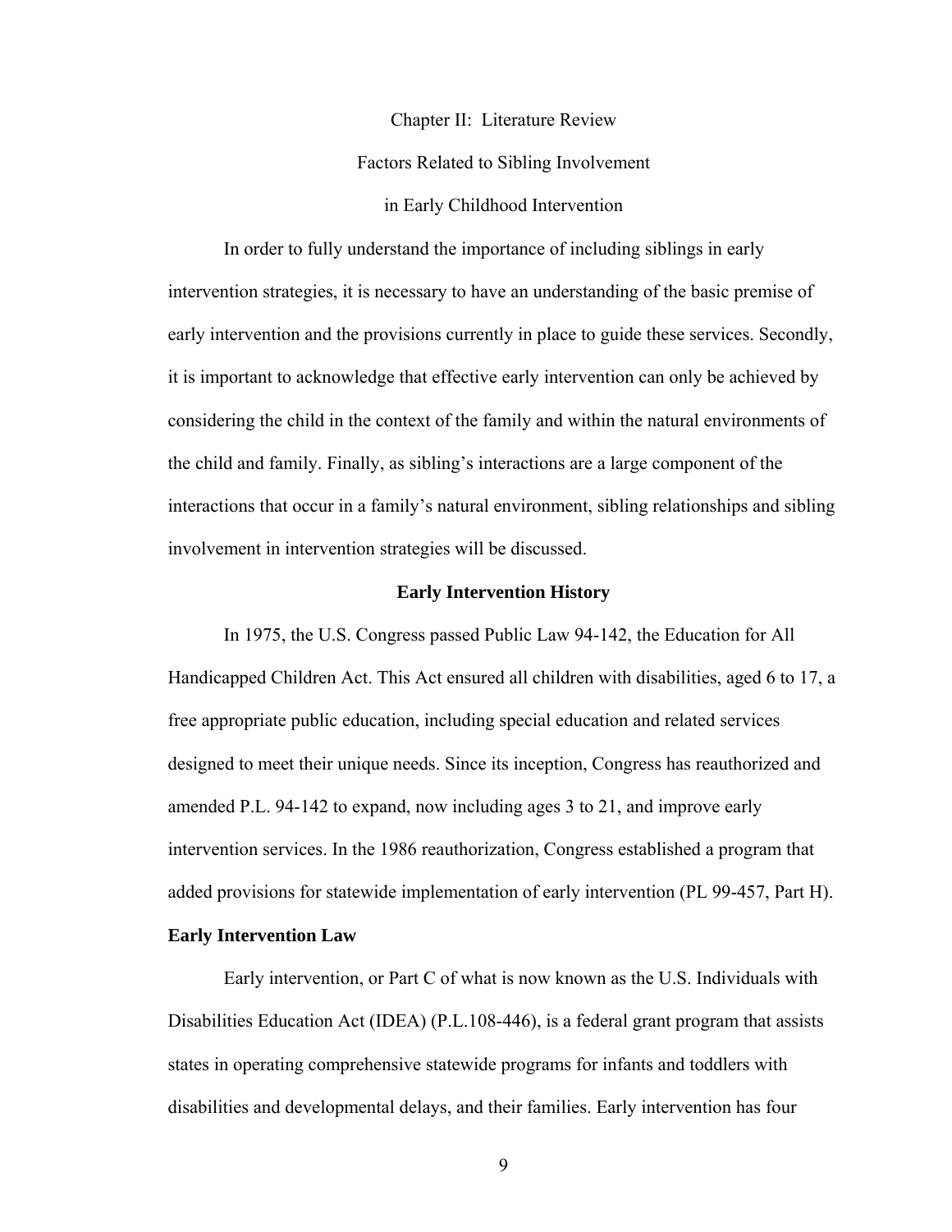# Chapter II: Literature Review

## Factors Related to Sibling Involvement in Early Childhood Intervention

In order to fully understand the importance of including siblings in early intervention strategies, it is necessary to have an understanding of the basic premise of early intervention and the provisions currently in place to guide these services. Secondly, it is important to acknowledge that effective early intervention can only be achieved by considering the child in the context of the family and within the natural environments of the child and family. Finally, as sibling's interactions are a large component of the interactions that occur in a family's natural environment, sibling relationships and sibling involvement in intervention strategies will be discussed.

### Early Intervention History

In 1975, the U.S. Congress passed Public Law 94-142, the Education for All Handicapped Children Act. This Act ensured all children with disabilities, aged 6 to 17, a free appropriate public education, including special education and related services designed to meet their unique needs. Since its inception, Congress has reauthorized and amended P.L. 94-142 to expand, now including ages 3 to 21, and improve early intervention services. In the 1986 reauthorization, Congress established a program that added provisions for statewide implementation of early intervention (PL 99-457, Part H).

#### Early Intervention Law

Early intervention, or Part C of what is now known as the U.S. Individuals with Disabilities Education Act (IDEA) (P.L.108-446), is a federal grant program that assists states in operating comprehensive statewide programs for infants and toddlers with disabilities and developmental delays, and their families. Early intervention has four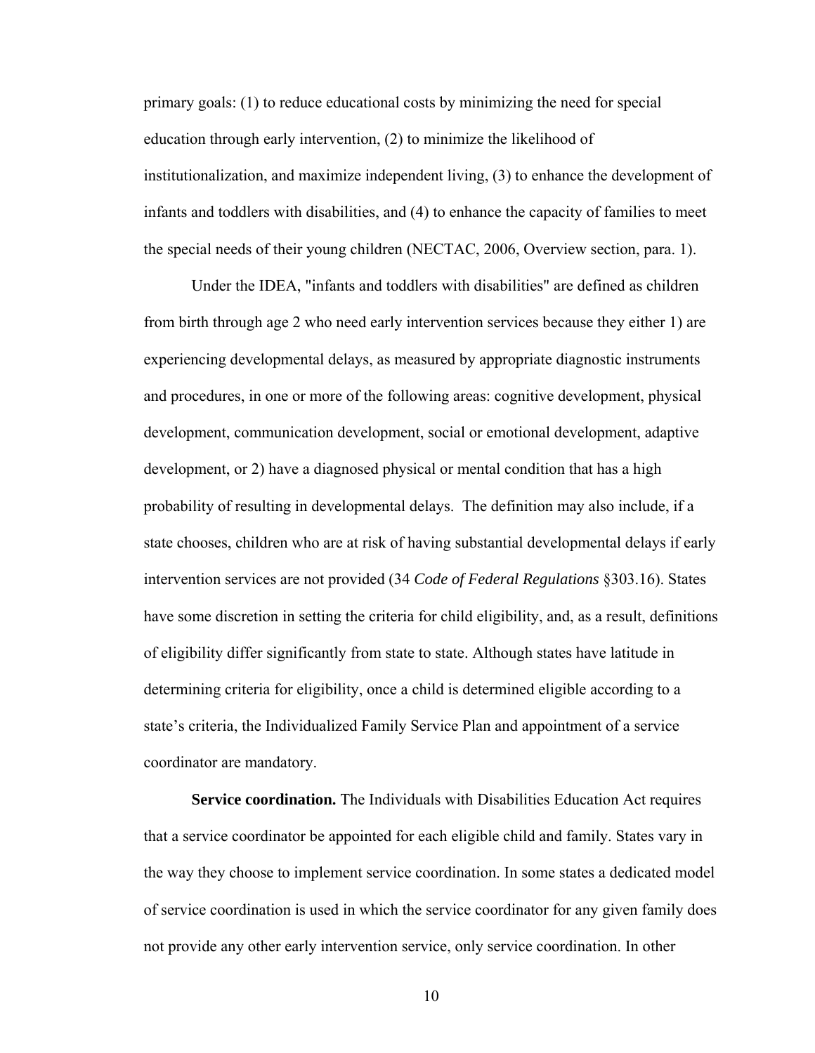primary goals: (1) to reduce educational costs by minimizing the need for special education through early intervention, (2) to minimize the likelihood of institutionalization, and maximize independent living, (3) to enhance the development of infants and toddlers with disabilities, and (4) to enhance the capacity of families to meet the special needs of their young children (NECTAC, 2006, Overview section, para. 1).

Under the IDEA, "infants and toddlers with disabilities" are defined as children from birth through age 2 who need early intervention services because they either 1) are experiencing developmental delays, as measured by appropriate diagnostic instruments and procedures, in one or more of the following areas: cognitive development, physical development, communication development, social or emotional development, adaptive development, or 2) have a diagnosed physical or mental condition that has a high probability of resulting in developmental delays. The definition may also include, if a state chooses, children who are at risk of having substantial developmental delays if early intervention services are not provided (34 *Code of Federal Regulations* §303.16). States have some discretion in setting the criteria for child eligibility, and, as a result, definitions of eligibility differ significantly from state to state. Although states have latitude in determining criteria for eligibility, once a child is determined eligible according to a state's criteria, the Individualized Family Service Plan and appointment of a service coordinator are mandatory.

**Service coordination.** The Individuals with Disabilities Education Act requires that a service coordinator be appointed for each eligible child and family. States vary in the way they choose to implement service coordination. In some states a dedicated model of service coordination is used in which the service coordinator for any given family does not provide any other early intervention service, only service coordination. In other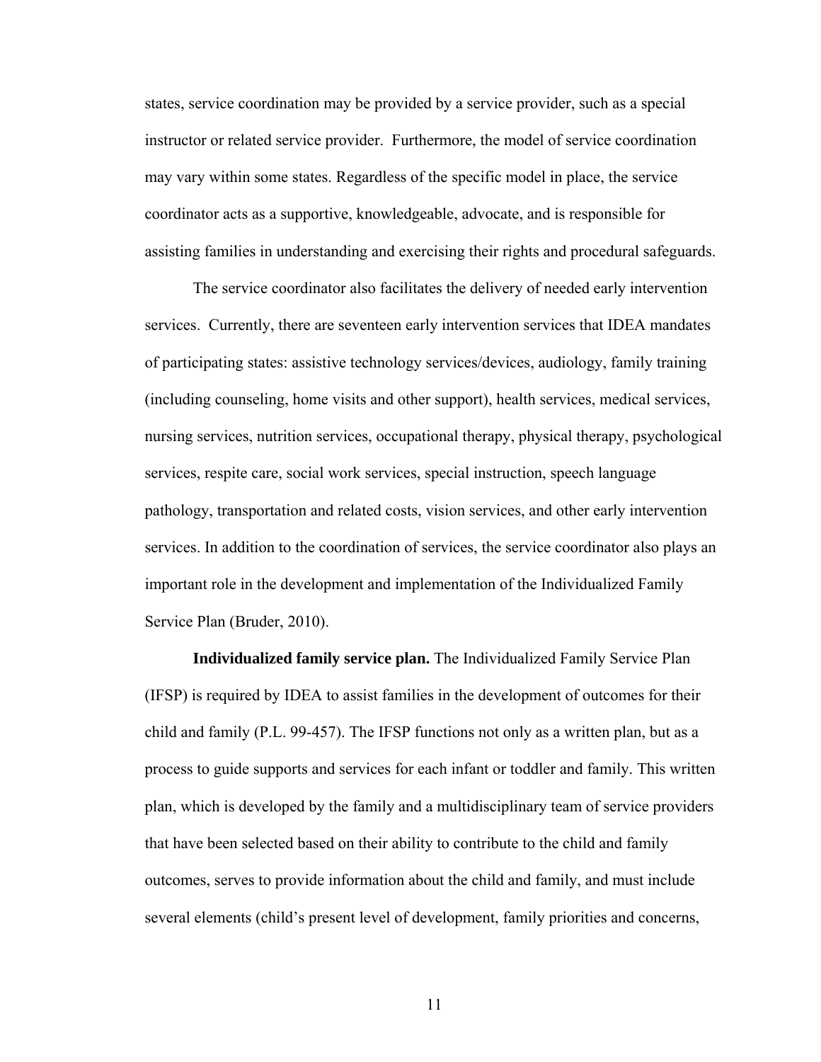states, service coordination may be provided by a service provider, such as a special instructor or related service provider. Furthermore, the model of service coordination may vary within some states. Regardless of the specific model in place, the service coordinator acts as a supportive, knowledgeable, advocate, and is responsible for assisting families in understanding and exercising their rights and procedural safeguards.

The service coordinator also facilitates the delivery of needed early intervention services. Currently, there are seventeen early intervention services that IDEA mandates of participating states: assistive technology services/devices, audiology, family training (including counseling, home visits and other support), health services, medical services, nursing services, nutrition services, occupational therapy, physical therapy, psychological services, respite care, social work services, special instruction, speech language pathology, transportation and related costs, vision services, and other early intervention services. In addition to the coordination of services, the service coordinator also plays an important role in the development and implementation of the Individualized Family Service Plan (Bruder, 2010).

**Individualized family service plan.** The Individualized Family Service Plan (IFSP) is required by IDEA to assist families in the development of outcomes for their child and family (P.L. 99-457). The IFSP functions not only as a written plan, but as a process to guide supports and services for each infant or toddler and family. This written plan, which is developed by the family and a multidisciplinary team of service providers that have been selected based on their ability to contribute to the child and family outcomes, serves to provide information about the child and family, and must include several elements (child's present level of development, family priorities and concerns,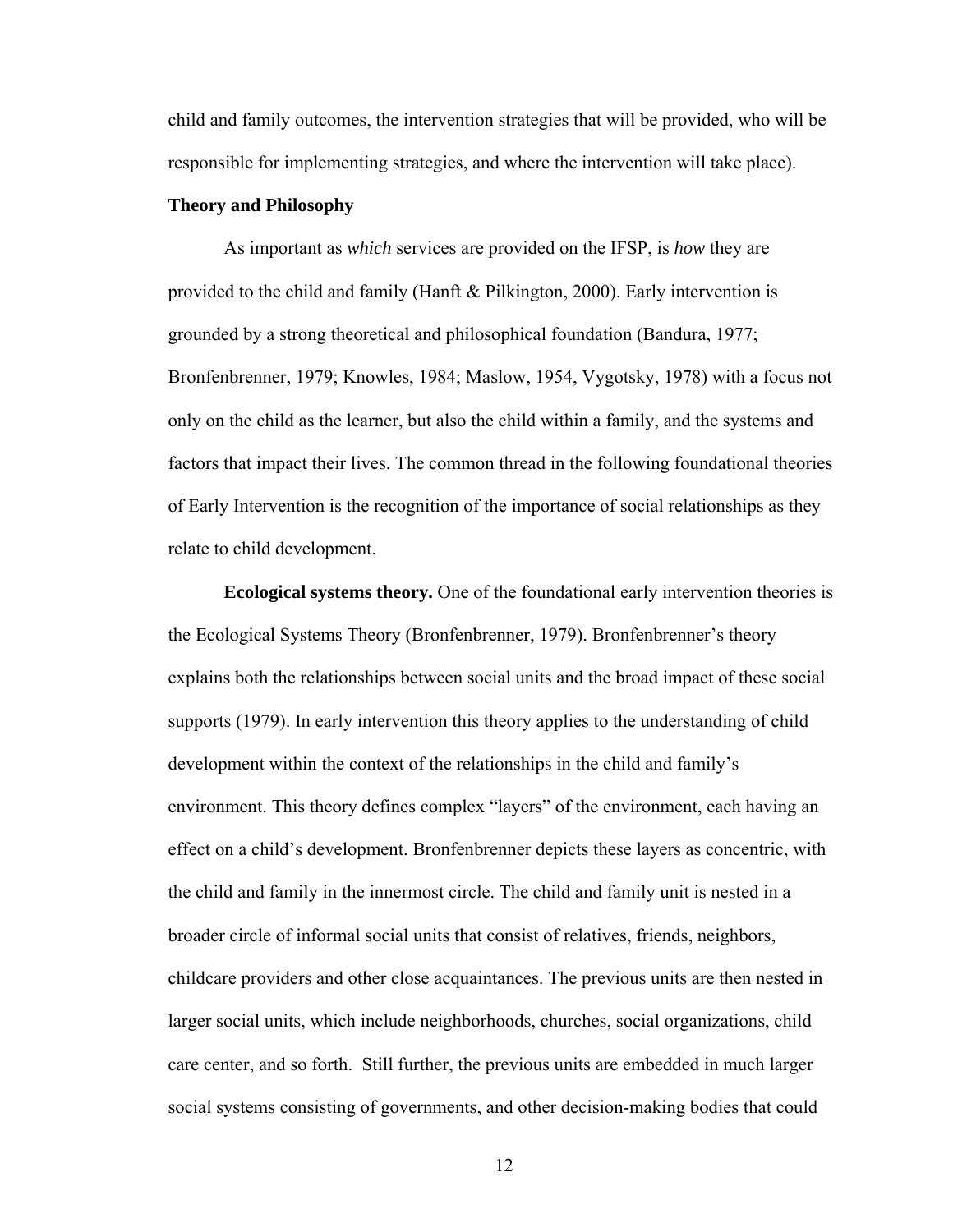child and family outcomes, the intervention strategies that will be provided, who will be responsible for implementing strategies, and where the intervention will take place).

## Theory and Philosophy

As important as *which* services are provided on the IFSP, is *how* they are provided to the child and family (Hanft & Pilkington, 2000). Early intervention is grounded by a strong theoretical and philosophical foundation (Bandura, 1977; Bronfenbrenner, 1979; Knowles, 1984; Maslow, 1954, Vygotsky, 1978) with a focus not only on the child as the learner, but also the child within a family, and the systems and factors that impact their lives. The common thread in the following foundational theories of Early Intervention is the recognition of the importance of social relationships as they relate to child development.

**Ecological systems theory.** One of the foundational early intervention theories is the Ecological Systems Theory (Bronfenbrenner, 1979). Bronfenbrenner's theory explains both the relationships between social units and the broad impact of these social supports (1979). In early intervention this theory applies to the understanding of child development within the context of the relationships in the child and family's environment. This theory defines complex "layers" of the environment, each having an effect on a child's development. Bronfenbrenner depicts these layers as concentric, with the child and family in the innermost circle. The child and family unit is nested in a broader circle of informal social units that consist of relatives, friends, neighbors, childcare providers and other close acquaintances. The previous units are then nested in larger social units, which include neighborhoods, churches, social organizations, child care center, and so forth. Still further, the previous units are embedded in much larger social systems consisting of governments, and other decision-making bodies that could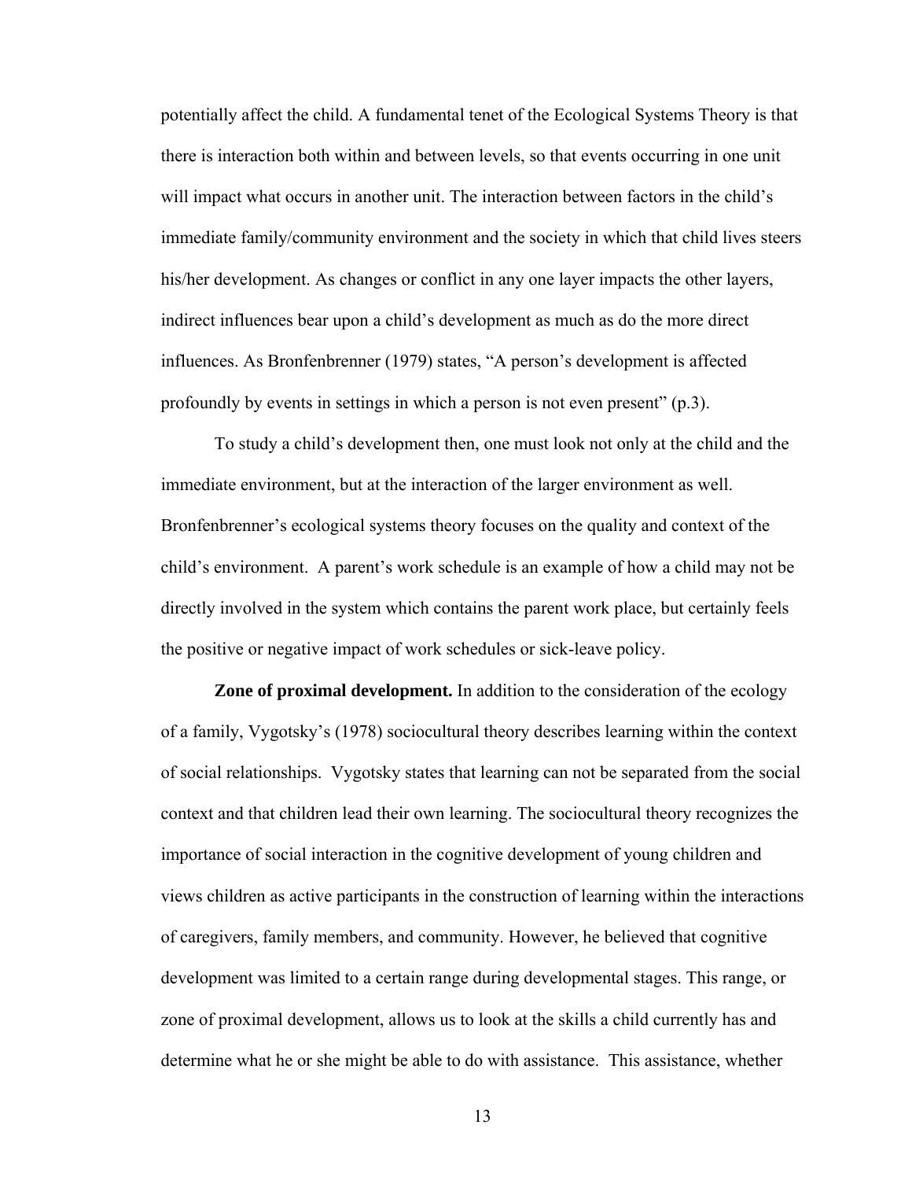potentially affect the child. A fundamental tenet of the Ecological Systems Theory is that there is interaction both within and between levels, so that events occurring in one unit will impact what occurs in another unit. The interaction between factors in the child's immediate family/community environment and the society in which that child lives steers his/her development. As changes or conflict in any one layer impacts the other layers, indirect influences bear upon a child's development as much as do the more direct influences. As Bronfenbrenner (1979) states, "A person's development is affected profoundly by events in settings in which a person is not even present" (p.3).

To study a child's development then, one must look not only at the child and the immediate environment, but at the interaction of the larger environment as well. Bronfenbrenner's ecological systems theory focuses on the quality and context of the child's environment. A parent's work schedule is an example of how a child may not be directly involved in the system which contains the parent work place, but certainly feels the positive or negative impact of work schedules or sick-leave policy.

**Zone of proximal development.** In addition to the consideration of the ecology of a family, Vygotsky's (1978) sociocultural theory describes learning within the context of social relationships. Vygotsky states that learning can not be separated from the social context and that children lead their own learning. The sociocultural theory recognizes the importance of social interaction in the cognitive development of young children and views children as active participants in the construction of learning within the interactions of caregivers, family members, and community. However, he believed that cognitive development was limited to a certain range during developmental stages. This range, or zone of proximal development, allows us to look at the skills a child currently has and determine what he or she might be able to do with assistance. This assistance, whether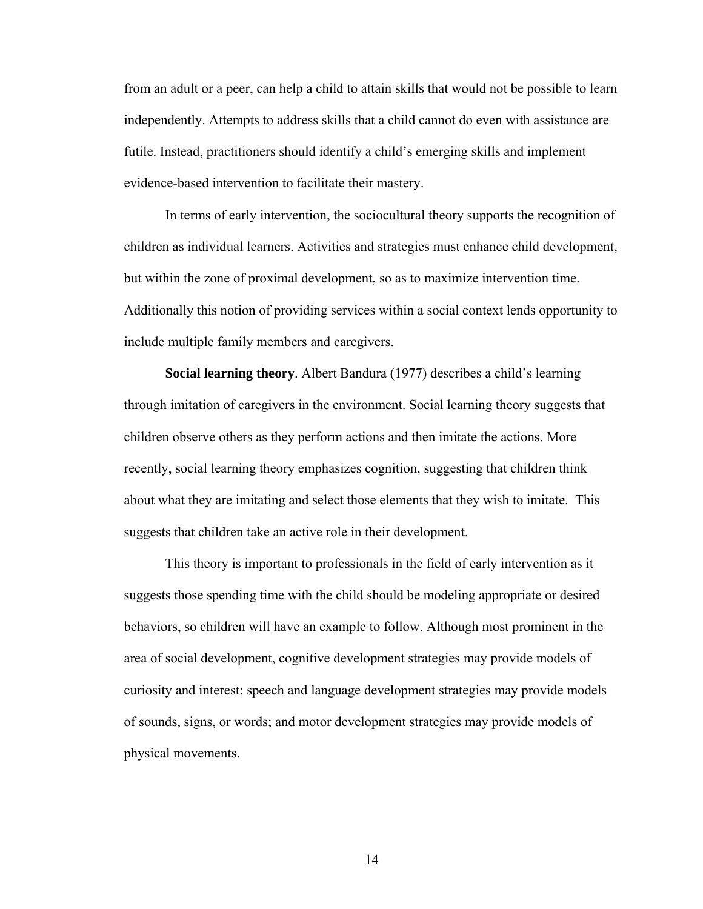from an adult or a peer, can help a child to attain skills that would not be possible to learn independently. Attempts to address skills that a child cannot do even with assistance are futile. Instead, practitioners should identify a child's emerging skills and implement evidence-based intervention to facilitate their mastery.

In terms of early intervention, the sociocultural theory supports the recognition of children as individual learners. Activities and strategies must enhance child development, but within the zone of proximal development, so as to maximize intervention time. Additionally this notion of providing services within a social context lends opportunity to include multiple family members and caregivers.

**Social learning theory**. Albert Bandura (1977) describes a child's learning through imitation of caregivers in the environment. Social learning theory suggests that children observe others as they perform actions and then imitate the actions. More recently, social learning theory emphasizes cognition, suggesting that children think about what they are imitating and select those elements that they wish to imitate. This suggests that children take an active role in their development.

This theory is important to professionals in the field of early intervention as it suggests those spending time with the child should be modeling appropriate or desired behaviors, so children will have an example to follow. Although most prominent in the area of social development, cognitive development strategies may provide models of curiosity and interest; speech and language development strategies may provide models of sounds, signs, or words; and motor development strategies may provide models of physical movements.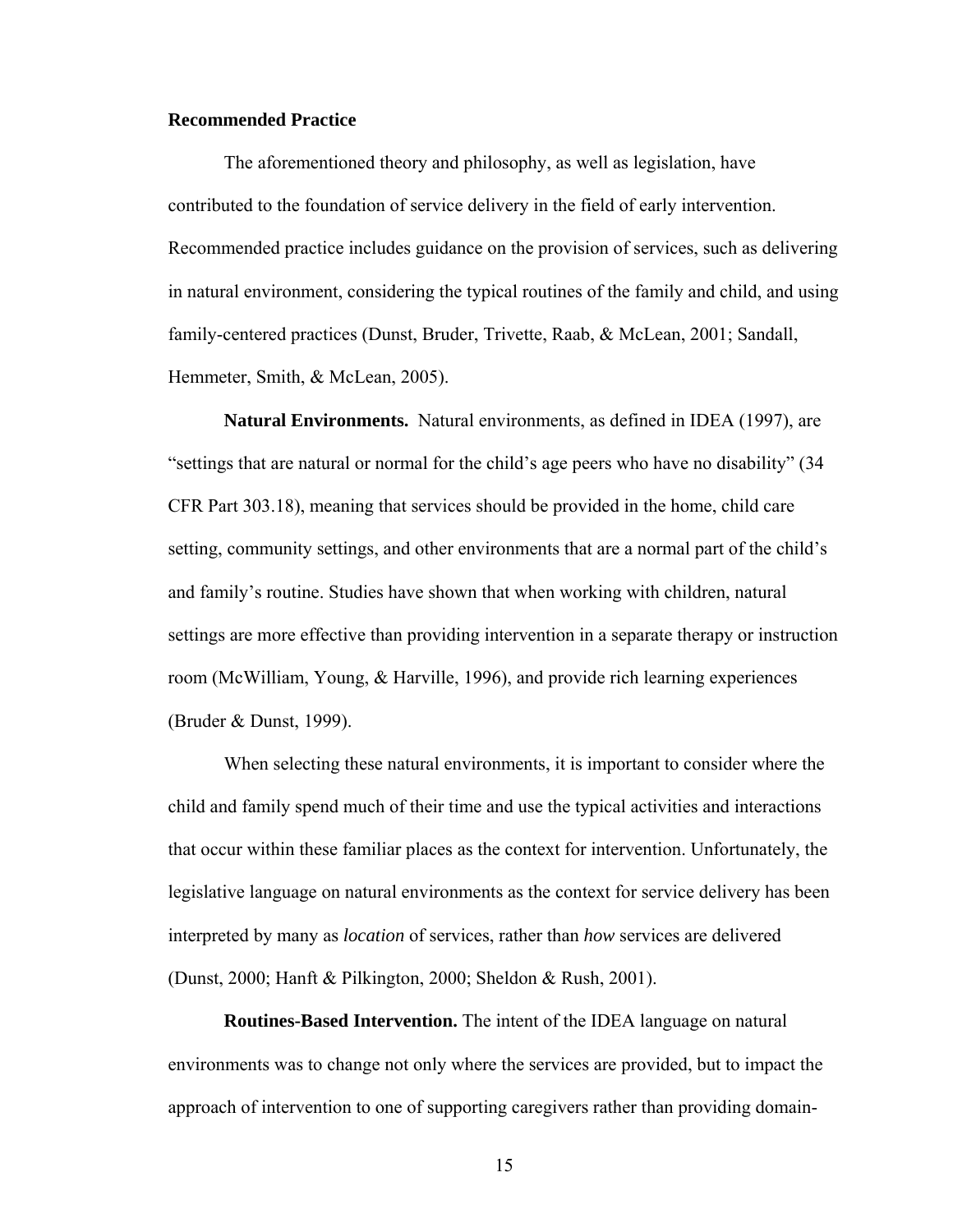**Recommended Practice**

The aforementioned theory and philosophy, as well as legislation, have contributed to the foundation of service delivery in the field of early intervention. Recommended practice includes guidance on the provision of services, such as delivering in natural environment, considering the typical routines of the family and child, and using family-centered practices (Dunst, Bruder, Trivette, Raab, & McLean, 2001; Sandall, Hemmeter, Smith, & McLean, 2005).

**Natural Environments.** Natural environments, as defined in IDEA (1997), are "settings that are natural or normal for the child's age peers who have no disability" (34 CFR Part 303.18), meaning that services should be provided in the home, child care setting, community settings, and other environments that are a normal part of the child's and family's routine. Studies have shown that when working with children, natural settings are more effective than providing intervention in a separate therapy or instruction room (McWilliam, Young, & Harville, 1996), and provide rich learning experiences (Bruder & Dunst, 1999).

When selecting these natural environments, it is important to consider where the child and family spend much of their time and use the typical activities and interactions that occur within these familiar places as the context for intervention. Unfortunately, the legislative language on natural environments as the context for service delivery has been interpreted by many as *location* of services, rather than *how* services are delivered (Dunst, 2000; Hanft & Pilkington, 2000; Sheldon & Rush, 2001).

**Routines-Based Intervention.** The intent of the IDEA language on natural environments was to change not only where the services are provided, but to impact the approach of intervention to one of supporting caregivers rather than providing domain-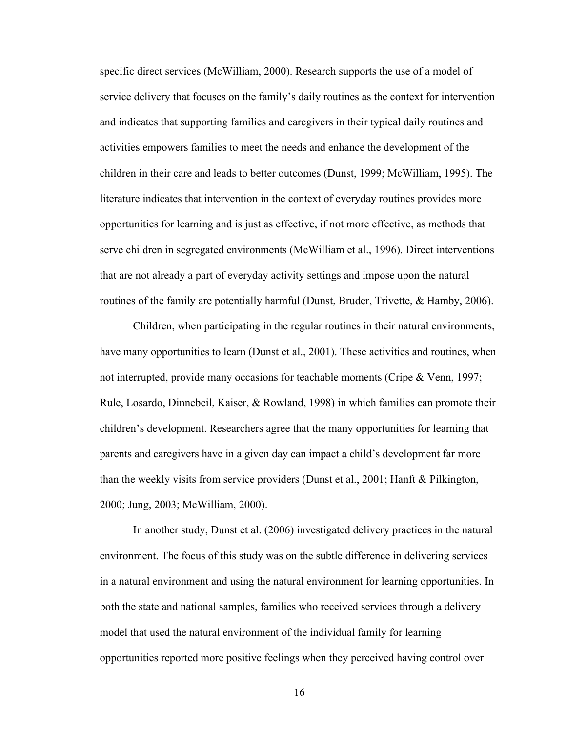specific direct services (McWilliam, 2000). Research supports the use of a model of service delivery that focuses on the family's daily routines as the context for intervention and indicates that supporting families and caregivers in their typical daily routines and activities empowers families to meet the needs and enhance the development of the children in their care and leads to better outcomes (Dunst, 1999; McWilliam, 1995). The literature indicates that intervention in the context of everyday routines provides more opportunities for learning and is just as effective, if not more effective, as methods that serve children in segregated environments (McWilliam et al., 1996). Direct interventions that are not already a part of everyday activity settings and impose upon the natural routines of the family are potentially harmful (Dunst, Bruder, Trivette, & Hamby, 2006).

Children, when participating in the regular routines in their natural environments, have many opportunities to learn (Dunst et al., 2001). These activities and routines, when not interrupted, provide many occasions for teachable moments (Cripe & Venn, 1997; Rule, Losardo, Dinnebeil, Kaiser, & Rowland, 1998) in which families can promote their children's development. Researchers agree that the many opportunities for learning that parents and caregivers have in a given day can impact a child's development far more than the weekly visits from service providers (Dunst et al., 2001; Hanft & Pilkington, 2000; Jung, 2003; McWilliam, 2000).

In another study, Dunst et al. (2006) investigated delivery practices in the natural environment. The focus of this study was on the subtle difference in delivering services in a natural environment and using the natural environment for learning opportunities. In both the state and national samples, families who received services through a delivery model that used the natural environment of the individual family for learning opportunities reported more positive feelings when they perceived having control over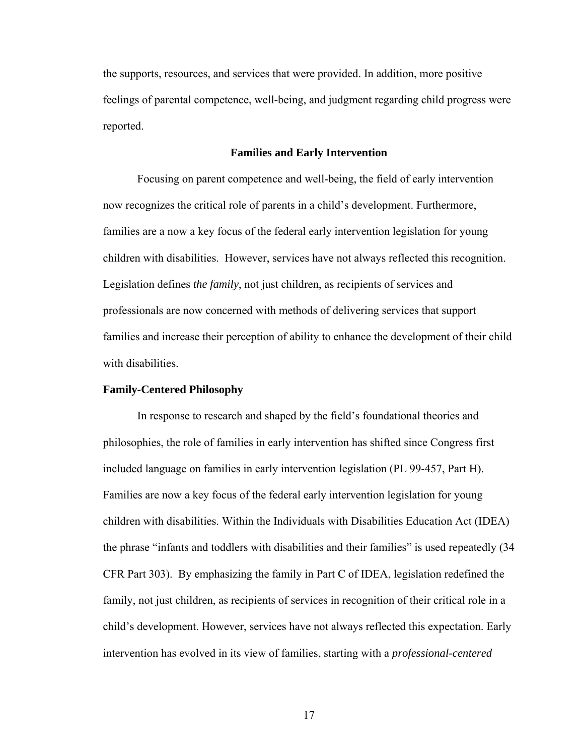the supports, resources, and services that were provided. In addition, more positive feelings of parental competence, well-being, and judgment regarding child progress were reported.

## Families and Early Intervention

Focusing on parent competence and well-being, the field of early intervention now recognizes the critical role of parents in a child's development. Furthermore, families are a now a key focus of the federal early intervention legislation for young children with disabilities. However, services have not always reflected this recognition. Legislation defines *the family*, not just children, as recipients of services and professionals are now concerned with methods of delivering services that support families and increase their perception of ability to enhance the development of their child with disabilities.

### Family-Centered Philosophy

In response to research and shaped by the field's foundational theories and philosophies, the role of families in early intervention has shifted since Congress first included language on families in early intervention legislation (PL 99-457, Part H). Families are now a key focus of the federal early intervention legislation for young children with disabilities. Within the Individuals with Disabilities Education Act (IDEA) the phrase "infants and toddlers with disabilities and their families" is used repeatedly (34 CFR Part 303). By emphasizing the family in Part C of IDEA, legislation redefined the family, not just children, as recipients of services in recognition of their critical role in a child's development. However, services have not always reflected this expectation. Early intervention has evolved in its view of families, starting with a *professional-centered*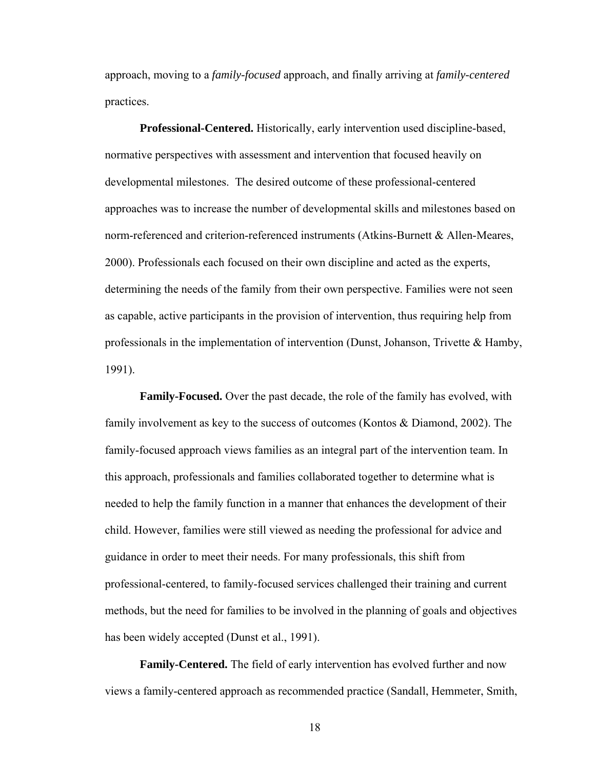approach, moving to a *family-focused* approach, and finally arriving at *family-centered* practices.

**Professional-Centered.** Historically, early intervention used discipline-based, normative perspectives with assessment and intervention that focused heavily on developmental milestones. The desired outcome of these professional-centered approaches was to increase the number of developmental skills and milestones based on norm-referenced and criterion-referenced instruments (Atkins-Burnett & Allen-Meares, 2000). Professionals each focused on their own discipline and acted as the experts, determining the needs of the family from their own perspective. Families were not seen as capable, active participants in the provision of intervention, thus requiring help from professionals in the implementation of intervention (Dunst, Johanson, Trivette & Hamby, 1991).

**Family-Focused.** Over the past decade, the role of the family has evolved, with family involvement as key to the success of outcomes (Kontos & Diamond, 2002). The family-focused approach views families as an integral part of the intervention team. In this approach, professionals and families collaborated together to determine what is needed to help the family function in a manner that enhances the development of their child. However, families were still viewed as needing the professional for advice and guidance in order to meet their needs. For many professionals, this shift from professional-centered, to family-focused services challenged their training and current methods, but the need for families to be involved in the planning of goals and objectives has been widely accepted (Dunst et al., 1991).

**Family-Centered.** The field of early intervention has evolved further and now views a family-centered approach as recommended practice (Sandall, Hemmeter, Smith,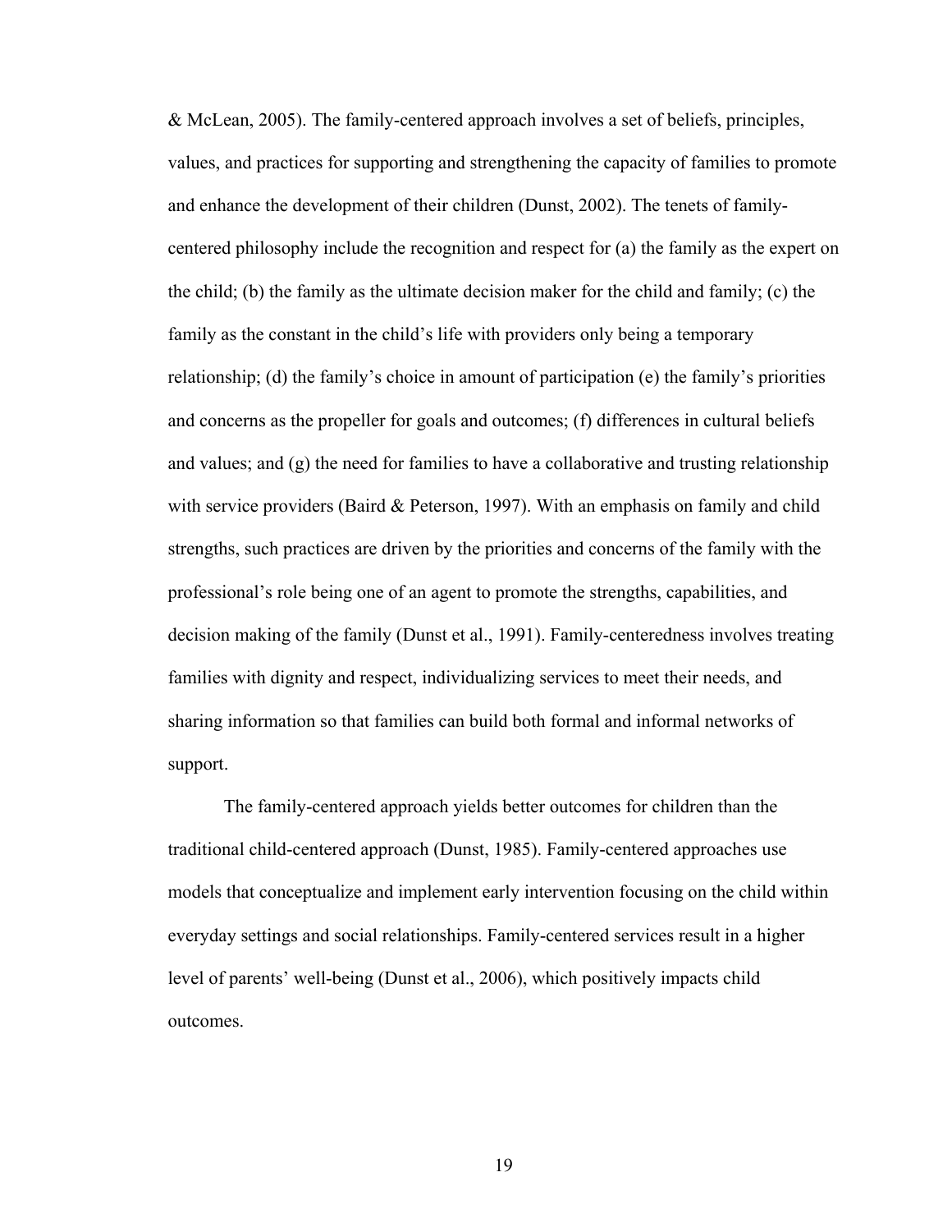& McLean, 2005). The family-centered approach involves a set of beliefs, principles, values, and practices for supporting and strengthening the capacity of families to promote and enhance the development of their children (Dunst, 2002). The tenets of family-centered philosophy include the recognition and respect for (a) the family as the expert on the child; (b) the family as the ultimate decision maker for the child and family; (c) the family as the constant in the child's life with providers only being a temporary relationship; (d) the family's choice in amount of participation (e) the family's priorities and concerns as the propeller for goals and outcomes; (f) differences in cultural beliefs and values; and (g) the need for families to have a collaborative and trusting relationship with service providers (Baird & Peterson, 1997). With an emphasis on family and child strengths, such practices are driven by the priorities and concerns of the family with the professional's role being one of an agent to promote the strengths, capabilities, and decision making of the family (Dunst et al., 1991). Family-centeredness involves treating families with dignity and respect, individualizing services to meet their needs, and sharing information so that families can build both formal and informal networks of support.

The family-centered approach yields better outcomes for children than the traditional child-centered approach (Dunst, 1985). Family-centered approaches use models that conceptualize and implement early intervention focusing on the child within everyday settings and social relationships. Family-centered services result in a higher level of parents' well-being (Dunst et al., 2006), which positively impacts child outcomes.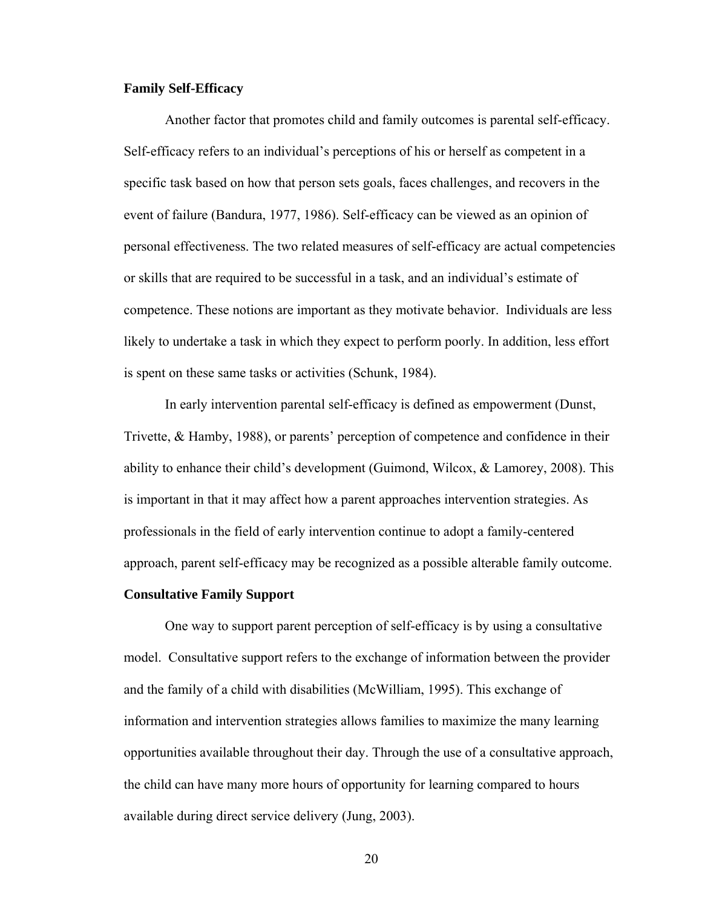**Family Self-Efficacy**

Another factor that promotes child and family outcomes is parental self-efficacy. Self-efficacy refers to an individual's perceptions of his or herself as competent in a specific task based on how that person sets goals, faces challenges, and recovers in the event of failure (Bandura, 1977, 1986). Self-efficacy can be viewed as an opinion of personal effectiveness. The two related measures of self-efficacy are actual competencies or skills that are required to be successful in a task, and an individual's estimate of competence. These notions are important as they motivate behavior. Individuals are less likely to undertake a task in which they expect to perform poorly. In addition, less effort is spent on these same tasks or activities (Schunk, 1984).

In early intervention parental self-efficacy is defined as empowerment (Dunst, Trivette, & Hamby, 1988), or parents' perception of competence and confidence in their ability to enhance their child's development (Guimond, Wilcox, & Lamorey, 2008). This is important in that it may affect how a parent approaches intervention strategies. As professionals in the field of early intervention continue to adopt a family-centered approach, parent self-efficacy may be recognized as a possible alterable family outcome.

**Consultative Family Support**

One way to support parent perception of self-efficacy is by using a consultative model. Consultative support refers to the exchange of information between the provider and the family of a child with disabilities (McWilliam, 1995). This exchange of information and intervention strategies allows families to maximize the many learning opportunities available throughout their day. Through the use of a consultative approach, the child can have many more hours of opportunity for learning compared to hours available during direct service delivery (Jung, 2003).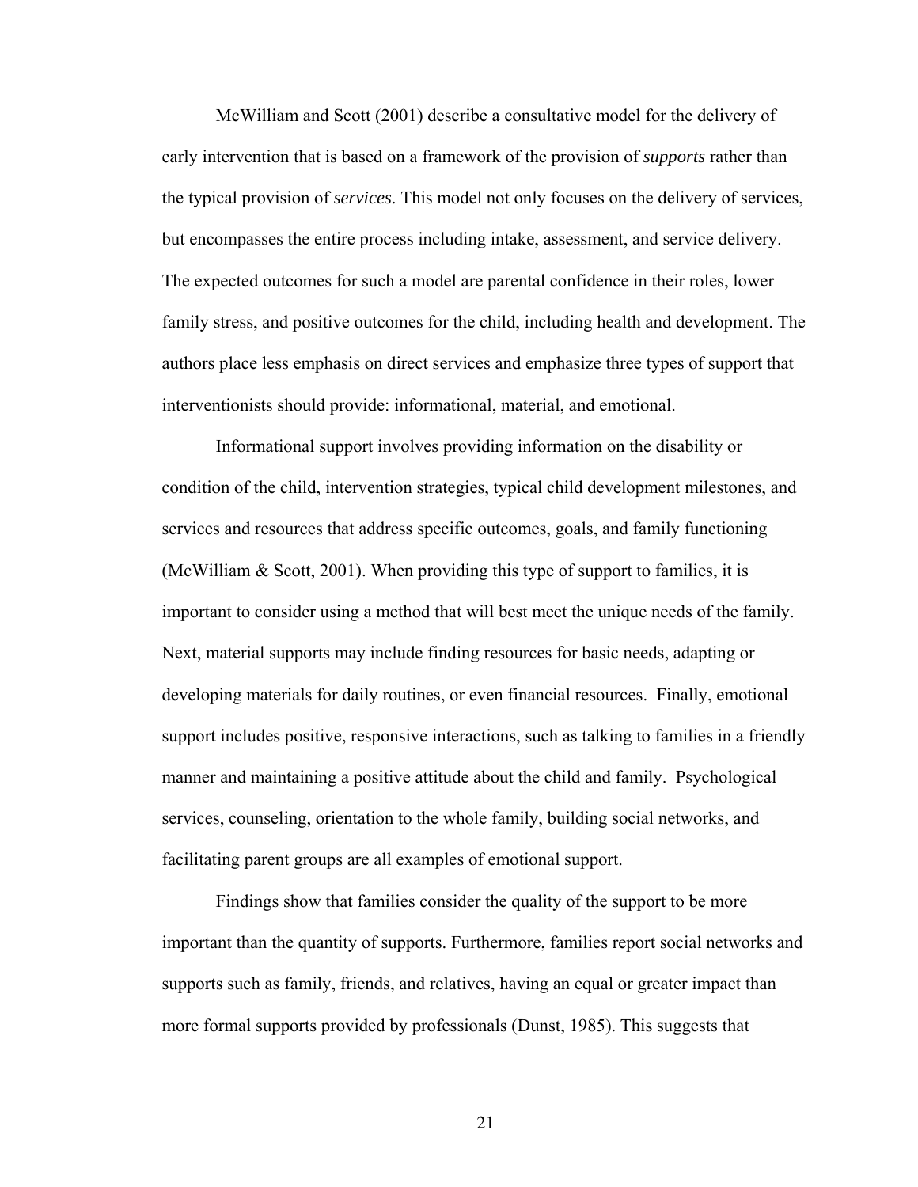McWilliam and Scott (2001) describe a consultative model for the delivery of early intervention that is based on a framework of the provision of *supports* rather than the typical provision of *services*. This model not only focuses on the delivery of services, but encompasses the entire process including intake, assessment, and service delivery. The expected outcomes for such a model are parental confidence in their roles, lower family stress, and positive outcomes for the child, including health and development. The authors place less emphasis on direct services and emphasize three types of support that interventionists should provide: informational, material, and emotional.

Informational support involves providing information on the disability or condition of the child, intervention strategies, typical child development milestones, and services and resources that address specific outcomes, goals, and family functioning (McWilliam & Scott, 2001). When providing this type of support to families, it is important to consider using a method that will best meet the unique needs of the family. Next, material supports may include finding resources for basic needs, adapting or developing materials for daily routines, or even financial resources. Finally, emotional support includes positive, responsive interactions, such as talking to families in a friendly manner and maintaining a positive attitude about the child and family. Psychological services, counseling, orientation to the whole family, building social networks, and facilitating parent groups are all examples of emotional support.

Findings show that families consider the quality of the support to be more important than the quantity of supports. Furthermore, families report social networks and supports such as family, friends, and relatives, having an equal or greater impact than more formal supports provided by professionals (Dunst, 1985). This suggests that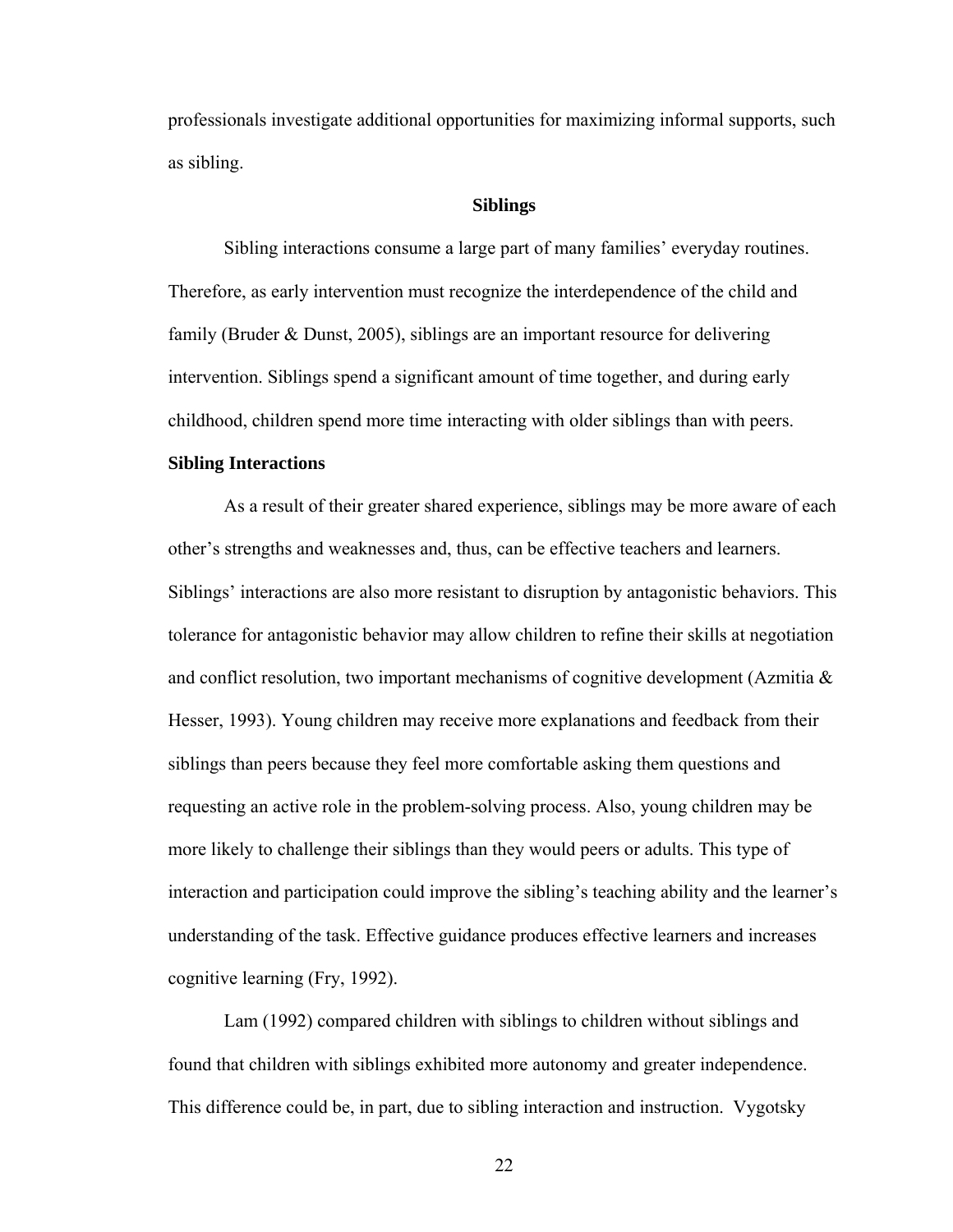professionals investigate additional opportunities for maximizing informal supports, such as sibling.

## Siblings

Sibling interactions consume a large part of many families' everyday routines. Therefore, as early intervention must recognize the interdependence of the child and family (Bruder & Dunst, 2005), siblings are an important resource for delivering intervention. Siblings spend a significant amount of time together, and during early childhood, children spend more time interacting with older siblings than with peers.

### Sibling Interactions

As a result of their greater shared experience, siblings may be more aware of each other's strengths and weaknesses and, thus, can be effective teachers and learners. Siblings' interactions are also more resistant to disruption by antagonistic behaviors. This tolerance for antagonistic behavior may allow children to refine their skills at negotiation and conflict resolution, two important mechanisms of cognitive development (Azmitia & Hesser, 1993). Young children may receive more explanations and feedback from their siblings than peers because they feel more comfortable asking them questions and requesting an active role in the problem-solving process. Also, young children may be more likely to challenge their siblings than they would peers or adults. This type of interaction and participation could improve the sibling's teaching ability and the learner's understanding of the task. Effective guidance produces effective learners and increases cognitive learning (Fry, 1992).

Lam (1992) compared children with siblings to children without siblings and found that children with siblings exhibited more autonomy and greater independence. This difference could be, in part, due to sibling interaction and instruction. Vygotsky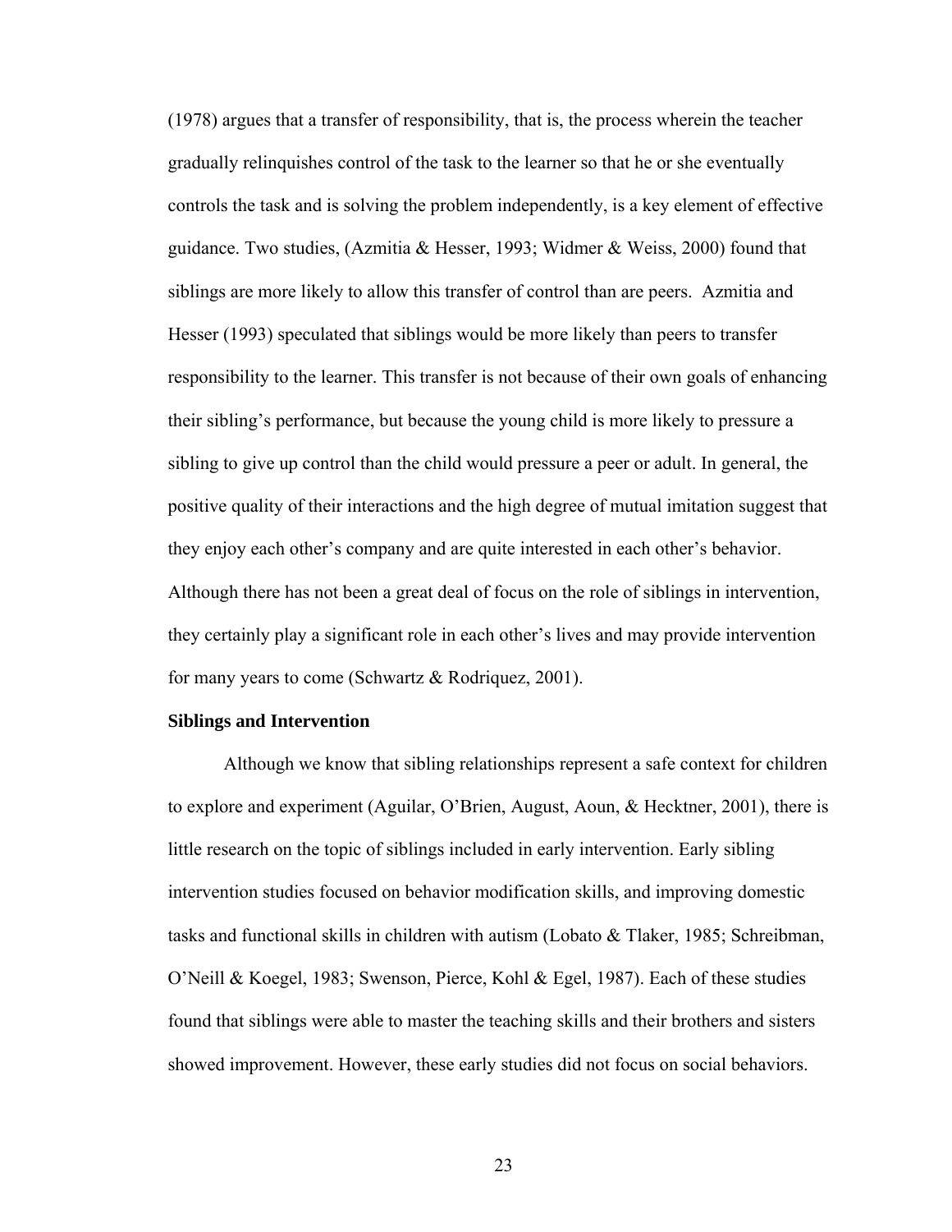(1978) argues that a transfer of responsibility, that is, the process wherein the teacher gradually relinquishes control of the task to the learner so that he or she eventually controls the task and is solving the problem independently, is a key element of effective guidance. Two studies, (Azmitia & Hesser, 1993; Widmer & Weiss, 2000) found that siblings are more likely to allow this transfer of control than are peers. Azmitia and Hesser (1993) speculated that siblings would be more likely than peers to transfer responsibility to the learner. This transfer is not because of their own goals of enhancing their sibling's performance, but because the young child is more likely to pressure a sibling to give up control than the child would pressure a peer or adult. In general, the positive quality of their interactions and the high degree of mutual imitation suggest that they enjoy each other's company and are quite interested in each other's behavior. Although there has not been a great deal of focus on the role of siblings in intervention, they certainly play a significant role in each other's lives and may provide intervention for many years to come (Schwartz & Rodriquez, 2001).

**Siblings and Intervention**

Although we know that sibling relationships represent a safe context for children to explore and experiment (Aguilar, O'Brien, August, Aoun, & Hecktner, 2001), there is little research on the topic of siblings included in early intervention. Early sibling intervention studies focused on behavior modification skills, and improving domestic tasks and functional skills in children with autism (Lobato & Tlaker, 1985; Schreibman, O'Neill & Koegel, 1983; Swenson, Pierce, Kohl & Egel, 1987). Each of these studies found that siblings were able to master the teaching skills and their brothers and sisters showed improvement. However, these early studies did not focus on social behaviors.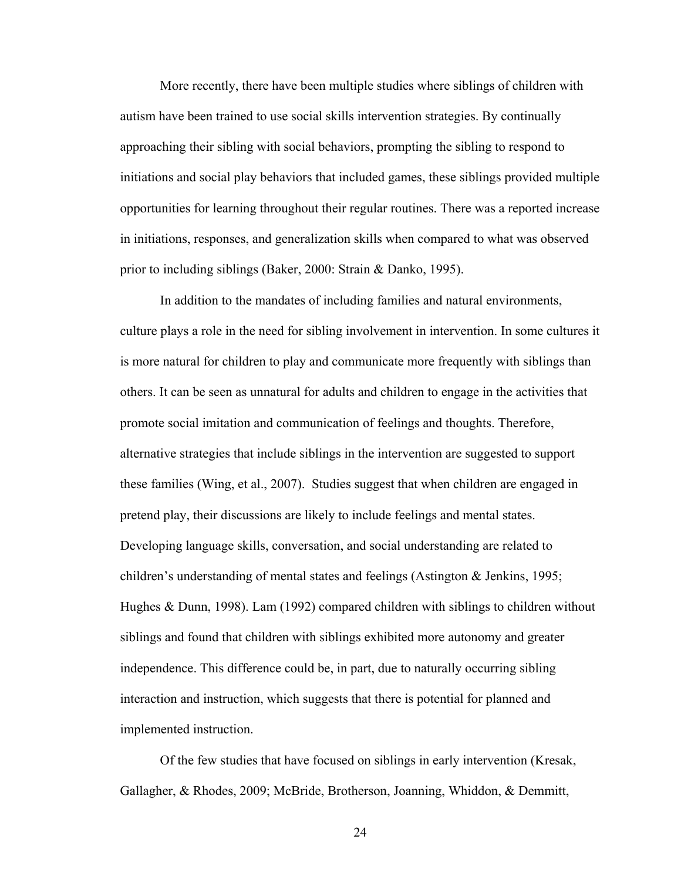More recently, there have been multiple studies where siblings of children with autism have been trained to use social skills intervention strategies. By continually approaching their sibling with social behaviors, prompting the sibling to respond to initiations and social play behaviors that included games, these siblings provided multiple opportunities for learning throughout their regular routines. There was a reported increase in initiations, responses, and generalization skills when compared to what was observed prior to including siblings (Baker, 2000: Strain & Danko, 1995).

In addition to the mandates of including families and natural environments, culture plays a role in the need for sibling involvement in intervention. In some cultures it is more natural for children to play and communicate more frequently with siblings than others. It can be seen as unnatural for adults and children to engage in the activities that promote social imitation and communication of feelings and thoughts. Therefore, alternative strategies that include siblings in the intervention are suggested to support these families (Wing, et al., 2007). Studies suggest that when children are engaged in pretend play, their discussions are likely to include feelings and mental states. Developing language skills, conversation, and social understanding are related to children's understanding of mental states and feelings (Astington & Jenkins, 1995; Hughes & Dunn, 1998). Lam (1992) compared children with siblings to children without siblings and found that children with siblings exhibited more autonomy and greater independence. This difference could be, in part, due to naturally occurring sibling interaction and instruction, which suggests that there is potential for planned and implemented instruction.

Of the few studies that have focused on siblings in early intervention (Kresak, Gallagher, & Rhodes, 2009; McBride, Brotherson, Joanning, Whiddon, & Demmitt,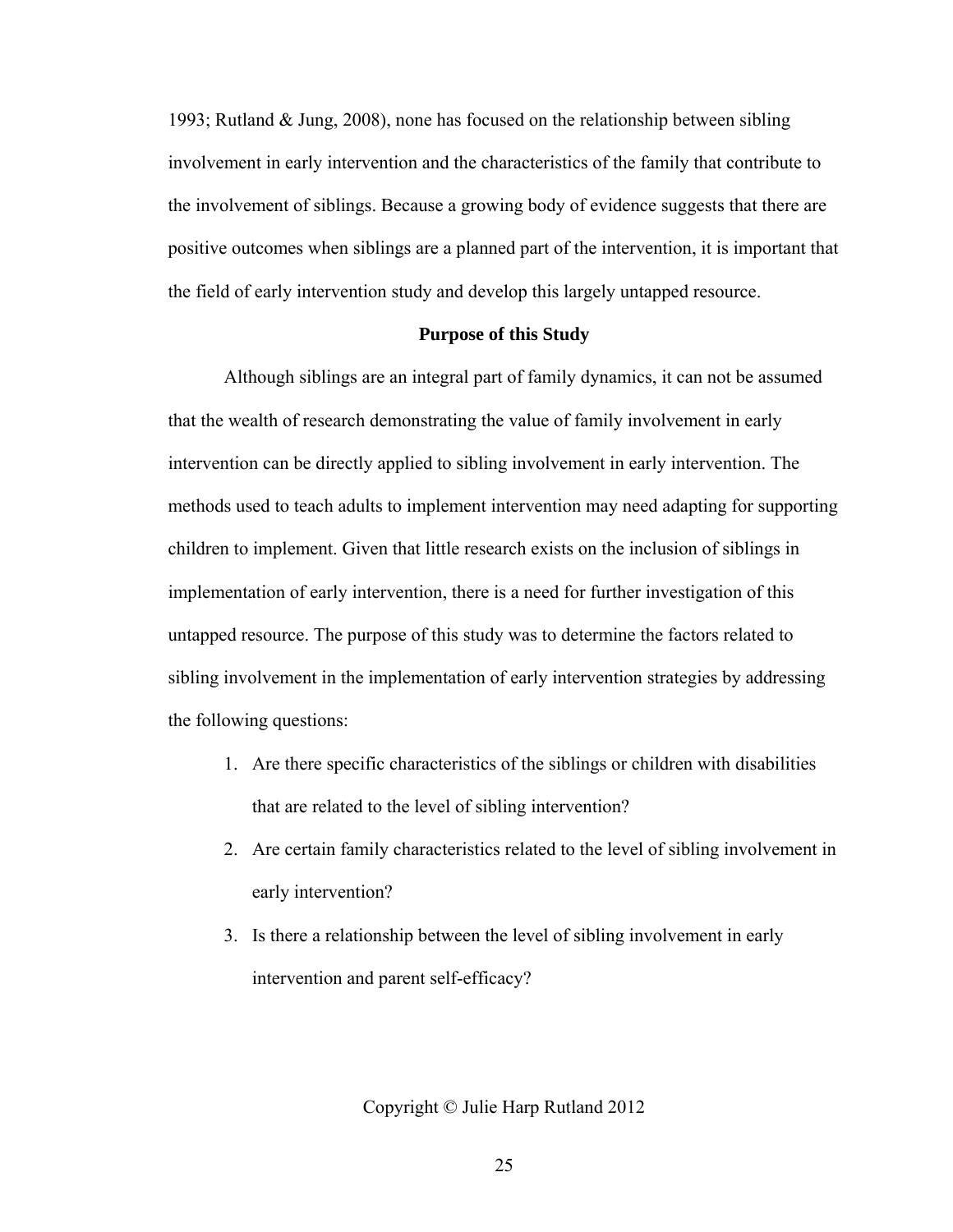1993; Rutland & Jung, 2008), none has focused on the relationship between sibling involvement in early intervention and the characteristics of the family that contribute to the involvement of siblings. Because a growing body of evidence suggests that there are positive outcomes when siblings are a planned part of the intervention, it is important that the field of early intervention study and develop this largely untapped resource.

## Purpose of this Study

Although siblings are an integral part of family dynamics, it can not be assumed that the wealth of research demonstrating the value of family involvement in early intervention can be directly applied to sibling involvement in early intervention. The methods used to teach adults to implement intervention may need adapting for supporting children to implement. Given that little research exists on the inclusion of siblings in implementation of early intervention, there is a need for further investigation of this untapped resource. The purpose of this study was to determine the factors related to sibling involvement in the implementation of early intervention strategies by addressing the following questions:

1. Are there specific characteristics of the siblings or children with disabilities that are related to the level of sibling intervention?
2. Are certain family characteristics related to the level of sibling involvement in early intervention?
3. Is there a relationship between the level of sibling involvement in early intervention and parent self-efficacy?

Copyright © Julie Harp Rutland 2012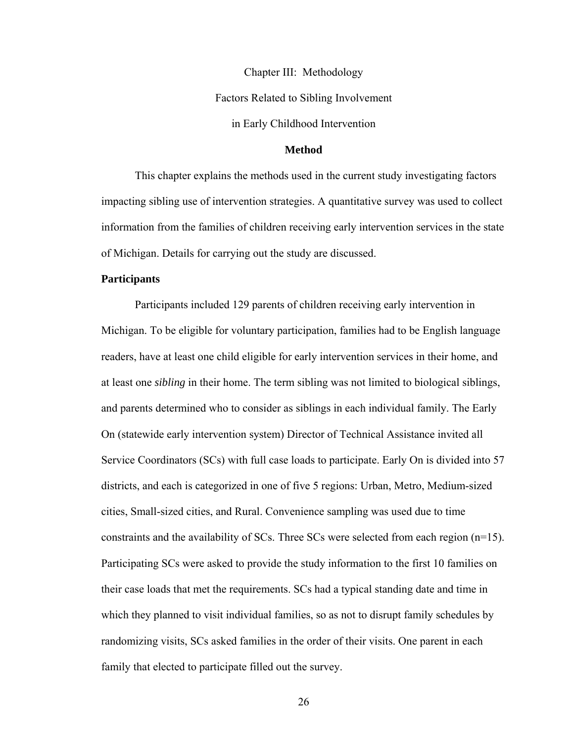# Chapter III: Methodology

## Factors Related to Sibling Involvement in Early Childhood Intervention

### Method

This chapter explains the methods used in the current study investigating factors impacting sibling use of intervention strategies. A quantitative survey was used to collect information from the families of children receiving early intervention services in the state of Michigan. Details for carrying out the study are discussed.

**Participants**

Participants included 129 parents of children receiving early intervention in Michigan. To be eligible for voluntary participation, families had to be English language readers, have at least one child eligible for early intervention services in their home, and at least one *sibling* in their home. The term sibling was not limited to biological siblings, and parents determined who to consider as siblings in each individual family. The Early On (statewide early intervention system) Director of Technical Assistance invited all Service Coordinators (SCs) with full case loads to participate. Early On is divided into 57 districts, and each is categorized in one of five 5 regions: Urban, Metro, Medium-sized cities, Small-sized cities, and Rural. Convenience sampling was used due to time constraints and the availability of SCs. Three SCs were selected from each region (n=15). Participating SCs were asked to provide the study information to the first 10 families on their case loads that met the requirements. SCs had a typical standing date and time in which they planned to visit individual families, so as not to disrupt family schedules by randomizing visits, SCs asked families in the order of their visits. One parent in each family that elected to participate filled out the survey.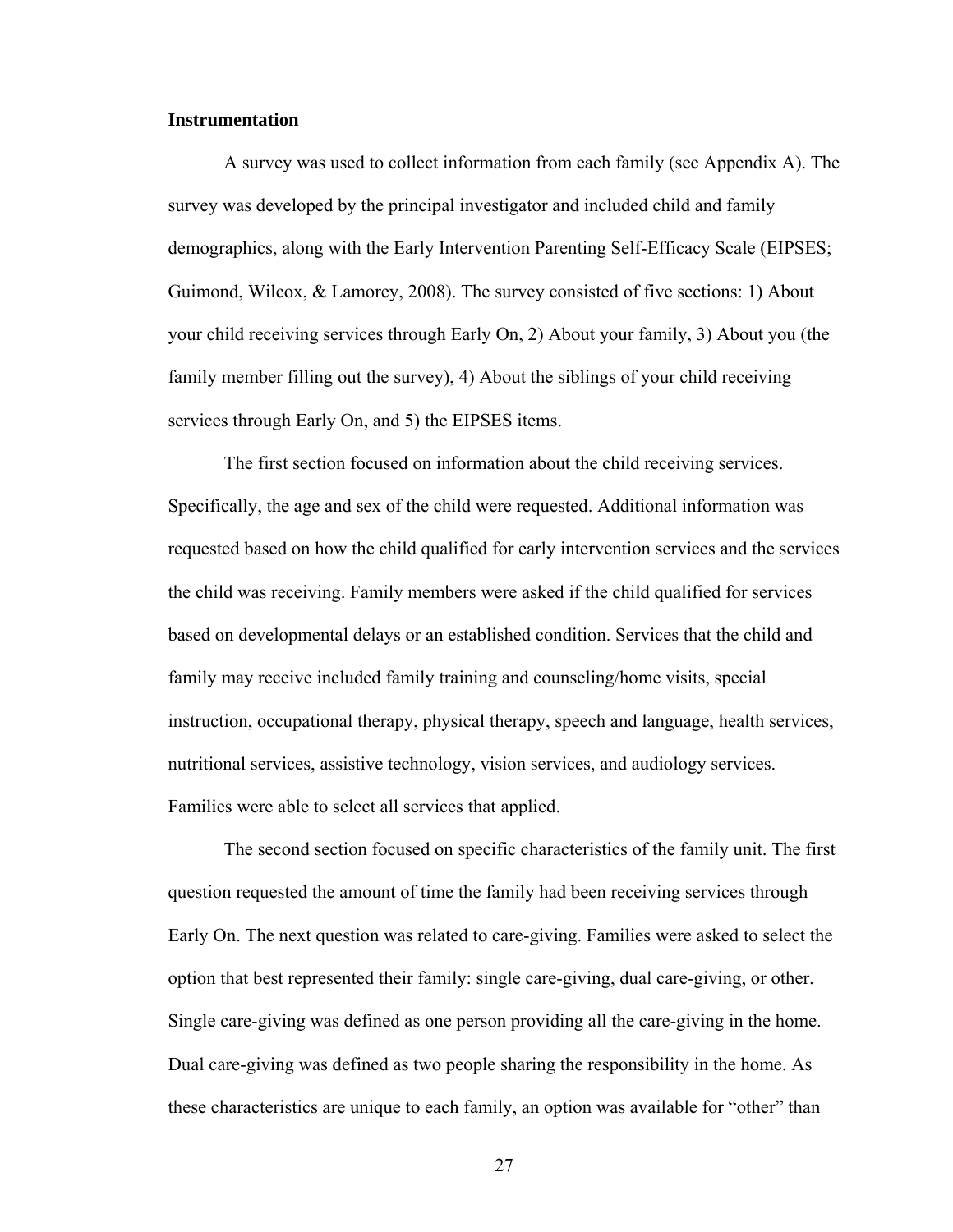**Instrumentation**

A survey was used to collect information from each family (see Appendix A). The survey was developed by the principal investigator and included child and family demographics, along with the Early Intervention Parenting Self-Efficacy Scale (EIPSES; Guimond, Wilcox, & Lamorey, 2008). The survey consisted of five sections: 1) About your child receiving services through Early On, 2) About your family, 3) About you (the family member filling out the survey), 4) About the siblings of your child receiving services through Early On, and 5) the EIPSES items.

The first section focused on information about the child receiving services. Specifically, the age and sex of the child were requested. Additional information was requested based on how the child qualified for early intervention services and the services the child was receiving. Family members were asked if the child qualified for services based on developmental delays or an established condition. Services that the child and family may receive included family training and counseling/home visits, special instruction, occupational therapy, physical therapy, speech and language, health services, nutritional services, assistive technology, vision services, and audiology services. Families were able to select all services that applied.

The second section focused on specific characteristics of the family unit. The first question requested the amount of time the family had been receiving services through Early On. The next question was related to care-giving. Families were asked to select the option that best represented their family: single care-giving, dual care-giving, or other. Single care-giving was defined as one person providing all the care-giving in the home. Dual care-giving was defined as two people sharing the responsibility in the home. As these characteristics are unique to each family, an option was available for “other” than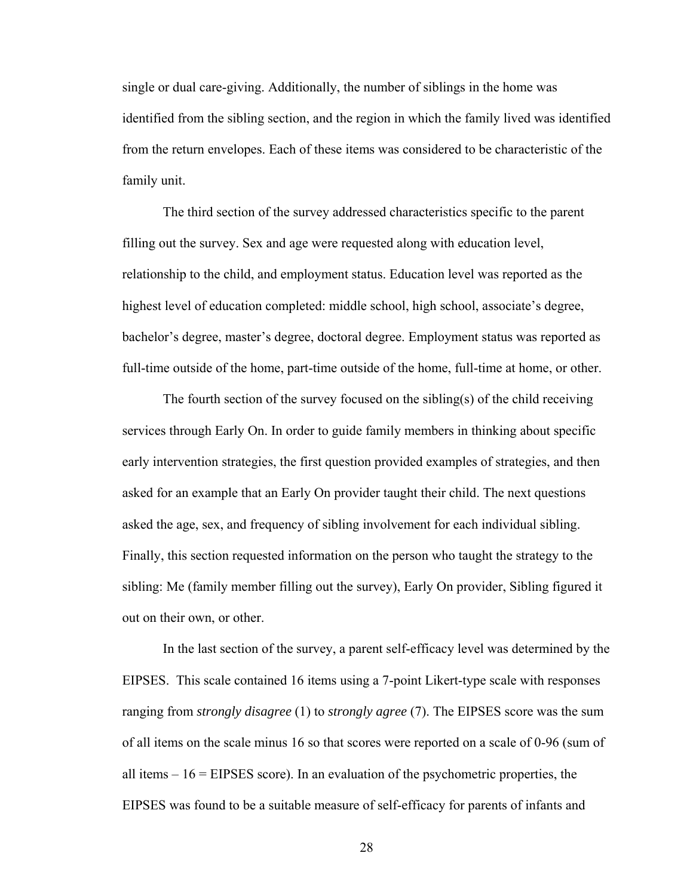single or dual care-giving. Additionally, the number of siblings in the home was identified from the sibling section, and the region in which the family lived was identified from the return envelopes. Each of these items was considered to be characteristic of the family unit.

The third section of the survey addressed characteristics specific to the parent filling out the survey. Sex and age were requested along with education level, relationship to the child, and employment status. Education level was reported as the highest level of education completed: middle school, high school, associate's degree, bachelor's degree, master's degree, doctoral degree. Employment status was reported as full-time outside of the home, part-time outside of the home, full-time at home, or other.

The fourth section of the survey focused on the sibling(s) of the child receiving services through Early On. In order to guide family members in thinking about specific early intervention strategies, the first question provided examples of strategies, and then asked for an example that an Early On provider taught their child. The next questions asked the age, sex, and frequency of sibling involvement for each individual sibling. Finally, this section requested information on the person who taught the strategy to the sibling: Me (family member filling out the survey), Early On provider, Sibling figured it out on their own, or other.

In the last section of the survey, a parent self-efficacy level was determined by the EIPSES. This scale contained 16 items using a 7-point Likert-type scale with responses ranging from *strongly disagree* (1) to *strongly agree* (7). The EIPSES score was the sum of all items on the scale minus 16 so that scores were reported on a scale of 0-96 (sum of all items – 16 = EIPSES score). In an evaluation of the psychometric properties, the EIPSES was found to be a suitable measure of self-efficacy for parents of infants and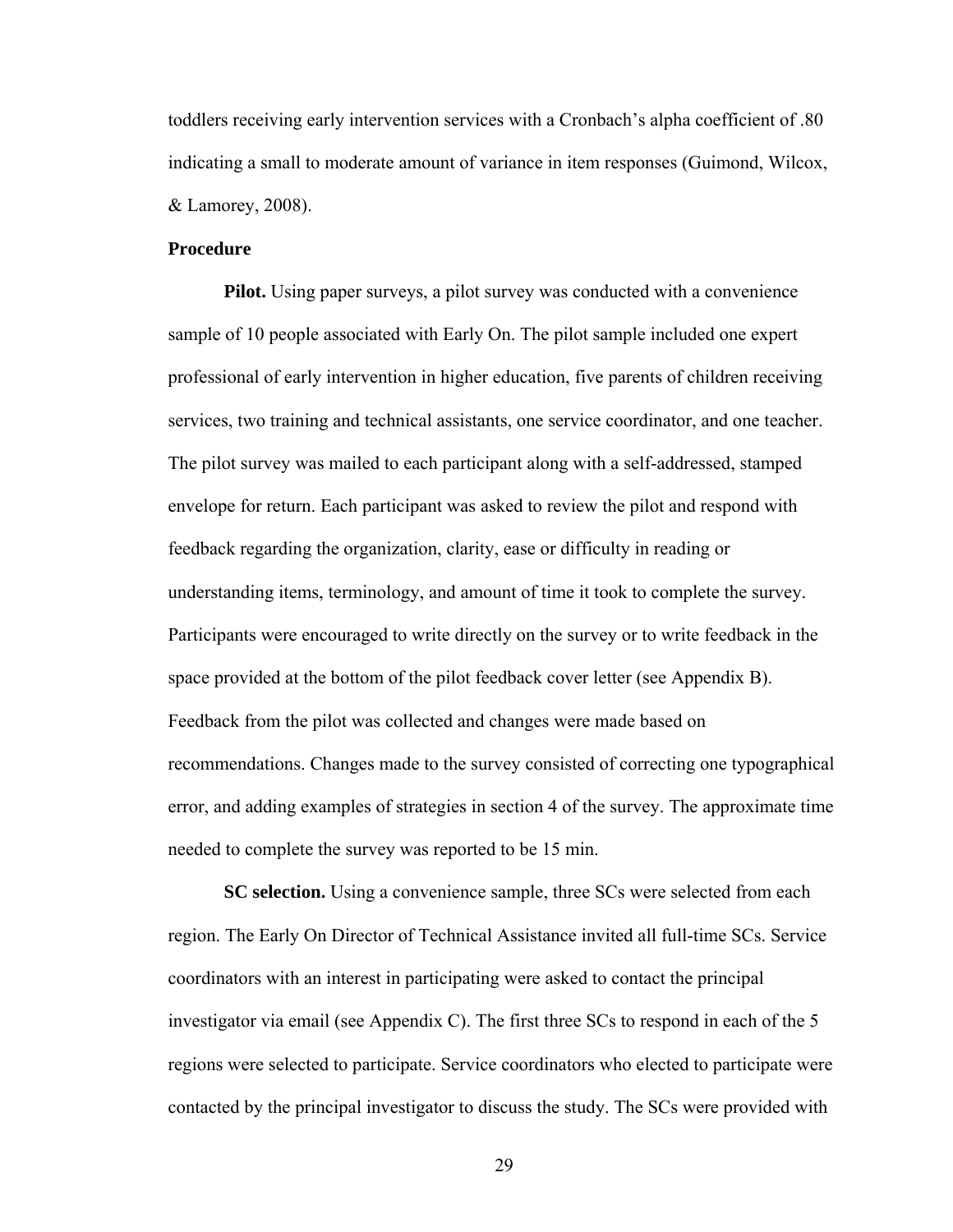toddlers receiving early intervention services with a Cronbach's alpha coefficient of .80 indicating a small to moderate amount of variance in item responses (Guimond, Wilcox, & Lamorey, 2008).

## Procedure

**Pilot.** Using paper surveys, a pilot survey was conducted with a convenience sample of 10 people associated with Early On. The pilot sample included one expert professional of early intervention in higher education, five parents of children receiving services, two training and technical assistants, one service coordinator, and one teacher. The pilot survey was mailed to each participant along with a self-addressed, stamped envelope for return. Each participant was asked to review the pilot and respond with feedback regarding the organization, clarity, ease or difficulty in reading or understanding items, terminology, and amount of time it took to complete the survey. Participants were encouraged to write directly on the survey or to write feedback in the space provided at the bottom of the pilot feedback cover letter (see Appendix B). Feedback from the pilot was collected and changes were made based on recommendations. Changes made to the survey consisted of correcting one typographical error, and adding examples of strategies in section 4 of the survey. The approximate time needed to complete the survey was reported to be 15 min.

**SC selection.** Using a convenience sample, three SCs were selected from each region. The Early On Director of Technical Assistance invited all full-time SCs. Service coordinators with an interest in participating were asked to contact the principal investigator via email (see Appendix C). The first three SCs to respond in each of the 5 regions were selected to participate. Service coordinators who elected to participate were contacted by the principal investigator to discuss the study. The SCs were provided with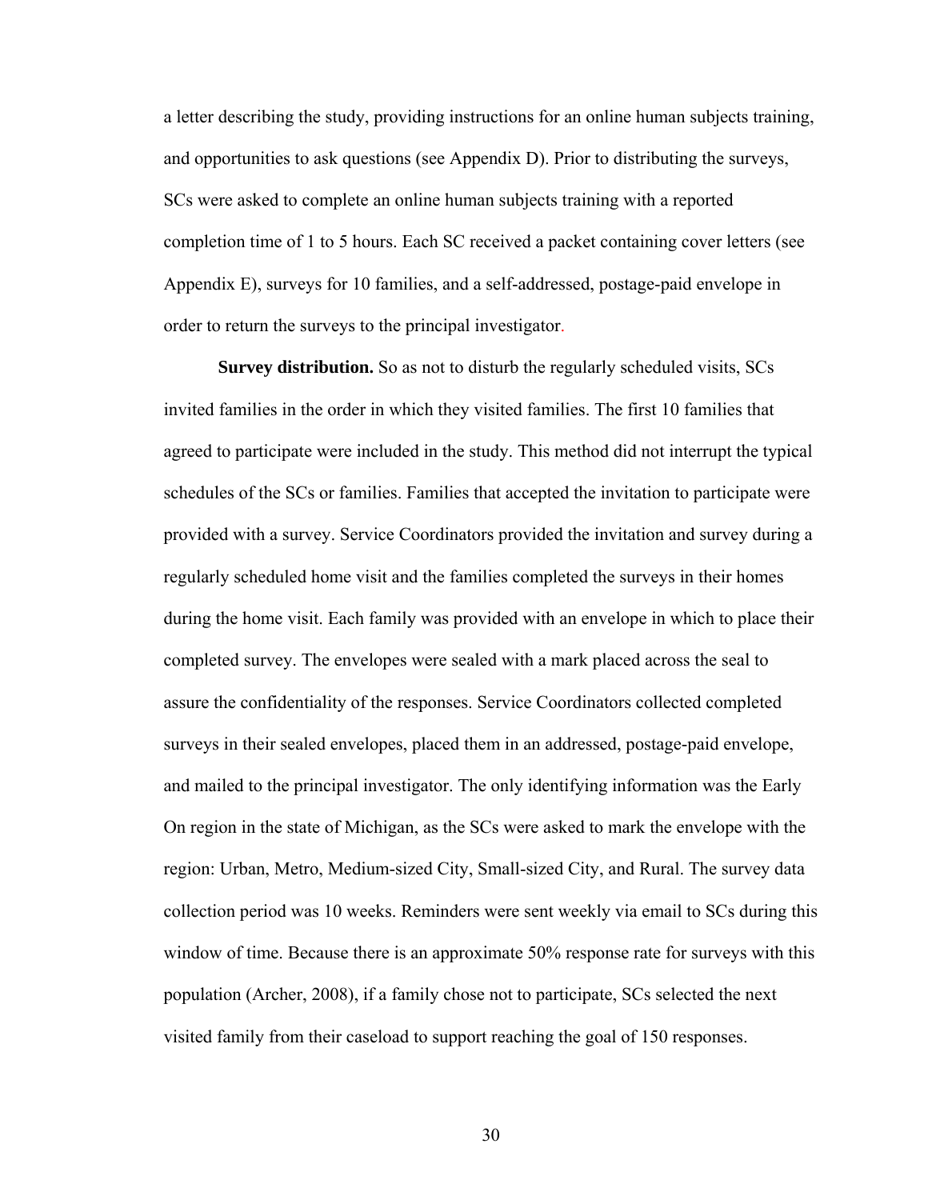a letter describing the study, providing instructions for an online human subjects training, and opportunities to ask questions (see Appendix D). Prior to distributing the surveys, SCs were asked to complete an online human subjects training with a reported completion time of 1 to 5 hours. Each SC received a packet containing cover letters (see Appendix E), surveys for 10 families, and a self-addressed, postage-paid envelope in order to return the surveys to the principal investigator.

**Survey distribution.** So as not to disturb the regularly scheduled visits, SCs invited families in the order in which they visited families. The first 10 families that agreed to participate were included in the study. This method did not interrupt the typical schedules of the SCs or families. Families that accepted the invitation to participate were provided with a survey. Service Coordinators provided the invitation and survey during a regularly scheduled home visit and the families completed the surveys in their homes during the home visit. Each family was provided with an envelope in which to place their completed survey. The envelopes were sealed with a mark placed across the seal to assure the confidentiality of the responses. Service Coordinators collected completed surveys in their sealed envelopes, placed them in an addressed, postage-paid envelope, and mailed to the principal investigator. The only identifying information was the Early On region in the state of Michigan, as the SCs were asked to mark the envelope with the region: Urban, Metro, Medium-sized City, Small-sized City, and Rural. The survey data collection period was 10 weeks. Reminders were sent weekly via email to SCs during this window of time. Because there is an approximate 50% response rate for surveys with this population (Archer, 2008), if a family chose not to participate, SCs selected the next visited family from their caseload to support reaching the goal of 150 responses.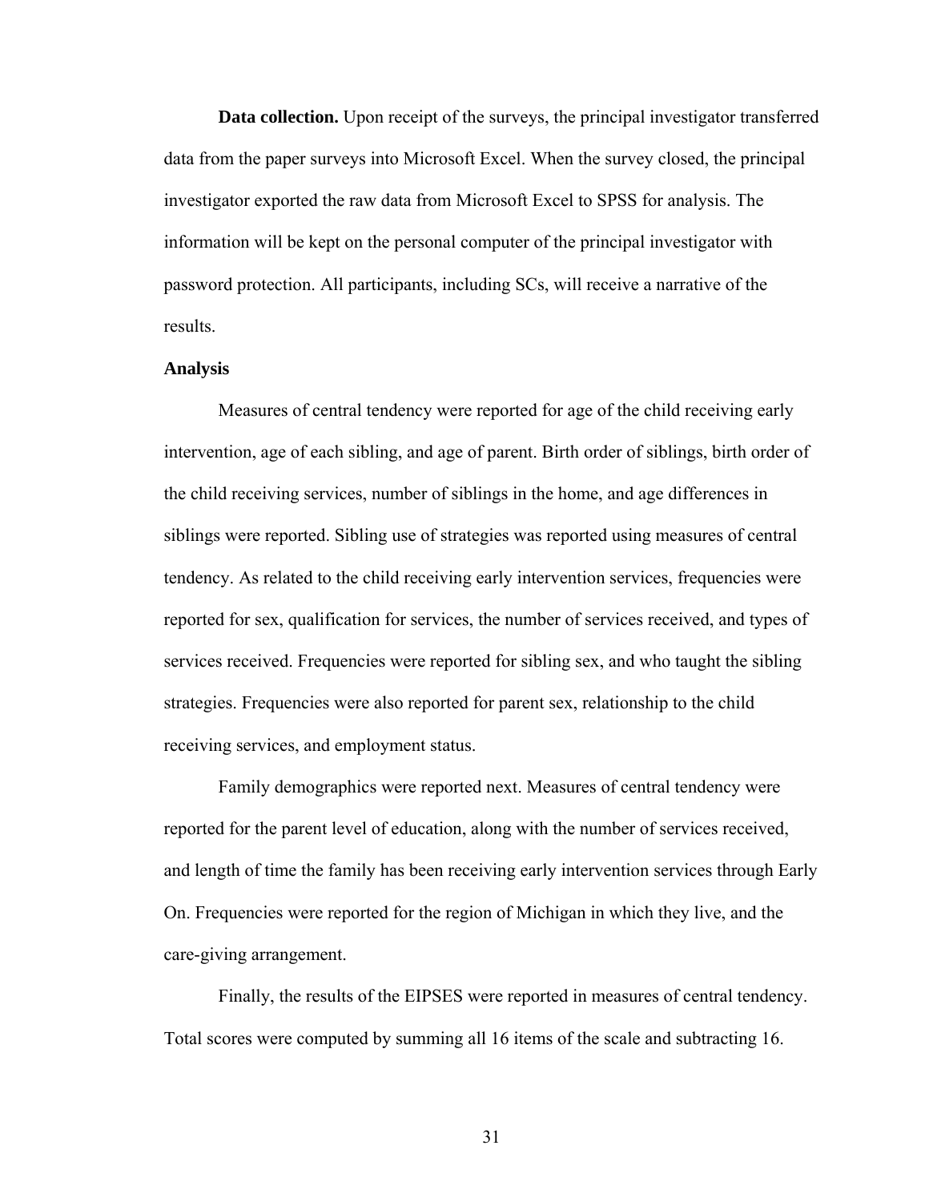**Data collection.** Upon receipt of the surveys, the principal investigator transferred data from the paper surveys into Microsoft Excel. When the survey closed, the principal investigator exported the raw data from Microsoft Excel to SPSS for analysis. The information will be kept on the personal computer of the principal investigator with password protection. All participants, including SCs, will receive a narrative of the results.

### Analysis

Measures of central tendency were reported for age of the child receiving early intervention, age of each sibling, and age of parent. Birth order of siblings, birth order of the child receiving services, number of siblings in the home, and age differences in siblings were reported. Sibling use of strategies was reported using measures of central tendency. As related to the child receiving early intervention services, frequencies were reported for sex, qualification for services, the number of services received, and types of services received. Frequencies were reported for sibling sex, and who taught the sibling strategies. Frequencies were also reported for parent sex, relationship to the child receiving services, and employment status.

Family demographics were reported next. Measures of central tendency were reported for the parent level of education, along with the number of services received, and length of time the family has been receiving early intervention services through Early On. Frequencies were reported for the region of Michigan in which they live, and the care-giving arrangement.

Finally, the results of the EIPSES were reported in measures of central tendency. Total scores were computed by summing all 16 items of the scale and subtracting 16.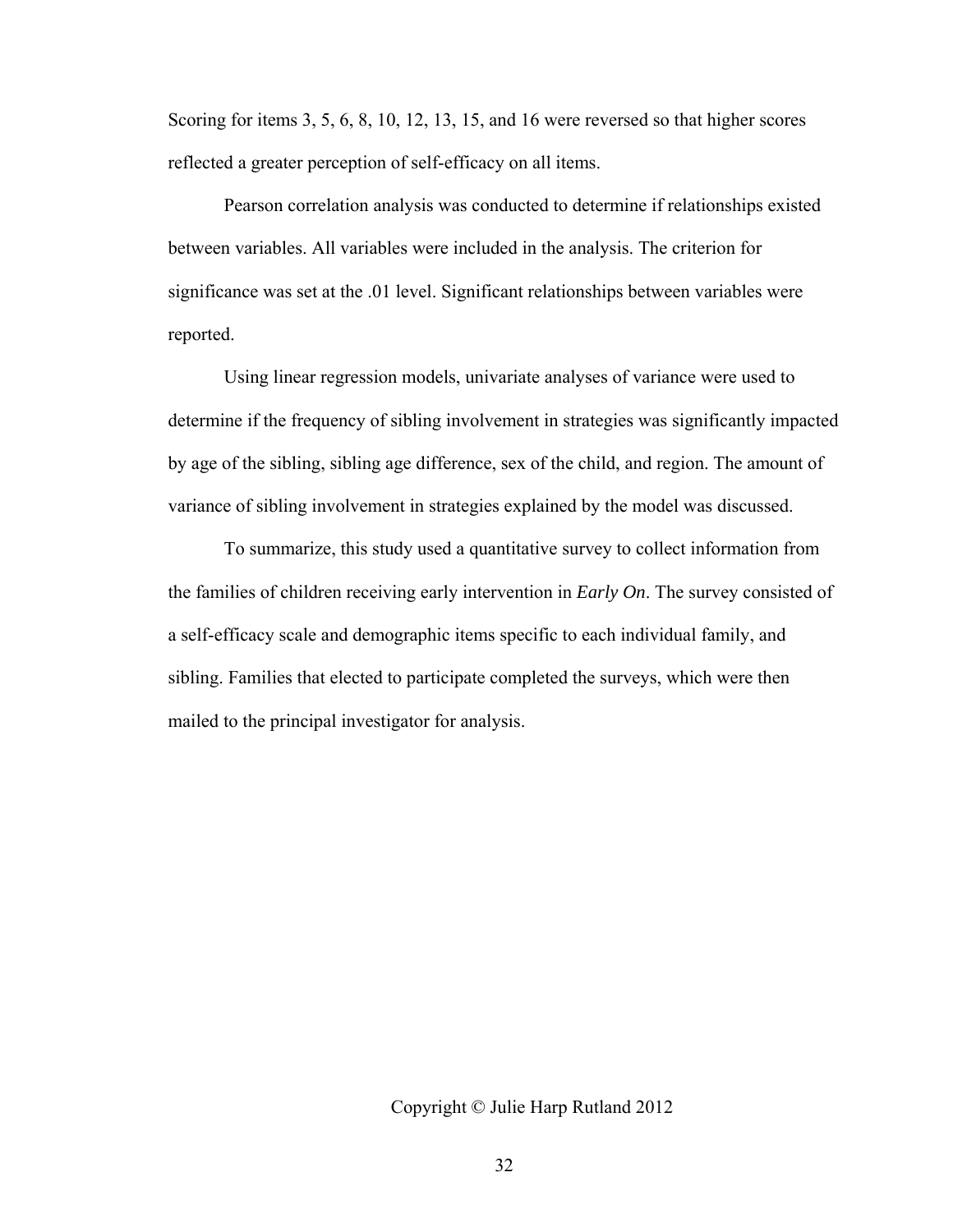Scoring for items 3, 5, 6, 8, 10, 12, 13, 15, and 16 were reversed so that higher scores reflected a greater perception of self-efficacy on all items.

Pearson correlation analysis was conducted to determine if relationships existed between variables. All variables were included in the analysis. The criterion for significance was set at the .01 level. Significant relationships between variables were reported.

Using linear regression models, univariate analyses of variance were used to determine if the frequency of sibling involvement in strategies was significantly impacted by age of the sibling, sibling age difference, sex of the child, and region. The amount of variance of sibling involvement in strategies explained by the model was discussed.

To summarize, this study used a quantitative survey to collect information from the families of children receiving early intervention in *Early On*. The survey consisted of a self-efficacy scale and demographic items specific to each individual family, and sibling. Families that elected to participate completed the surveys, which were then mailed to the principal investigator for analysis.

Copyright © Julie Harp Rutland 2012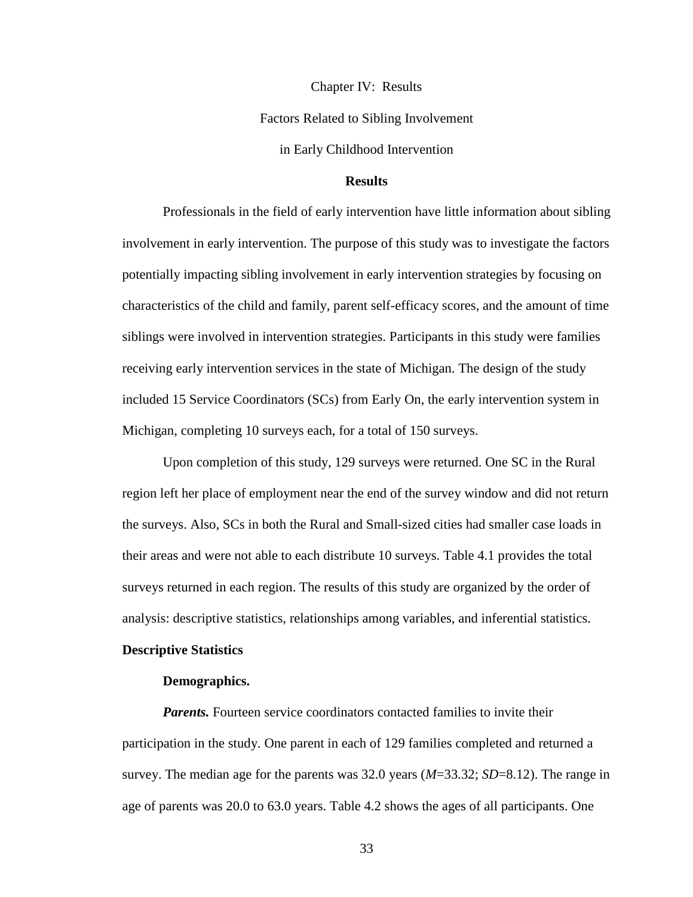Chapter IV: Results

Factors Related to Sibling Involvement

in Early Childhood Intervention

## Results

Professionals in the field of early intervention have little information about sibling involvement in early intervention. The purpose of this study was to investigate the factors potentially impacting sibling involvement in early intervention strategies by focusing on characteristics of the child and family, parent self-efficacy scores, and the amount of time siblings were involved in intervention strategies. Participants in this study were families receiving early intervention services in the state of Michigan. The design of the study included 15 Service Coordinators (SCs) from Early On, the early intervention system in Michigan, completing 10 surveys each, for a total of 150 surveys.

Upon completion of this study, 129 surveys were returned. One SC in the Rural region left her place of employment near the end of the survey window and did not return the surveys. Also, SCs in both the Rural and Small-sized cities had smaller case loads in their areas and were not able to each distribute 10 surveys. Table 4.1 provides the total surveys returned in each region. The results of this study are organized by the order of analysis: descriptive statistics, relationships among variables, and inferential statistics.

### Descriptive Statistics

#### Demographics.

***Parents.*** Fourteen service coordinators contacted families to invite their participation in the study. One parent in each of 129 families completed and returned a survey. The median age for the parents was 32.0 years ($M$=33.32; $SD$=8.12). The range in age of parents was 20.0 to 63.0 years. Table 4.2 shows the ages of all participants. One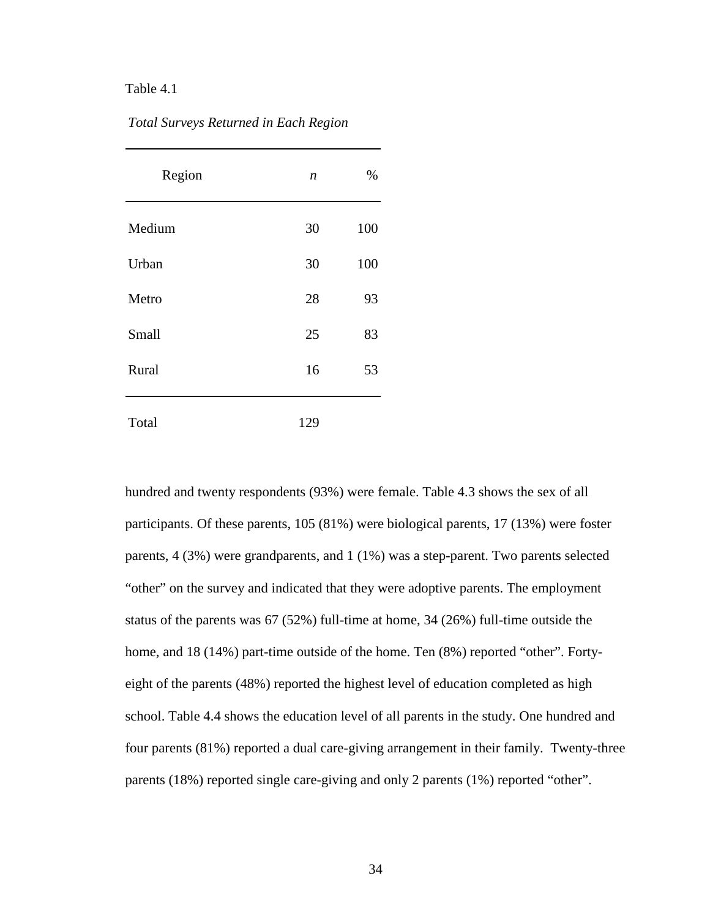Table 4.1

*Total Surveys Returned in Each Region*

| Region | *n* | % |
|---|---|---|
| Medium | 30 | 100 |
| Urban | 30 | 100 |
| Metro | 28 | 93 |
| Small | 25 | 83 |
| Rural | 16 | 53 |
| Total | 129 | |

hundred and twenty respondents (93%) were female. Table 4.3 shows the sex of all participants. Of these parents, 105 (81%) were biological parents, 17 (13%) were foster parents, 4 (3%) were grandparents, and 1 (1%) was a step-parent. Two parents selected "other" on the survey and indicated that they were adoptive parents. The employment status of the parents was 67 (52%) full-time at home, 34 (26%) full-time outside the home, and 18 (14%) part-time outside of the home. Ten (8%) reported "other". Forty-eight of the parents (48%) reported the highest level of education completed as high school. Table 4.4 shows the education level of all parents in the study. One hundred and four parents (81%) reported a dual care-giving arrangement in their family. Twenty-three parents (18%) reported single care-giving and only 2 parents (1%) reported "other".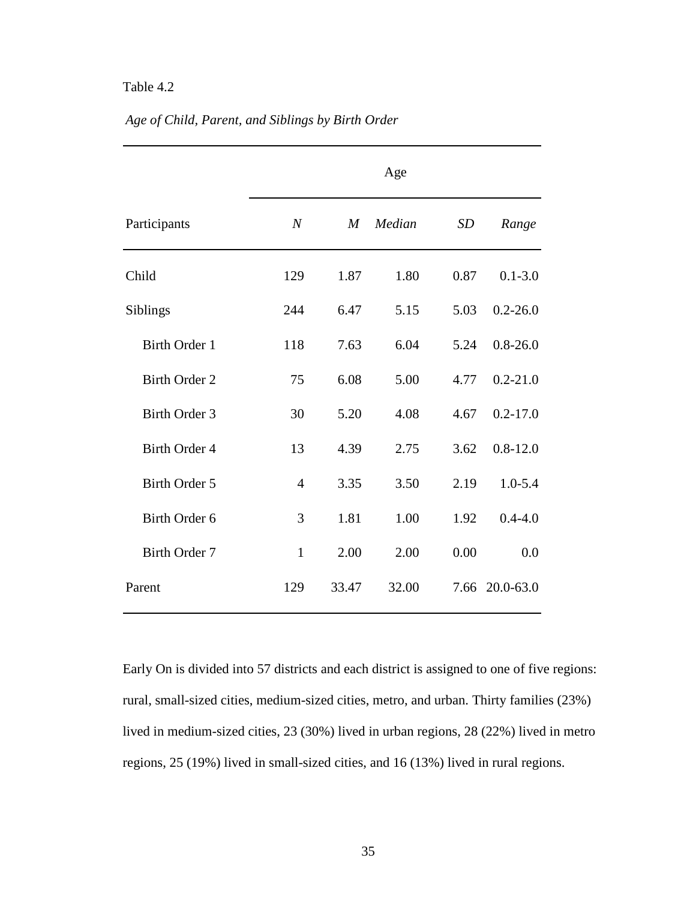Table 4.2

*Age of Child, Parent, and Siblings by Birth Order*

| | Age | | | | |
|---|---|---|---|---|---|
| Participants | *N* | *M* | *Median* | *SD* | *Range* |
| Child | 129 | 1.87 | 1.80 | 0.87 | 0.1-3.0 |
| Siblings | 244 | 6.47 | 5.15 | 5.03 | 0.2-26.0 |
| Birth Order 1 | 118 | 7.63 | 6.04 | 5.24 | 0.8-26.0 |
| Birth Order 2 | 75 | 6.08 | 5.00 | 4.77 | 0.2-21.0 |
| Birth Order 3 | 30 | 5.20 | 4.08 | 4.67 | 0.2-17.0 |
| Birth Order 4 | 13 | 4.39 | 2.75 | 3.62 | 0.8-12.0 |
| Birth Order 5 | 4 | 3.35 | 3.50 | 2.19 | 1.0-5.4 |
| Birth Order 6 | 3 | 1.81 | 1.00 | 1.92 | 0.4-4.0 |
| Birth Order 7 | 1 | 2.00 | 2.00 | 0.00 | 0.0 |
| Parent | 129 | 33.47 | 32.00 | 7.66 | 20.0-63.0 |

Early On is divided into 57 districts and each district is assigned to one of five regions: rural, small-sized cities, medium-sized cities, metro, and urban. Thirty families (23%) lived in medium-sized cities, 23 (30%) lived in urban regions, 28 (22%) lived in metro regions, 25 (19%) lived in small-sized cities, and 16 (13%) lived in rural regions.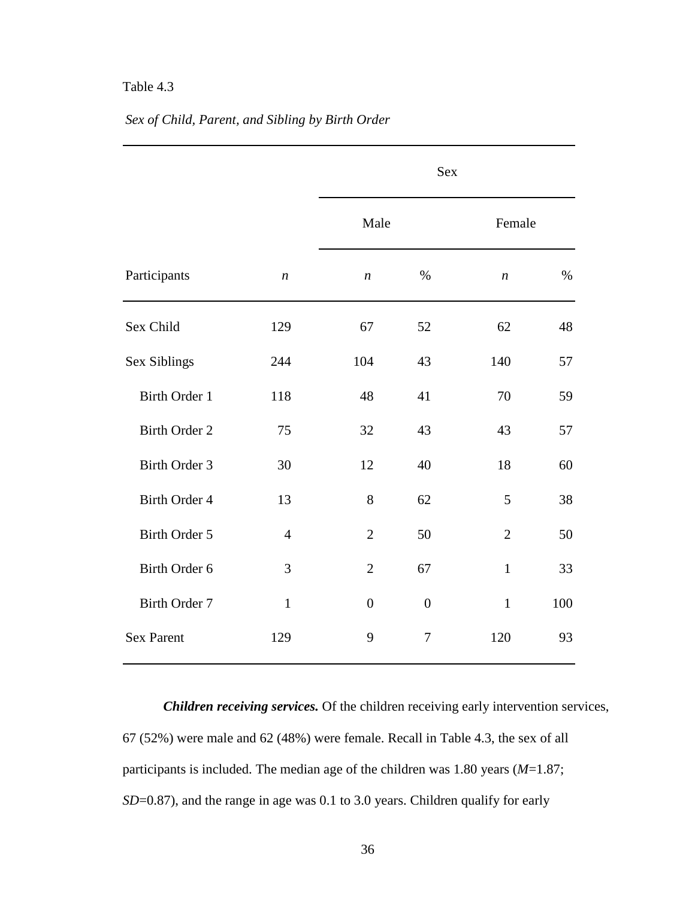Table 4.3

*Sex of Child, Parent, and Sibling by Birth Order*

| | | Sex | | | |
|---|---|---|---|---|---|
| | | Male | | Female | |
| Participants | *n* | *n* | % | *n* | % |
| Sex Child | 129 | 67 | 52 | 62 | 48 |
| Sex Siblings | 244 | 104 | 43 | 140 | 57 |
| Birth Order 1 | 118 | 48 | 41 | 70 | 59 |
| Birth Order 2 | 75 | 32 | 43 | 43 | 57 |
| Birth Order 3 | 30 | 12 | 40 | 18 | 60 |
| Birth Order 4 | 13 | 8 | 62 | 5 | 38 |
| Birth Order 5 | 4 | 2 | 50 | 2 | 50 |
| Birth Order 6 | 3 | 2 | 67 | 1 | 33 |
| Birth Order 7 | 1 | 0 | 0 | 1 | 100 |
| Sex Parent | 129 | 9 | 7 | 120 | 93 |

***Children receiving services.*** Of the children receiving early intervention services, 67 (52%) were male and 62 (48%) were female. Recall in Table 4.3, the sex of all participants is included. The median age of the children was 1.80 years ($M$=1.87; $SD$=0.87), and the range in age was 0.1 to 3.0 years. Children qualify for early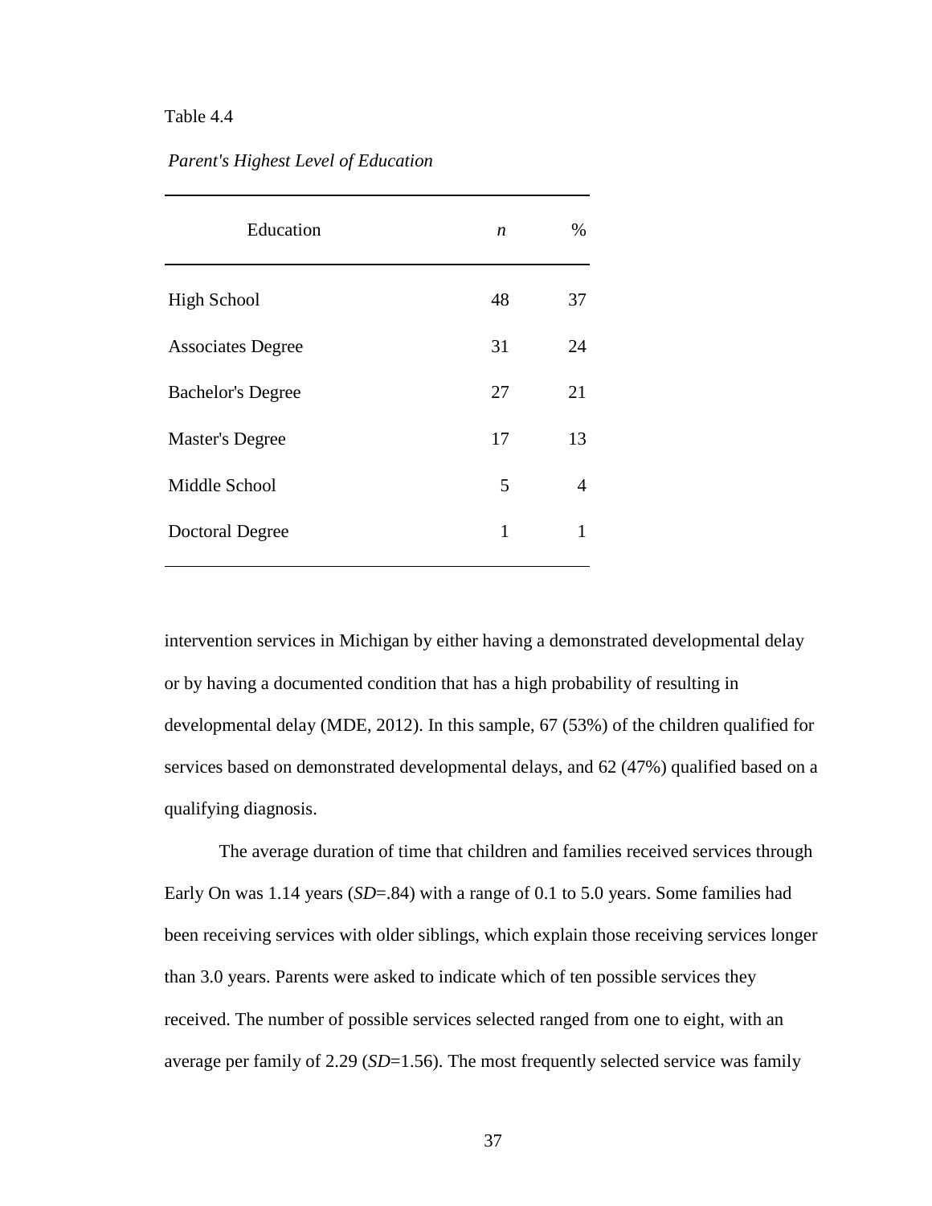Table 4.4

*Parent's Highest Level of Education*

| Education | *n* | % |
|---|---|---|
| High School | 48 | 37 |
| Associates Degree | 31 | 24 |
| Bachelor's Degree | 27 | 21 |
| Master's Degree | 17 | 13 |
| Middle School | 5 | 4 |
| Doctoral Degree | 1 | 1 |

intervention services in Michigan by either having a demonstrated developmental delay or by having a documented condition that has a high probability of resulting in developmental delay (MDE, 2012). In this sample, 67 (53%) of the children qualified for services based on demonstrated developmental delays, and 62 (47%) qualified based on a qualifying diagnosis.

The average duration of time that children and families received services through Early On was 1.14 years (*SD*=.84) with a range of 0.1 to 5.0 years. Some families had been receiving services with older siblings, which explain those receiving services longer than 3.0 years. Parents were asked to indicate which of ten possible services they received. The number of possible services selected ranged from one to eight, with an average per family of 2.29 (*SD*=1.56). The most frequently selected service was family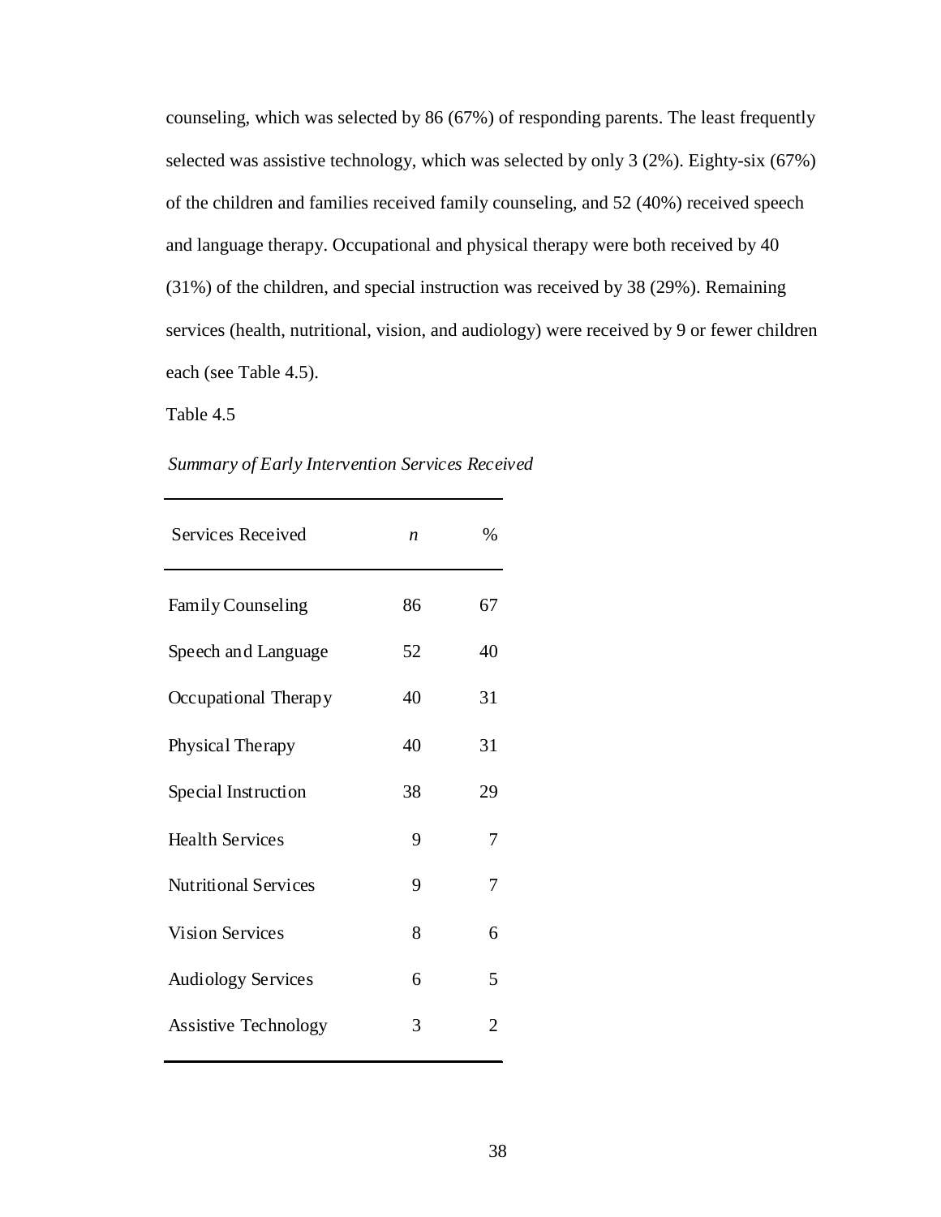counseling, which was selected by 86 (67%) of responding parents. The least frequently selected was assistive technology, which was selected by only 3 (2%). Eighty-six (67%) of the children and families received family counseling, and 52 (40%) received speech and language therapy. Occupational and physical therapy were both received by 40 (31%) of the children, and special instruction was received by 38 (29%). Remaining services (health, nutritional, vision, and audiology) were received by 9 or fewer children each (see Table 4.5).

Table 4.5

*Summary of Early Intervention Services Received*

| Services Received | *n* | % |
|---|---|---|
| Family Counseling | 86 | 67 |
| Speech and Language | 52 | 40 |
| Occupational Therapy | 40 | 31 |
| Physical Therapy | 40 | 31 |
| Special Instruction | 38 | 29 |
| Health Services | 9 | 7 |
| Nutritional Services | 9 | 7 |
| Vision Services | 8 | 6 |
| Audiology Services | 6 | 5 |
| Assistive Technology | 3 | 2 |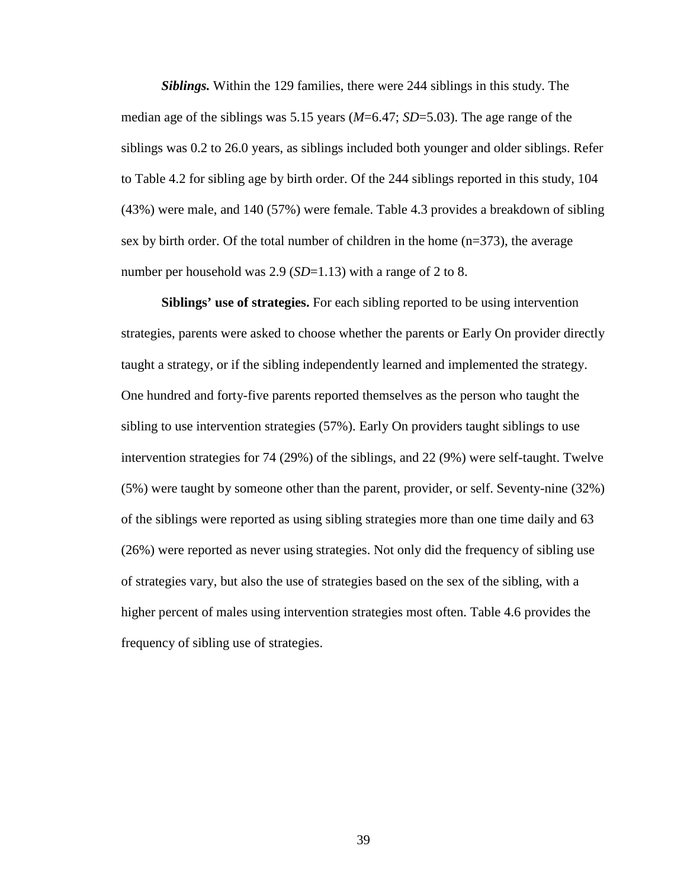***Siblings.*** Within the 129 families, there were 244 siblings in this study. The median age of the siblings was 5.15 years ($M$=6.47; $SD$=5.03). The age range of the siblings was 0.2 to 26.0 years, as siblings included both younger and older siblings. Refer to Table 4.2 for sibling age by birth order. Of the 244 siblings reported in this study, 104 (43%) were male, and 140 (57%) were female. Table 4.3 provides a breakdown of sibling sex by birth order. Of the total number of children in the home (n=373), the average number per household was 2.9 ($SD$=1.13) with a range of 2 to 8.

**Siblings' use of strategies.** For each sibling reported to be using intervention strategies, parents were asked to choose whether the parents or Early On provider directly taught a strategy, or if the sibling independently learned and implemented the strategy. One hundred and forty-five parents reported themselves as the person who taught the sibling to use intervention strategies (57%). Early On providers taught siblings to use intervention strategies for 74 (29%) of the siblings, and 22 (9%) were self-taught. Twelve (5%) were taught by someone other than the parent, provider, or self. Seventy-nine (32%) of the siblings were reported as using sibling strategies more than one time daily and 63 (26%) were reported as never using strategies. Not only did the frequency of sibling use of strategies vary, but also the use of strategies based on the sex of the sibling, with a higher percent of males using intervention strategies most often. Table 4.6 provides the frequency of sibling use of strategies.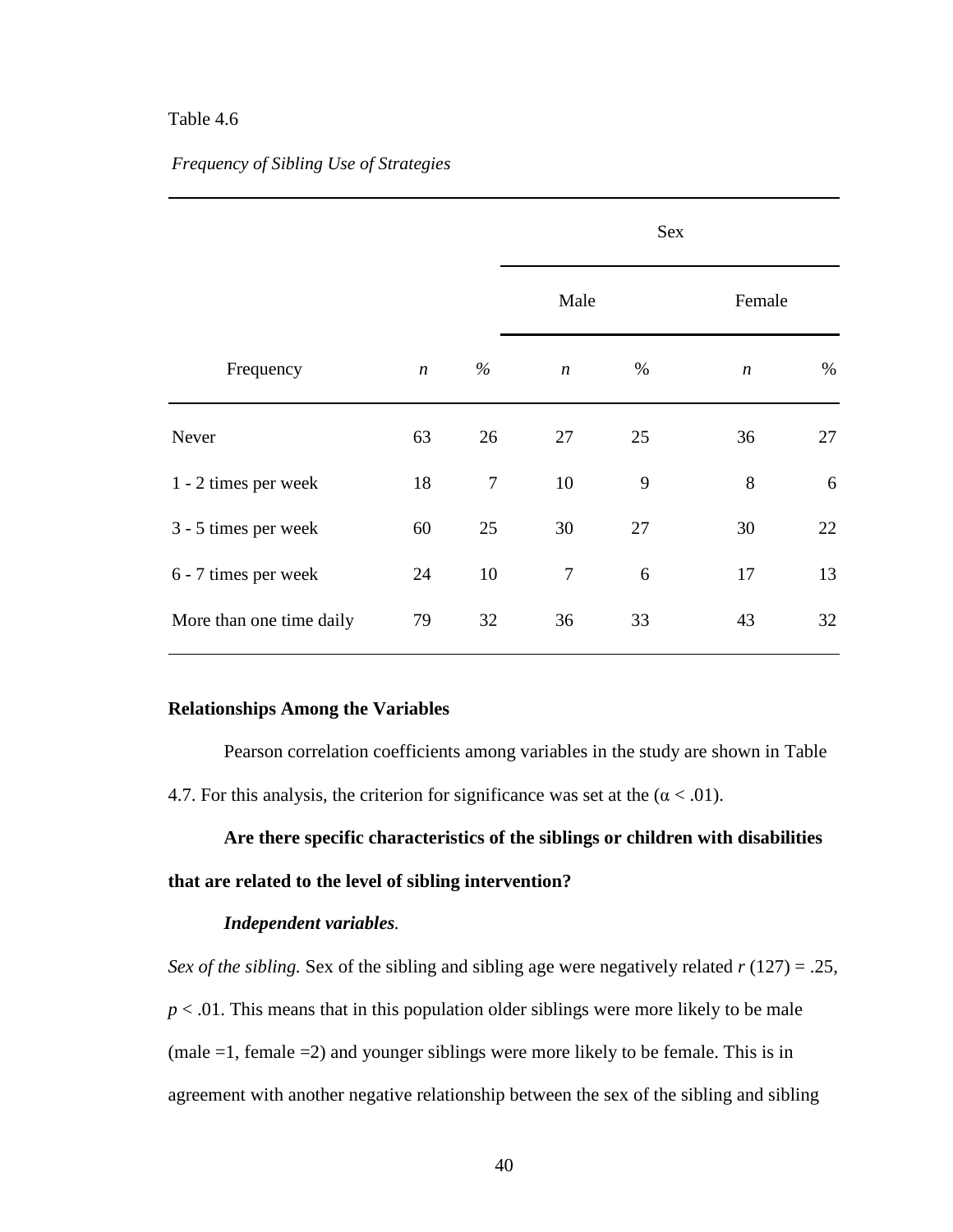Table 4.6

*Frequency of Sibling Use of Strategies*

| | | | Sex | | | |
|---|---|---|---|---|---|---|
| | | | Male | | Female | |
| Frequency | *n* | % | *n* | % | *n* | % |
| Never | 63 | 26 | 27 | 25 | 36 | 27 |
| 1 - 2 times per week | 18 | 7 | 10 | 9 | 8 | 6 |
| 3 - 5 times per week | 60 | 25 | 30 | 27 | 30 | 22 |
| 6 - 7 times per week | 24 | 10 | 7 | 6 | 17 | 13 |
| More than one time daily | 79 | 32 | 36 | 33 | 43 | 32 |

**Relationships Among the Variables**

Pearson correlation coefficients among variables in the study are shown in Table 4.7. For this analysis, the criterion for significance was set at the ($\alpha < .01$).

**Are there specific characteristics of the siblings or children with disabilities that are related to the level of sibling intervention?**

***Independent variables.***

*Sex of the sibling.* Sex of the sibling and sibling age were negatively related $r$ (127) = .25, $p < .01$. This means that in this population older siblings were more likely to be male (male =1, female =2) and younger siblings were more likely to be female. This is in agreement with another negative relationship between the sex of the sibling and sibling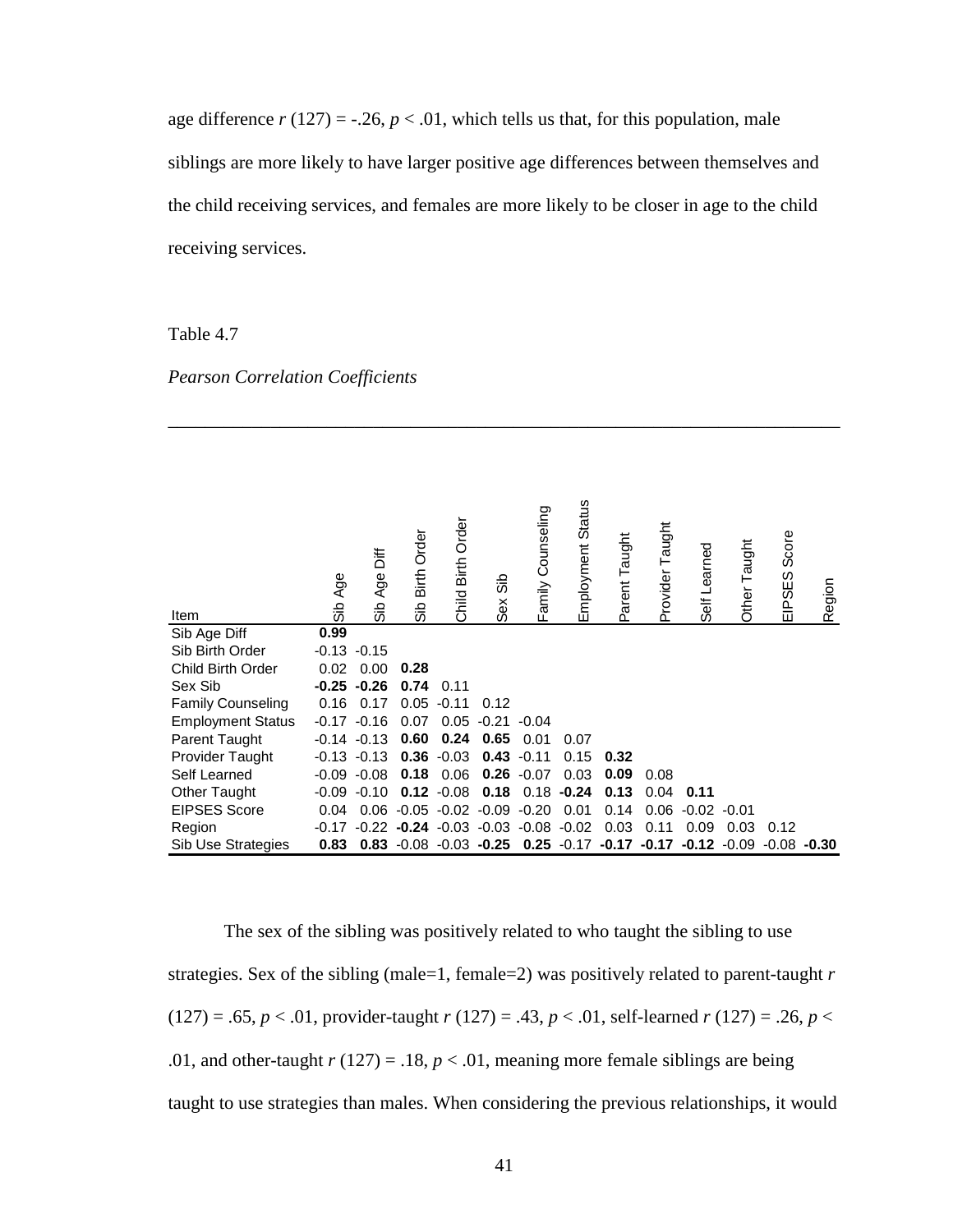age difference $r$ (127) = -.26, $p < .01$, which tells us that, for this population, male siblings are more likely to have larger positive age differences between themselves and the child receiving services, and females are more likely to be closer in age to the child receiving services.

Table 4.7

*Pearson Correlation Coefficients*

| Item | Sib Age | Sib Age Diff | Sib Birth Order | Child Birth Order | Sex Sib | Family Counseling | Employment Status | Parent Taught | Provider Taught | Self Learned | Other Taught | EIPSES Score | Region |
|---|---|---|---|---|---|---|---|---|---|---|---|---|---|
| Sib Age Diff | **0.99** | | | | | | | | | | | | |
| Sib Birth Order | -0.13 | -0.15 | | | | | | | | | | | |
| Child Birth Order | 0.02 | 0.00 | **0.28** | | | | | | | | | | |
| Sex Sib | **-0.25** | **-0.26** | **0.74** | 0.11 | | | | | | | | | |
| Family Counseling | 0.16 | 0.17 | 0.05 | -0.11 | 0.12 | | | | | | | | |
| Employment Status | -0.17 | -0.16 | 0.07 | 0.05 | -0.21 | -0.04 | | | | | | | |
| Parent Taught | -0.14 | -0.13 | **0.60** | **0.24** | **0.65** | 0.01 | 0.07 | | | | | | |
| Provider Taught | -0.13 | -0.13 | **0.36** | -0.03 | **0.43** | -0.11 | 0.15 | **0.32** | | | | | |
| Self Learned | -0.09 | -0.08 | **0.18** | 0.06 | **0.26** | -0.07 | 0.03 | **0.09** | 0.08 | | | | |
| Other Taught | -0.09 | -0.10 | **0.12** | -0.08 | **0.18** | 0.18 | **-0.24** | **0.13** | 0.04 | **0.11** | | | |
| EIPSES Score | 0.04 | 0.06 | -0.05 | -0.02 | -0.09 | -0.20 | 0.01 | 0.14 | 0.06 | -0.02 | -0.01 | | |
| Region | -0.17 | -0.22 | **-0.24** | -0.03 | -0.03 | -0.08 | -0.02 | 0.03 | 0.11 | 0.09 | 0.03 | 0.12 | |
| Sib Use Strategies | **0.83** | **0.83** | -0.08 | -0.03 | **-0.25** | **0.25** | -0.17 | **-0.17** | **-0.17** | **-0.12** | -0.09 | -0.08 | **-0.30** |

The sex of the sibling was positively related to who taught the sibling to use strategies. Sex of the sibling (male=1, female=2) was positively related to parent-taught $r$ (127) = .65, $p < .01$, provider-taught $r$ (127) = .43, $p < .01$, self-learned $r$ (127) = .26, $p < .01$, and other-taught $r$ (127) = .18, $p < .01$, meaning more female siblings are being taught to use strategies than males. When considering the previous relationships, it would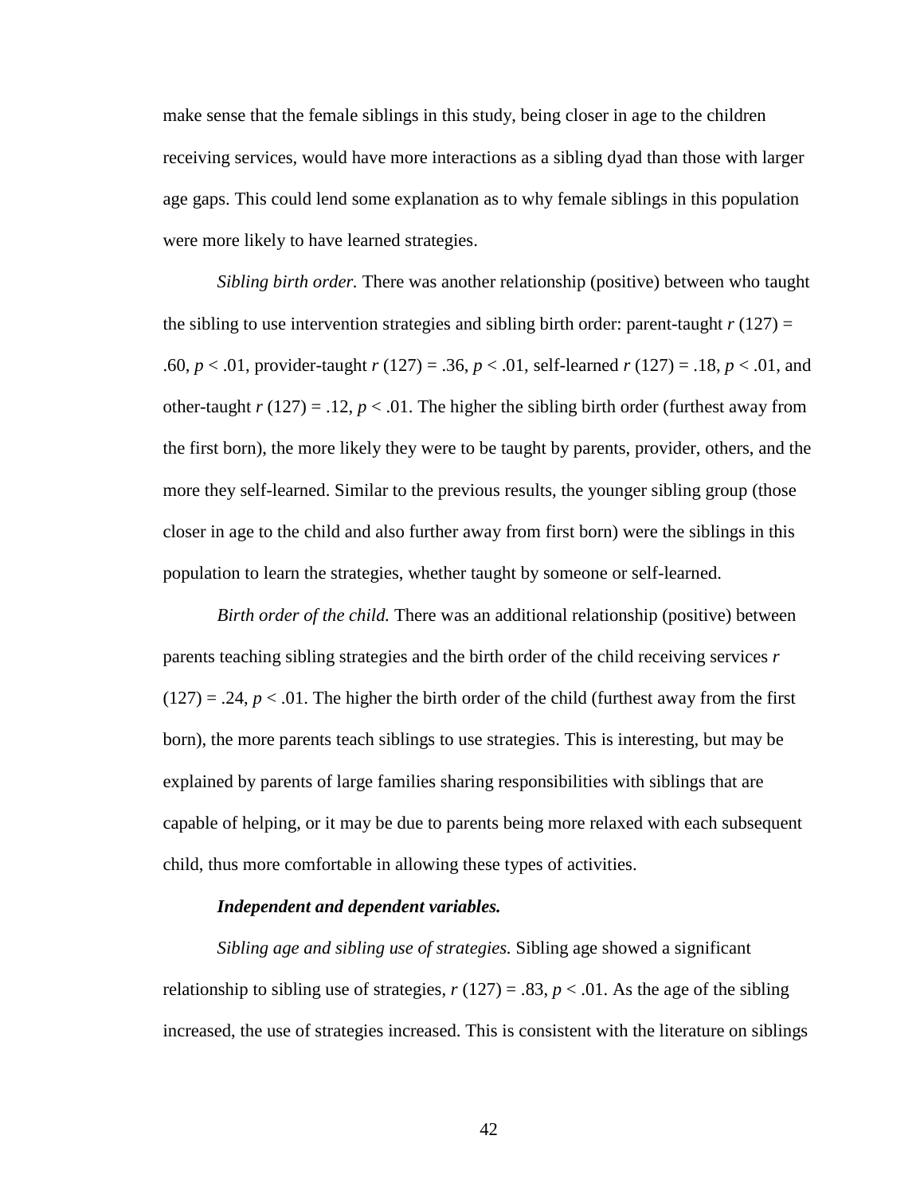make sense that the female siblings in this study, being closer in age to the children receiving services, would have more interactions as a sibling dyad than those with larger age gaps. This could lend some explanation as to why female siblings in this population were more likely to have learned strategies.

*Sibling birth order.* There was another relationship (positive) between who taught the sibling to use intervention strategies and sibling birth order: parent-taught $r$ (127) = .60, $p < .01$, provider-taught $r$ (127) = .36, $p < .01$, self-learned $r$ (127) = .18, $p < .01$, and other-taught $r$ (127) = .12, $p < .01$. The higher the sibling birth order (furthest away from the first born), the more likely they were to be taught by parents, provider, others, and the more they self-learned. Similar to the previous results, the younger sibling group (those closer in age to the child and also further away from first born) were the siblings in this population to learn the strategies, whether taught by someone or self-learned.

*Birth order of the child.* There was an additional relationship (positive) between parents teaching sibling strategies and the birth order of the child receiving services $r$ (127) = .24, $p < .01$. The higher the birth order of the child (furthest away from the first born), the more parents teach siblings to use strategies. This is interesting, but may be explained by parents of large families sharing responsibilities with siblings that are capable of helping, or it may be due to parents being more relaxed with each subsequent child, thus more comfortable in allowing these types of activities.

***Independent and dependent variables.***

*Sibling age and sibling use of strategies.* Sibling age showed a significant relationship to sibling use of strategies, $r$ (127) = .83, $p < .01$. As the age of the sibling increased, the use of strategies increased. This is consistent with the literature on siblings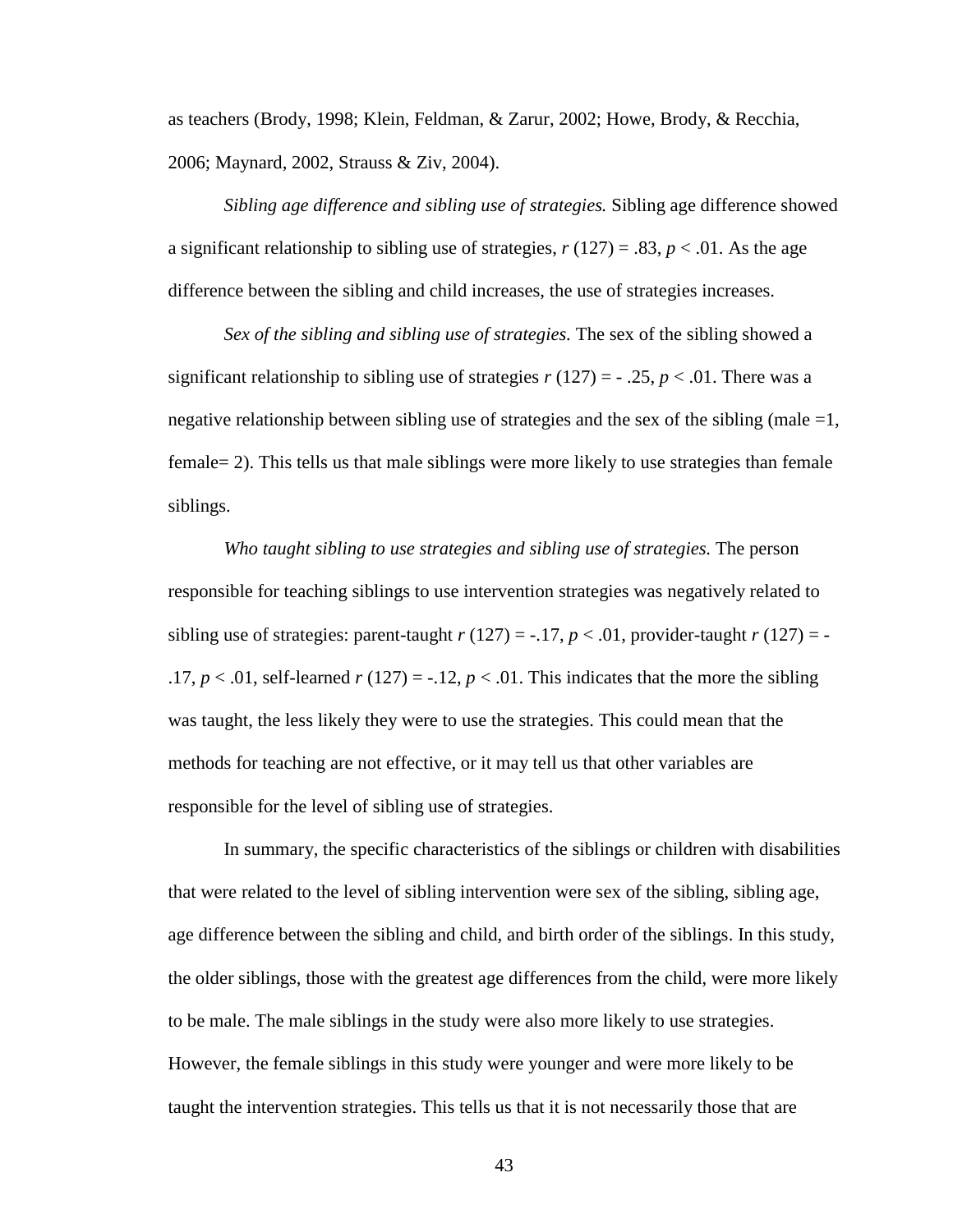as teachers (Brody, 1998; Klein, Feldman, & Zarur, 2002; Howe, Brody, & Recchia, 2006; Maynard, 2002, Strauss & Ziv, 2004).

*Sibling age difference and sibling use of strategies.* Sibling age difference showed a significant relationship to sibling use of strategies, $r$ (127) = .83, $p < .01$. As the age difference between the sibling and child increases, the use of strategies increases.

*Sex of the sibling and sibling use of strategies.* The sex of the sibling showed a significant relationship to sibling use of strategies $r$ (127) = - .25, $p < .01$. There was a negative relationship between sibling use of strategies and the sex of the sibling (male =1, female= 2). This tells us that male siblings were more likely to use strategies than female siblings.

*Who taught sibling to use strategies and sibling use of strategies.* The person responsible for teaching siblings to use intervention strategies was negatively related to sibling use of strategies: parent-taught $r$ (127) = -.17, $p < .01$, provider-taught $r$ (127) = -.17, $p < .01$, self-learned $r$ (127) = -.12, $p < .01$. This indicates that the more the sibling was taught, the less likely they were to use the strategies. This could mean that the methods for teaching are not effective, or it may tell us that other variables are responsible for the level of sibling use of strategies.

In summary, the specific characteristics of the siblings or children with disabilities that were related to the level of sibling intervention were sex of the sibling, sibling age, age difference between the sibling and child, and birth order of the siblings. In this study, the older siblings, those with the greatest age differences from the child, were more likely to be male. The male siblings in the study were also more likely to use strategies. However, the female siblings in this study were younger and were more likely to be taught the intervention strategies. This tells us that it is not necessarily those that are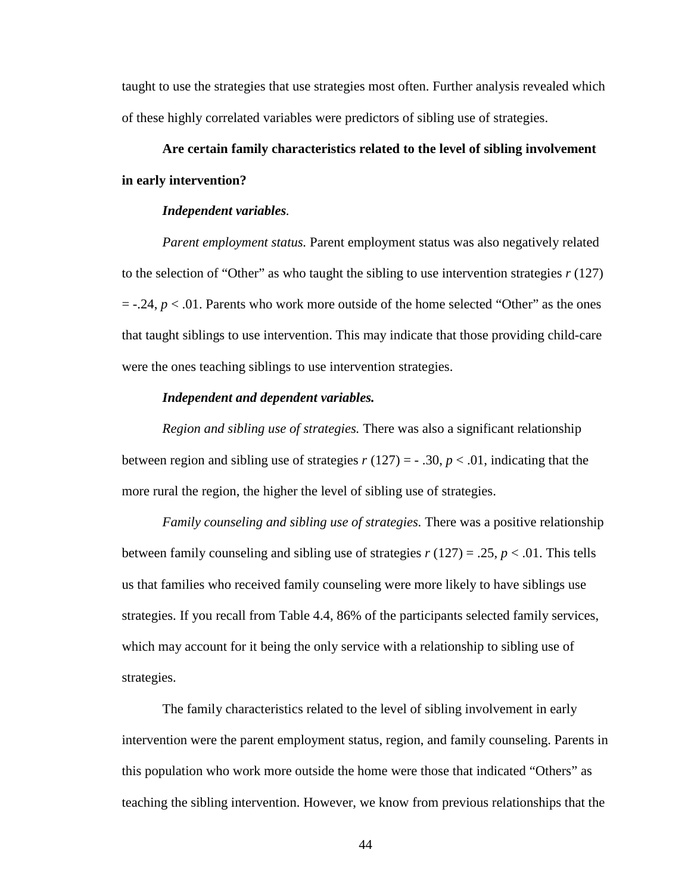taught to use the strategies that use strategies most often. Further analysis revealed which of these highly correlated variables were predictors of sibling use of strategies.

**Are certain family characteristics related to the level of sibling involvement in early intervention?**

***Independent variables.***

*Parent employment status.* Parent employment status was also negatively related to the selection of "Other" as who taught the sibling to use intervention strategies $r$ (127) = -.24, $p < .01$. Parents who work more outside of the home selected "Other" as the ones that taught siblings to use intervention. This may indicate that those providing child-care were the ones teaching siblings to use intervention strategies.

***Independent and dependent variables.***

*Region and sibling use of strategies.* There was also a significant relationship between region and sibling use of strategies $r$ (127) = - .30, $p < .01$, indicating that the more rural the region, the higher the level of sibling use of strategies.

*Family counseling and sibling use of strategies.* There was a positive relationship between family counseling and sibling use of strategies $r$ (127) = .25, $p < .01$. This tells us that families who received family counseling were more likely to have siblings use strategies. If you recall from Table 4.4, 86% of the participants selected family services, which may account for it being the only service with a relationship to sibling use of strategies.

The family characteristics related to the level of sibling involvement in early intervention were the parent employment status, region, and family counseling. Parents in this population who work more outside the home were those that indicated "Others" as teaching the sibling intervention. However, we know from previous relationships that the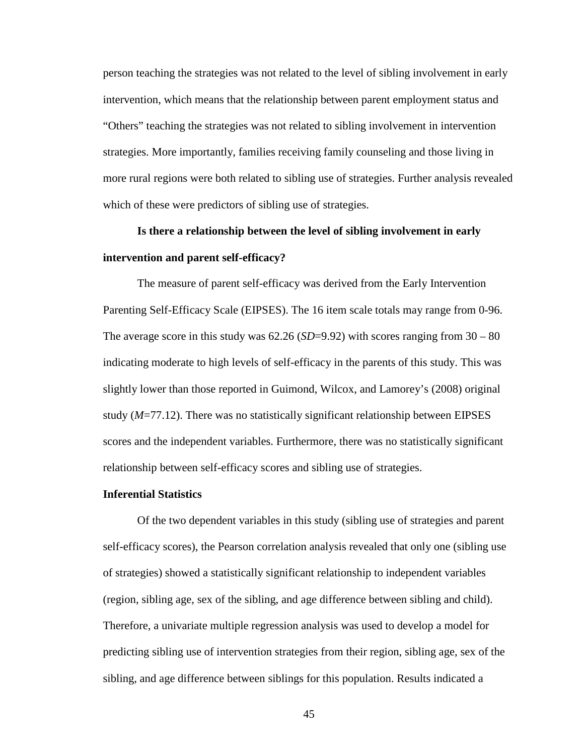person teaching the strategies was not related to the level of sibling involvement in early intervention, which means that the relationship between parent employment status and "Others" teaching the strategies was not related to sibling involvement in intervention strategies. More importantly, families receiving family counseling and those living in more rural regions were both related to sibling use of strategies. Further analysis revealed which of these were predictors of sibling use of strategies.

**Is there a relationship between the level of sibling involvement in early intervention and parent self-efficacy?**

The measure of parent self-efficacy was derived from the Early Intervention Parenting Self-Efficacy Scale (EIPSES). The 16 item scale totals may range from 0-96. The average score in this study was 62.26 (*SD*=9.92) with scores ranging from 30 – 80 indicating moderate to high levels of self-efficacy in the parents of this study. This was slightly lower than those reported in Guimond, Wilcox, and Lamorey's (2008) original study (*M*=77.12). There was no statistically significant relationship between EIPSES scores and the independent variables. Furthermore, there was no statistically significant relationship between self-efficacy scores and sibling use of strategies.

**Inferential Statistics**

Of the two dependent variables in this study (sibling use of strategies and parent self-efficacy scores), the Pearson correlation analysis revealed that only one (sibling use of strategies) showed a statistically significant relationship to independent variables (region, sibling age, sex of the sibling, and age difference between sibling and child). Therefore, a univariate multiple regression analysis was used to develop a model for predicting sibling use of intervention strategies from their region, sibling age, sex of the sibling, and age difference between siblings for this population. Results indicated a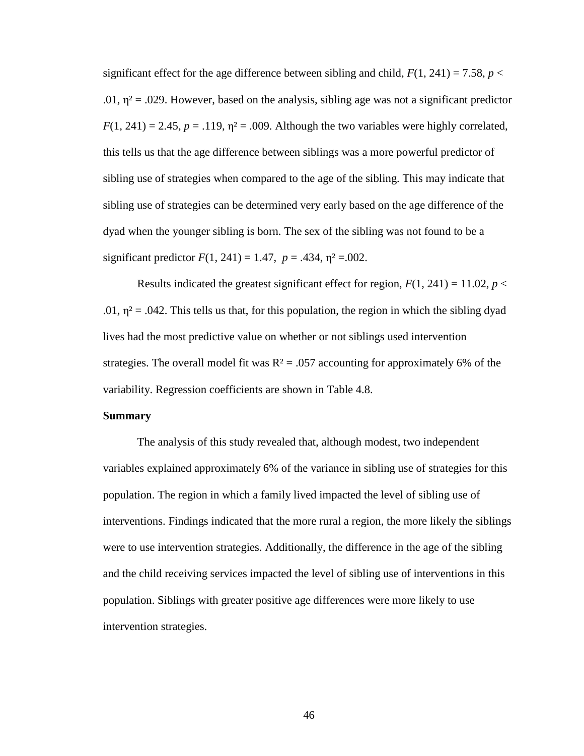significant effect for the age difference between sibling and child, $F(1, 241) = 7.58$, $p < .01$, $\eta^2 = .029$. However, based on the analysis, sibling age was not a significant predictor $F(1, 241) = 2.45$, $p = .119$, $\eta^2 = .009$. Although the two variables were highly correlated, this tells us that the age difference between siblings was a more powerful predictor of sibling use of strategies when compared to the age of the sibling. This may indicate that sibling use of strategies can be determined very early based on the age difference of the dyad when the younger sibling is born. The sex of the sibling was not found to be a significant predictor $F(1, 241) = 1.47$, $p = .434$, $\eta^2 = .002$.

Results indicated the greatest significant effect for region, $F(1, 241) = 11.02$, $p < .01$, $\eta^2 = .042$. This tells us that, for this population, the region in which the sibling dyad lives had the most predictive value on whether or not siblings used intervention strategies. The overall model fit was $R^2 = .057$ accounting for approximately 6% of the variability. Regression coefficients are shown in Table 4.8.

**Summary**

The analysis of this study revealed that, although modest, two independent variables explained approximately 6% of the variance in sibling use of strategies for this population. The region in which a family lived impacted the level of sibling use of interventions. Findings indicated that the more rural a region, the more likely the siblings were to use intervention strategies. Additionally, the difference in the age of the sibling and the child receiving services impacted the level of sibling use of interventions in this population. Siblings with greater positive age differences were more likely to use intervention strategies.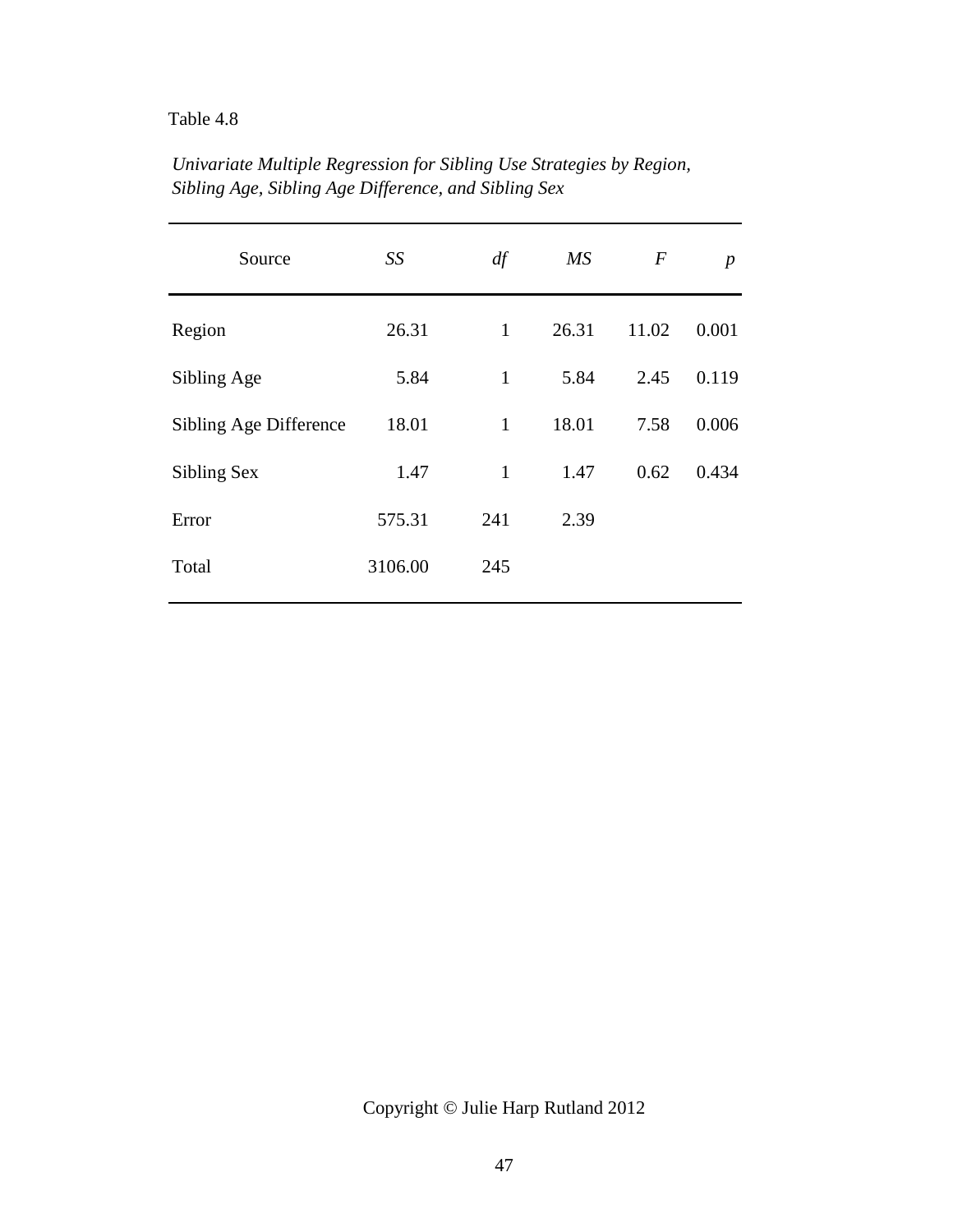Table 4.8

*Univariate Multiple Regression for Sibling Use Strategies by Region, Sibling Age, Sibling Age Difference, and Sibling Sex*

| Source | *SS* | *df* | *MS* | *F* | *p* |
|---|---|---|---|---|---|
| Region | 26.31 | 1 | 26.31 | 11.02 | 0.001 |
| Sibling Age | 5.84 | 1 | 5.84 | 2.45 | 0.119 |
| Sibling Age Difference | 18.01 | 1 | 18.01 | 7.58 | 0.006 |
| Sibling Sex | 1.47 | 1 | 1.47 | 0.62 | 0.434 |
| Error | 575.31 | 241 | 2.39 | | |
| Total | 3106.00 | 245 | | | |

Copyright © Julie Harp Rutland 2012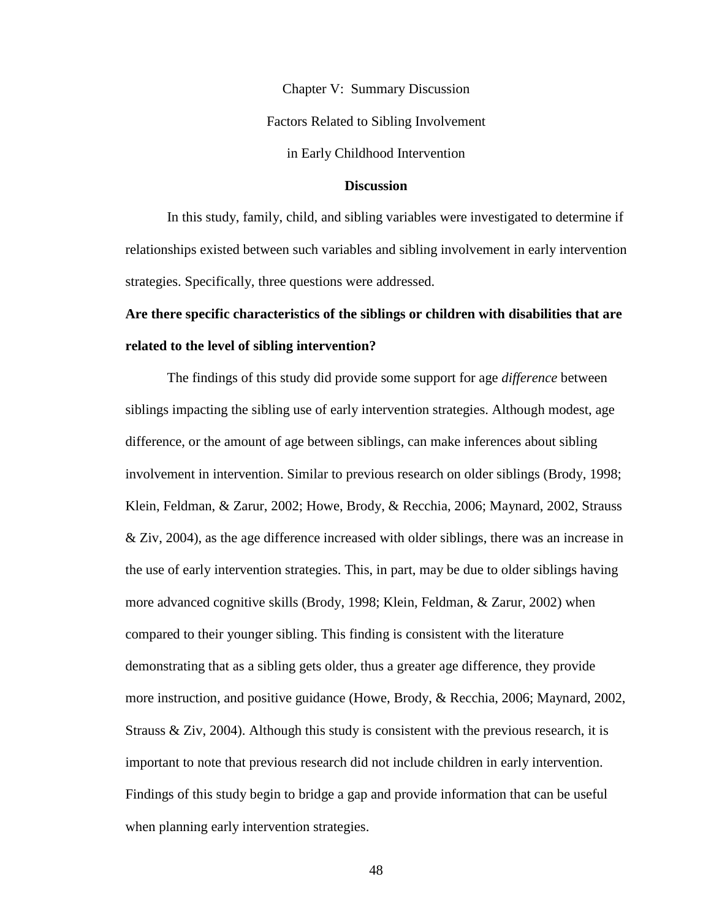# Chapter V: Summary Discussion

# Factors Related to Sibling Involvement in Early Childhood Intervention

## Discussion

In this study, family, child, and sibling variables were investigated to determine if relationships existed between such variables and sibling involvement in early intervention strategies. Specifically, three questions were addressed.

### Are there specific characteristics of the siblings or children with disabilities that are related to the level of sibling intervention?

The findings of this study did provide some support for age *difference* between siblings impacting the sibling use of early intervention strategies. Although modest, age difference, or the amount of age between siblings, can make inferences about sibling involvement in intervention. Similar to previous research on older siblings (Brody, 1998; Klein, Feldman, & Zarur, 2002; Howe, Brody, & Recchia, 2006; Maynard, 2002, Strauss & Ziv, 2004), as the age difference increased with older siblings, there was an increase in the use of early intervention strategies. This, in part, may be due to older siblings having more advanced cognitive skills (Brody, 1998; Klein, Feldman, & Zarur, 2002) when compared to their younger sibling. This finding is consistent with the literature demonstrating that as a sibling gets older, thus a greater age difference, they provide more instruction, and positive guidance (Howe, Brody, & Recchia, 2006; Maynard, 2002, Strauss & Ziv, 2004). Although this study is consistent with the previous research, it is important to note that previous research did not include children in early intervention. Findings of this study begin to bridge a gap and provide information that can be useful when planning early intervention strategies.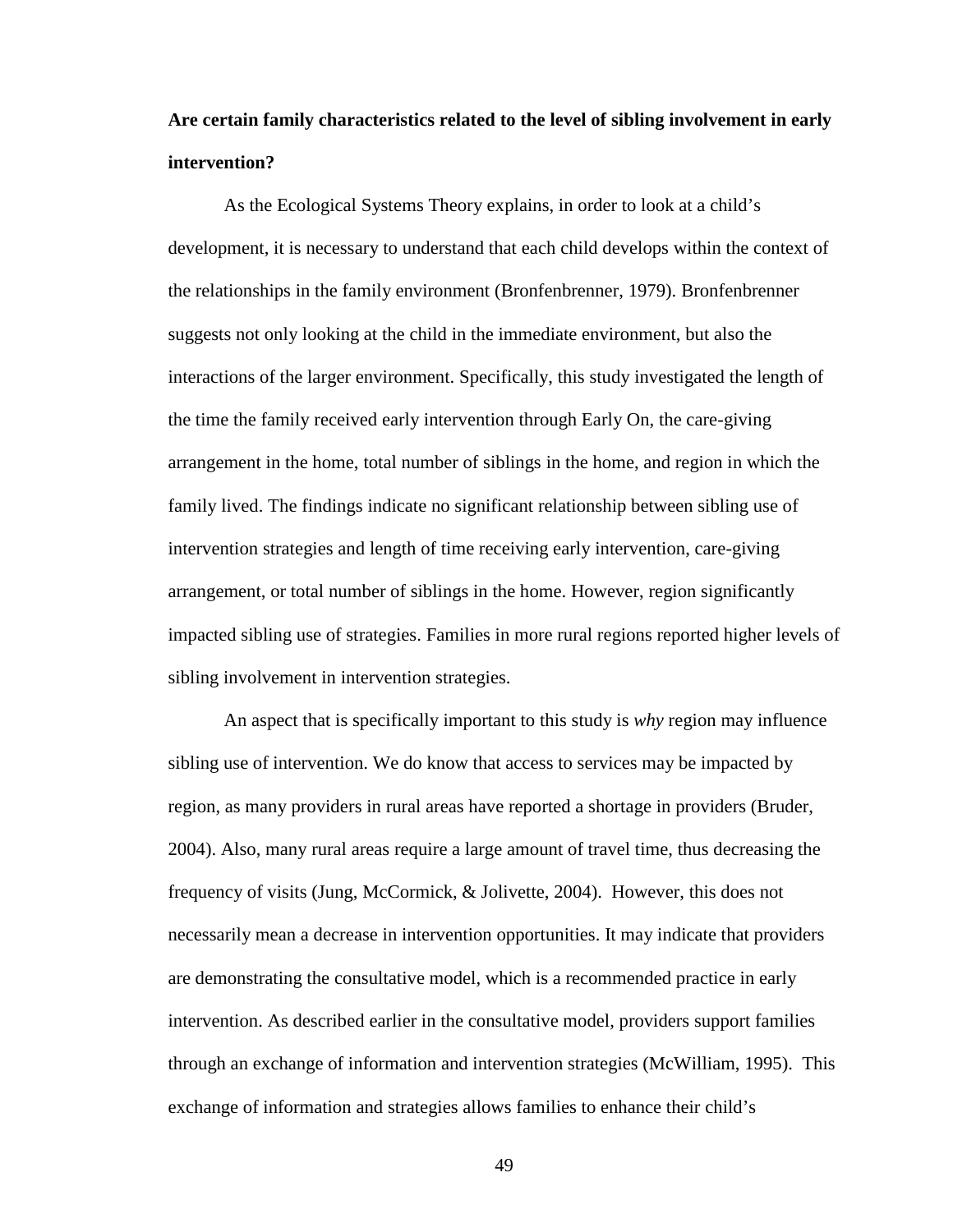**Are certain family characteristics related to the level of sibling involvement in early intervention?**

As the Ecological Systems Theory explains, in order to look at a child's development, it is necessary to understand that each child develops within the context of the relationships in the family environment (Bronfenbrenner, 1979). Bronfenbrenner suggests not only looking at the child in the immediate environment, but also the interactions of the larger environment. Specifically, this study investigated the length of the time the family received early intervention through Early On, the care-giving arrangement in the home, total number of siblings in the home, and region in which the family lived. The findings indicate no significant relationship between sibling use of intervention strategies and length of time receiving early intervention, care-giving arrangement, or total number of siblings in the home. However, region significantly impacted sibling use of strategies. Families in more rural regions reported higher levels of sibling involvement in intervention strategies.

An aspect that is specifically important to this study is *why* region may influence sibling use of intervention. We do know that access to services may be impacted by region, as many providers in rural areas have reported a shortage in providers (Bruder, 2004). Also, many rural areas require a large amount of travel time, thus decreasing the frequency of visits (Jung, McCormick, & Jolivette, 2004). However, this does not necessarily mean a decrease in intervention opportunities. It may indicate that providers are demonstrating the consultative model, which is a recommended practice in early intervention. As described earlier in the consultative model, providers support families through an exchange of information and intervention strategies (McWilliam, 1995). This exchange of information and strategies allows families to enhance their child's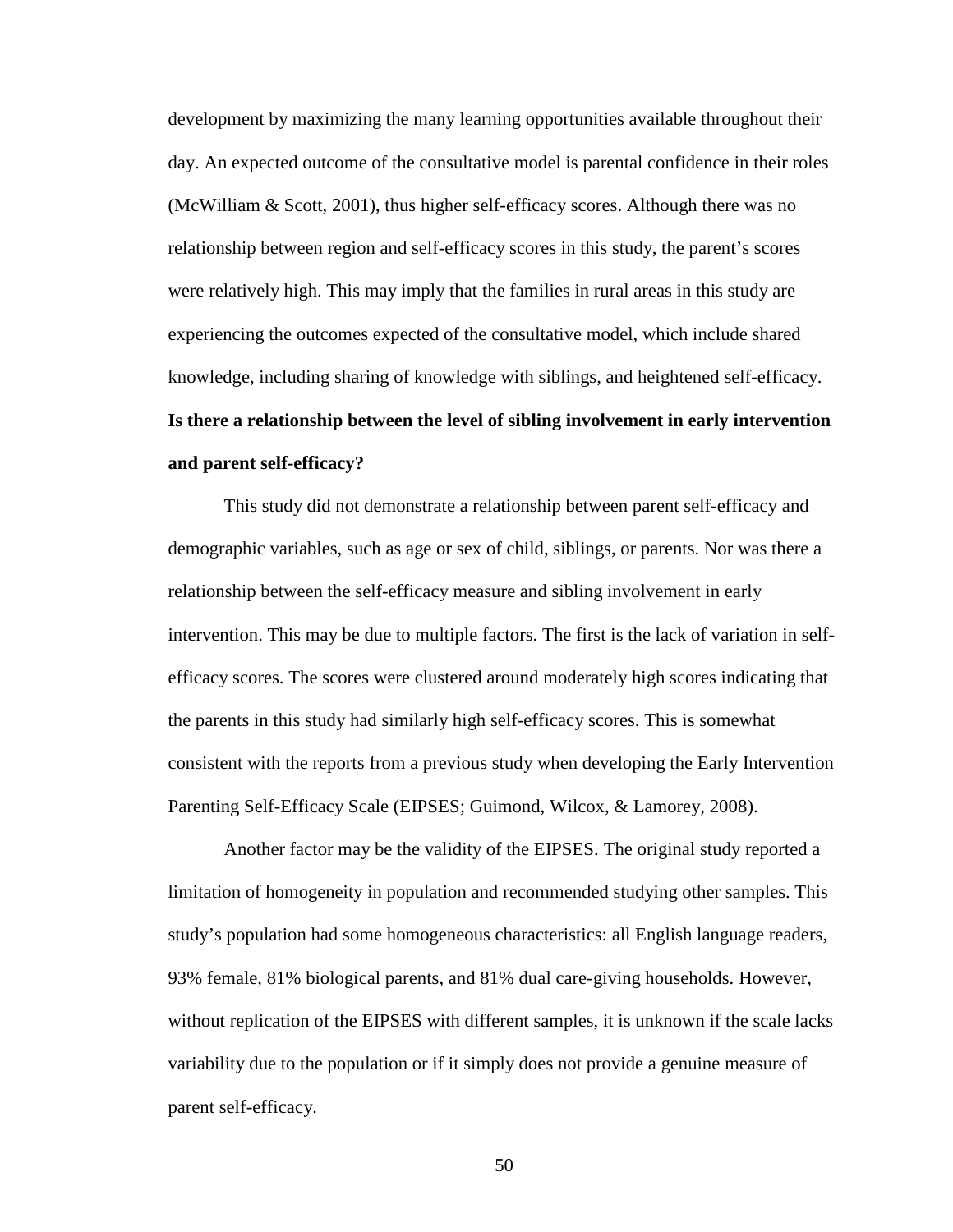development by maximizing the many learning opportunities available throughout their day. An expected outcome of the consultative model is parental confidence in their roles (McWilliam & Scott, 2001), thus higher self-efficacy scores. Although there was no relationship between region and self-efficacy scores in this study, the parent's scores were relatively high. This may imply that the families in rural areas in this study are experiencing the outcomes expected of the consultative model, which include shared knowledge, including sharing of knowledge with siblings, and heightened self-efficacy.

### Is there a relationship between the level of sibling involvement in early intervention and parent self-efficacy?

This study did not demonstrate a relationship between parent self-efficacy and demographic variables, such as age or sex of child, siblings, or parents. Nor was there a relationship between the self-efficacy measure and sibling involvement in early intervention. This may be due to multiple factors. The first is the lack of variation in self-efficacy scores. The scores were clustered around moderately high scores indicating that the parents in this study had similarly high self-efficacy scores. This is somewhat consistent with the reports from a previous study when developing the Early Intervention Parenting Self-Efficacy Scale (EIPSES; Guimond, Wilcox, & Lamorey, 2008).

Another factor may be the validity of the EIPSES. The original study reported a limitation of homogeneity in population and recommended studying other samples. This study's population had some homogeneous characteristics: all English language readers, 93% female, 81% biological parents, and 81% dual care-giving households. However, without replication of the EIPSES with different samples, it is unknown if the scale lacks variability due to the population or if it simply does not provide a genuine measure of parent self-efficacy.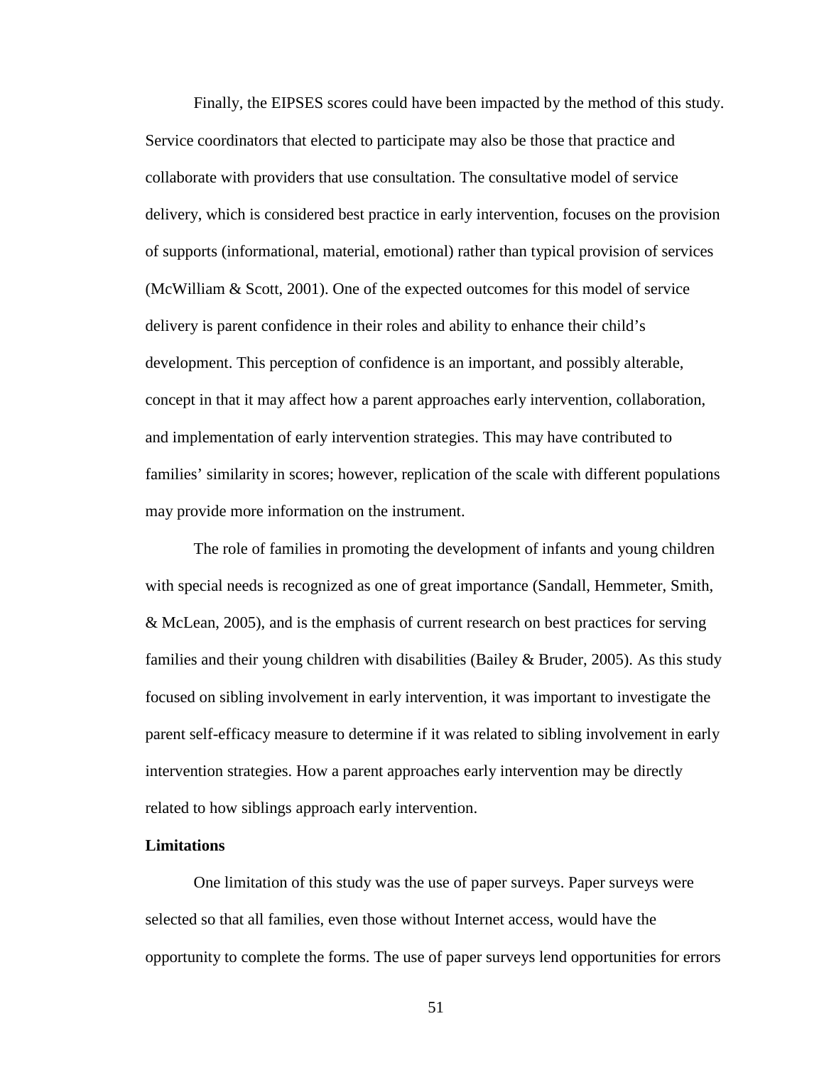Finally, the EIPSES scores could have been impacted by the method of this study. Service coordinators that elected to participate may also be those that practice and collaborate with providers that use consultation. The consultative model of service delivery, which is considered best practice in early intervention, focuses on the provision of supports (informational, material, emotional) rather than typical provision of services (McWilliam & Scott, 2001). One of the expected outcomes for this model of service delivery is parent confidence in their roles and ability to enhance their child's development. This perception of confidence is an important, and possibly alterable, concept in that it may affect how a parent approaches early intervention, collaboration, and implementation of early intervention strategies. This may have contributed to families' similarity in scores; however, replication of the scale with different populations may provide more information on the instrument.

The role of families in promoting the development of infants and young children with special needs is recognized as one of great importance (Sandall, Hemmeter, Smith, & McLean, 2005), and is the emphasis of current research on best practices for serving families and their young children with disabilities (Bailey & Bruder, 2005). As this study focused on sibling involvement in early intervention, it was important to investigate the parent self-efficacy measure to determine if it was related to sibling involvement in early intervention strategies. How a parent approaches early intervention may be directly related to how siblings approach early intervention.

**Limitations**

One limitation of this study was the use of paper surveys. Paper surveys were selected so that all families, even those without Internet access, would have the opportunity to complete the forms. The use of paper surveys lend opportunities for errors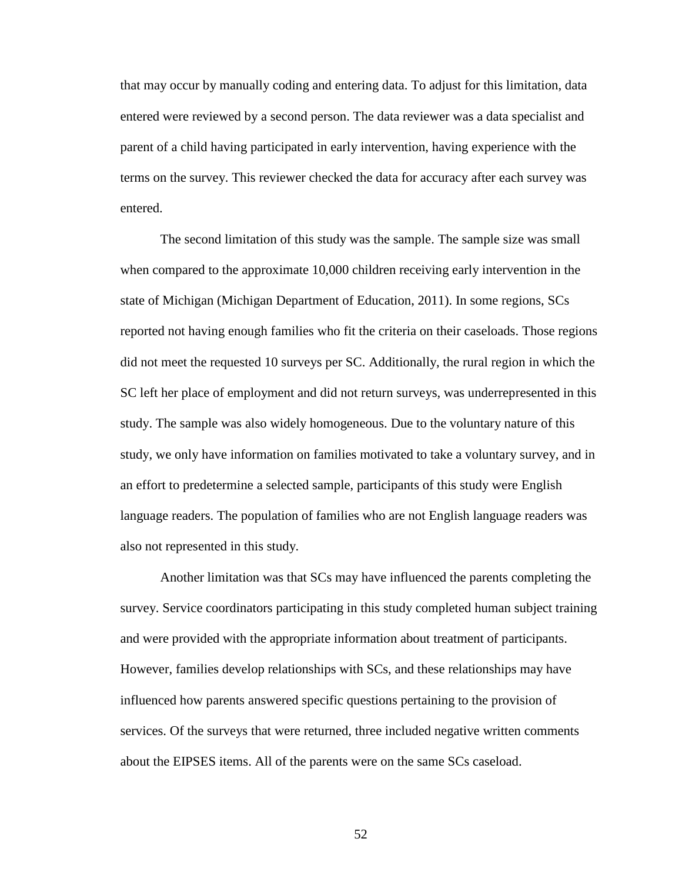that may occur by manually coding and entering data. To adjust for this limitation, data entered were reviewed by a second person. The data reviewer was a data specialist and parent of a child having participated in early intervention, having experience with the terms on the survey. This reviewer checked the data for accuracy after each survey was entered.

The second limitation of this study was the sample. The sample size was small when compared to the approximate 10,000 children receiving early intervention in the state of Michigan (Michigan Department of Education, 2011). In some regions, SCs reported not having enough families who fit the criteria on their caseloads. Those regions did not meet the requested 10 surveys per SC. Additionally, the rural region in which the SC left her place of employment and did not return surveys, was underrepresented in this study. The sample was also widely homogeneous. Due to the voluntary nature of this study, we only have information on families motivated to take a voluntary survey, and in an effort to predetermine a selected sample, participants of this study were English language readers. The population of families who are not English language readers was also not represented in this study.

Another limitation was that SCs may have influenced the parents completing the survey. Service coordinators participating in this study completed human subject training and were provided with the appropriate information about treatment of participants. However, families develop relationships with SCs, and these relationships may have influenced how parents answered specific questions pertaining to the provision of services. Of the surveys that were returned, three included negative written comments about the EIPSES items. All of the parents were on the same SCs caseload.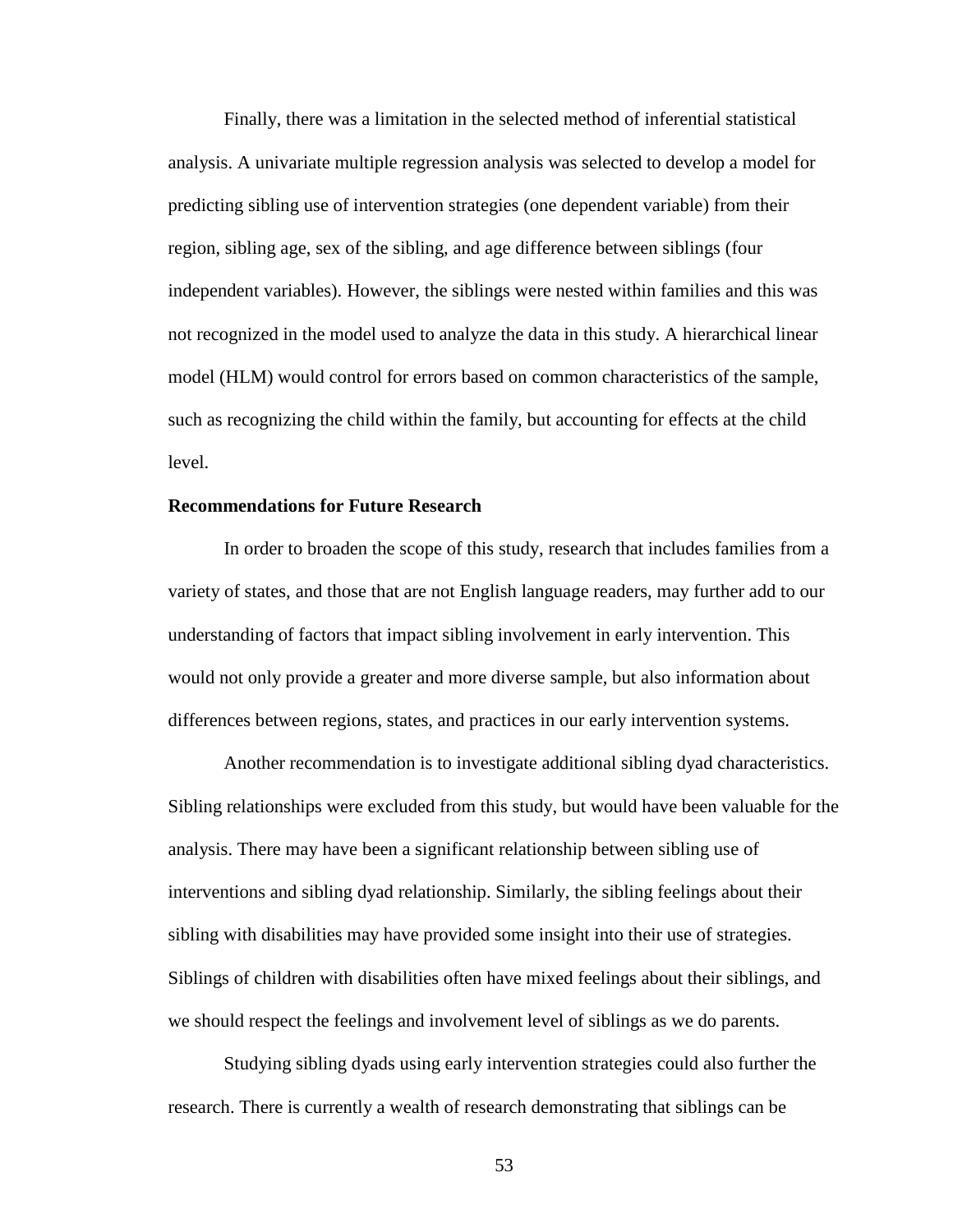Finally, there was a limitation in the selected method of inferential statistical analysis. A univariate multiple regression analysis was selected to develop a model for predicting sibling use of intervention strategies (one dependent variable) from their region, sibling age, sex of the sibling, and age difference between siblings (four independent variables). However, the siblings were nested within families and this was not recognized in the model used to analyze the data in this study. A hierarchical linear model (HLM) would control for errors based on common characteristics of the sample, such as recognizing the child within the family, but accounting for effects at the child level.

**Recommendations for Future Research**

In order to broaden the scope of this study, research that includes families from a variety of states, and those that are not English language readers, may further add to our understanding of factors that impact sibling involvement in early intervention. This would not only provide a greater and more diverse sample, but also information about differences between regions, states, and practices in our early intervention systems.

Another recommendation is to investigate additional sibling dyad characteristics. Sibling relationships were excluded from this study, but would have been valuable for the analysis. There may have been a significant relationship between sibling use of interventions and sibling dyad relationship. Similarly, the sibling feelings about their sibling with disabilities may have provided some insight into their use of strategies. Siblings of children with disabilities often have mixed feelings about their siblings, and we should respect the feelings and involvement level of siblings as we do parents.

Studying sibling dyads using early intervention strategies could also further the research. There is currently a wealth of research demonstrating that siblings can be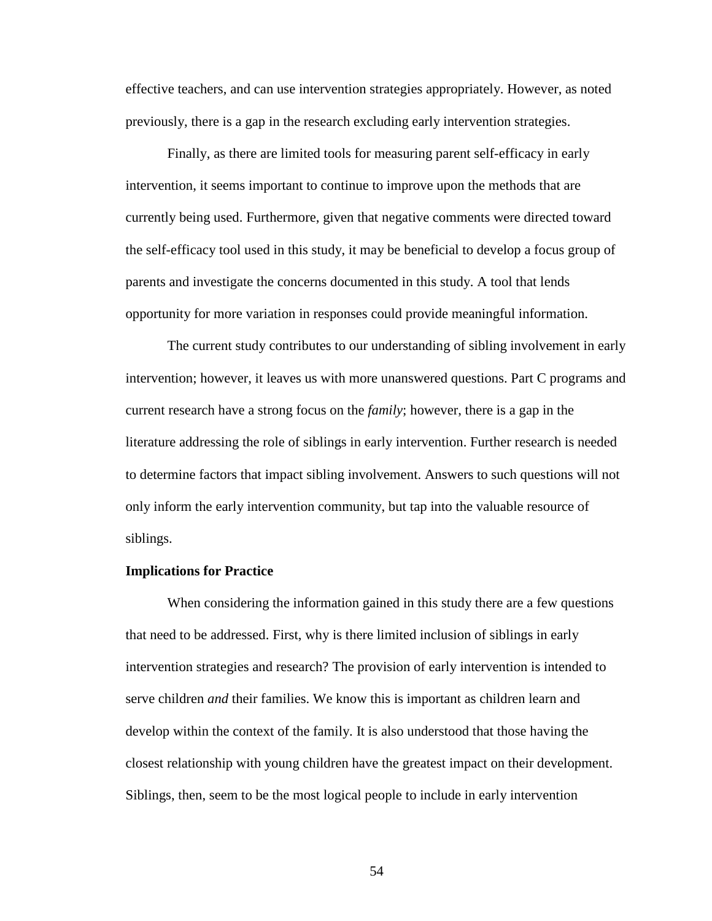effective teachers, and can use intervention strategies appropriately. However, as noted previously, there is a gap in the research excluding early intervention strategies.

Finally, as there are limited tools for measuring parent self-efficacy in early intervention, it seems important to continue to improve upon the methods that are currently being used. Furthermore, given that negative comments were directed toward the self-efficacy tool used in this study, it may be beneficial to develop a focus group of parents and investigate the concerns documented in this study. A tool that lends opportunity for more variation in responses could provide meaningful information.

The current study contributes to our understanding of sibling involvement in early intervention; however, it leaves us with more unanswered questions. Part C programs and current research have a strong focus on the *family*; however, there is a gap in the literature addressing the role of siblings in early intervention. Further research is needed to determine factors that impact sibling involvement. Answers to such questions will not only inform the early intervention community, but tap into the valuable resource of siblings.

**Implications for Practice**

When considering the information gained in this study there are a few questions that need to be addressed. First, why is there limited inclusion of siblings in early intervention strategies and research? The provision of early intervention is intended to serve children *and* their families. We know this is important as children learn and develop within the context of the family. It is also understood that those having the closest relationship with young children have the greatest impact on their development. Siblings, then, seem to be the most logical people to include in early intervention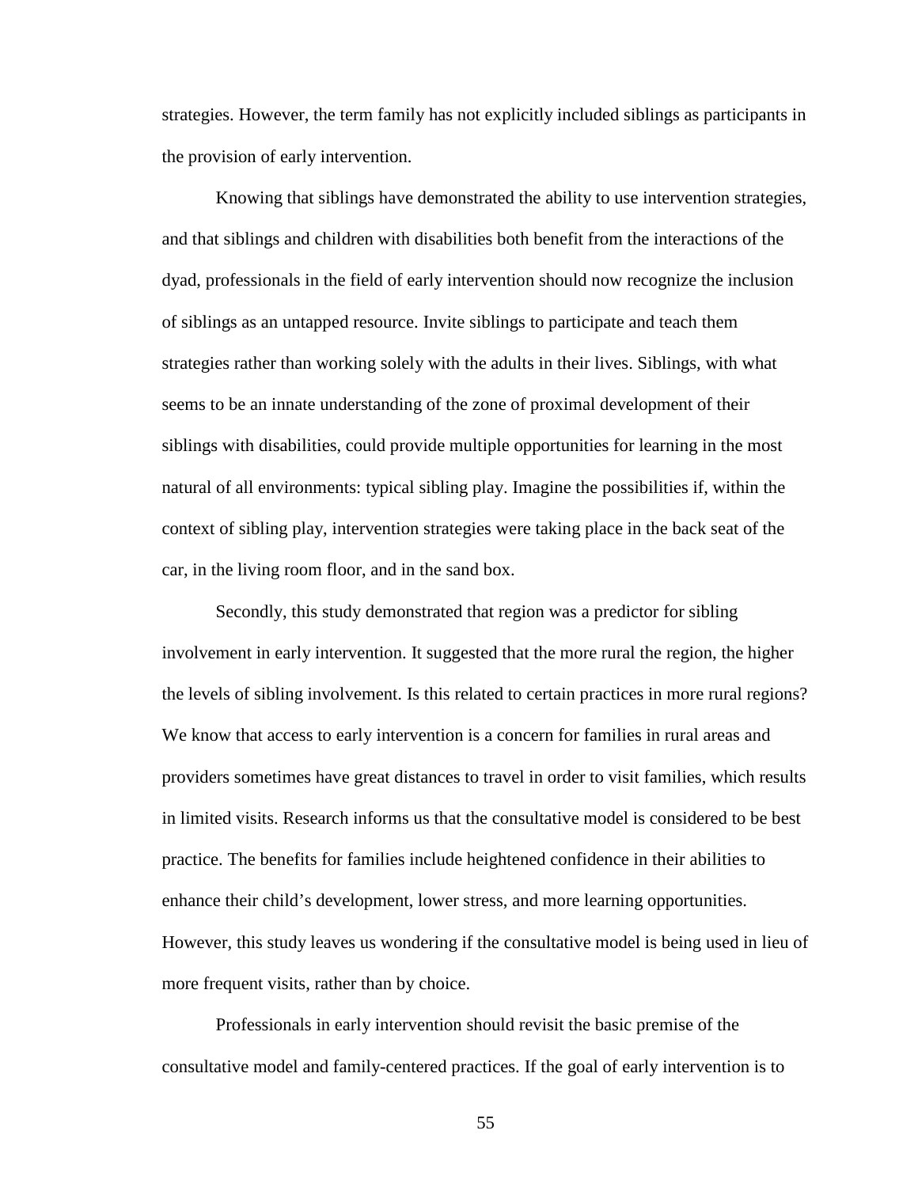strategies. However, the term family has not explicitly included siblings as participants in the provision of early intervention.

Knowing that siblings have demonstrated the ability to use intervention strategies, and that siblings and children with disabilities both benefit from the interactions of the dyad, professionals in the field of early intervention should now recognize the inclusion of siblings as an untapped resource. Invite siblings to participate and teach them strategies rather than working solely with the adults in their lives. Siblings, with what seems to be an innate understanding of the zone of proximal development of their siblings with disabilities, could provide multiple opportunities for learning in the most natural of all environments: typical sibling play. Imagine the possibilities if, within the context of sibling play, intervention strategies were taking place in the back seat of the car, in the living room floor, and in the sand box.

Secondly, this study demonstrated that region was a predictor for sibling involvement in early intervention. It suggested that the more rural the region, the higher the levels of sibling involvement. Is this related to certain practices in more rural regions? We know that access to early intervention is a concern for families in rural areas and providers sometimes have great distances to travel in order to visit families, which results in limited visits. Research informs us that the consultative model is considered to be best practice. The benefits for families include heightened confidence in their abilities to enhance their child's development, lower stress, and more learning opportunities. However, this study leaves us wondering if the consultative model is being used in lieu of more frequent visits, rather than by choice.

Professionals in early intervention should revisit the basic premise of the consultative model and family-centered practices. If the goal of early intervention is to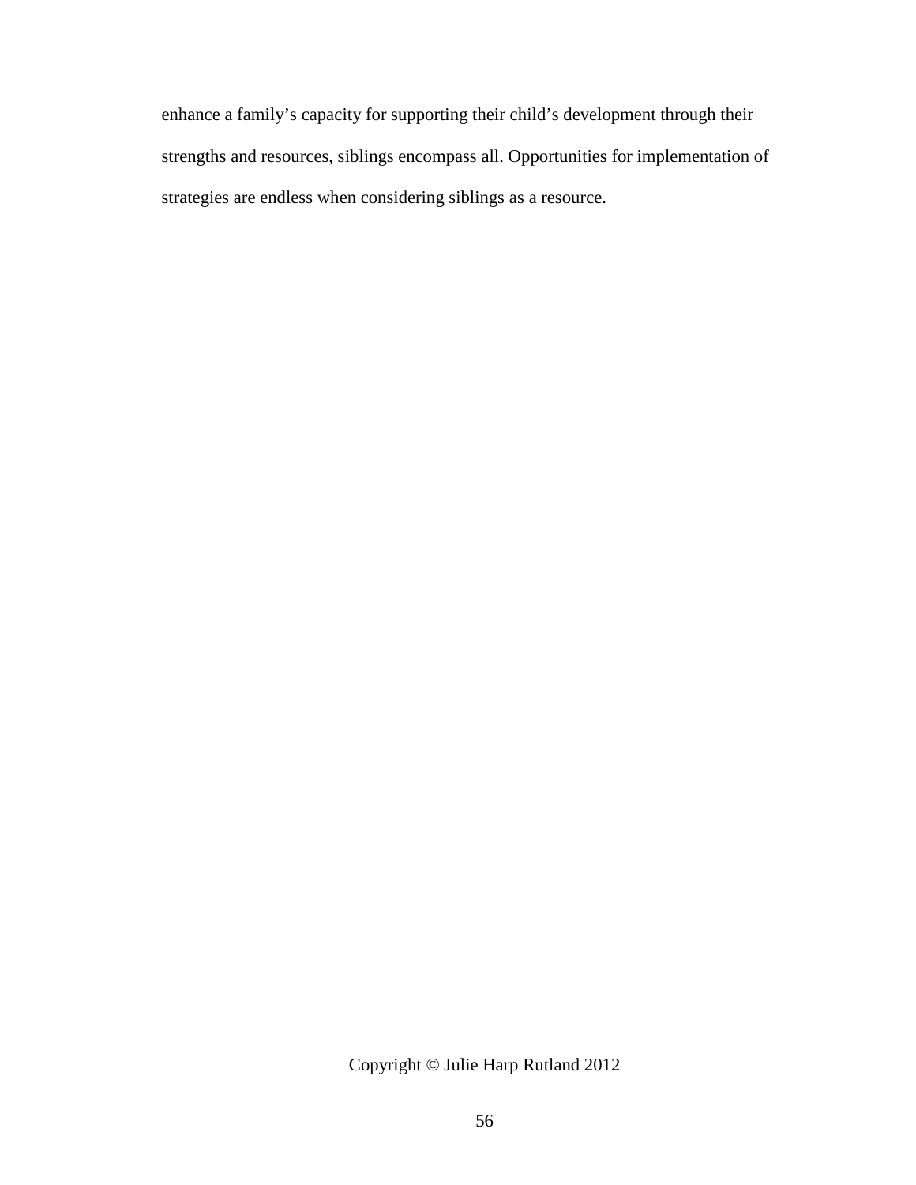enhance a family's capacity for supporting their child's development through their strengths and resources, siblings encompass all. Opportunities for implementation of strategies are endless when considering siblings as a resource.

Copyright © Julie Harp Rutland 2012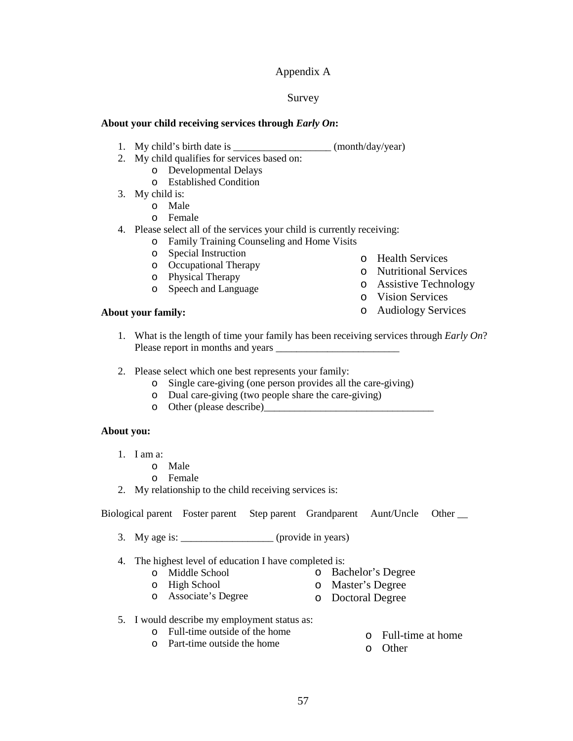# Appendix A

## Survey

**About your child receiving services through *Early On*:**

1. My child's birth date is ___________________ (month/day/year)
2. My child qualifies for services based on:
   - Developmental Delays
   - Established Condition
3. My child is:
   - Male
   - Female
4. Please select all of the services your child is currently receiving:
   - Family Training Counseling and Home Visits
   - Special Instruction
   - Occupational Therapy
   - Physical Therapy
   - Speech and Language
   - Health Services
   - Nutritional Services
   - Assistive Technology
   - Vision Services
   - Audiology Services

**About your family:**

1. What is the length of time your family has been receiving services through *Early On*? Please report in months and years ________________________

2. Please select which one best represents your family:
   - Single care-giving (one person provides all the care-giving)
   - Dual care-giving (two people share the care-giving)
   - Other (please describe)_________________________________

**About you:**

1. I am a:
   - Male
   - Female
2. My relationship to the child receiving services is:

Biological parent  Foster parent  Step parent  Grandparent  Aunt/Uncle  Other __

3. My age is: __________________ (provide in years)

4. The highest level of education I have completed is:
   - Middle School
   - High School
   - Associate's Degree
   - Bachelor's Degree
   - Master's Degree
   - Doctoral Degree

5. I would describe my employment status as:
   - Full-time outside of the home
   - Part-time outside the home
   - Full-time at home
   - Other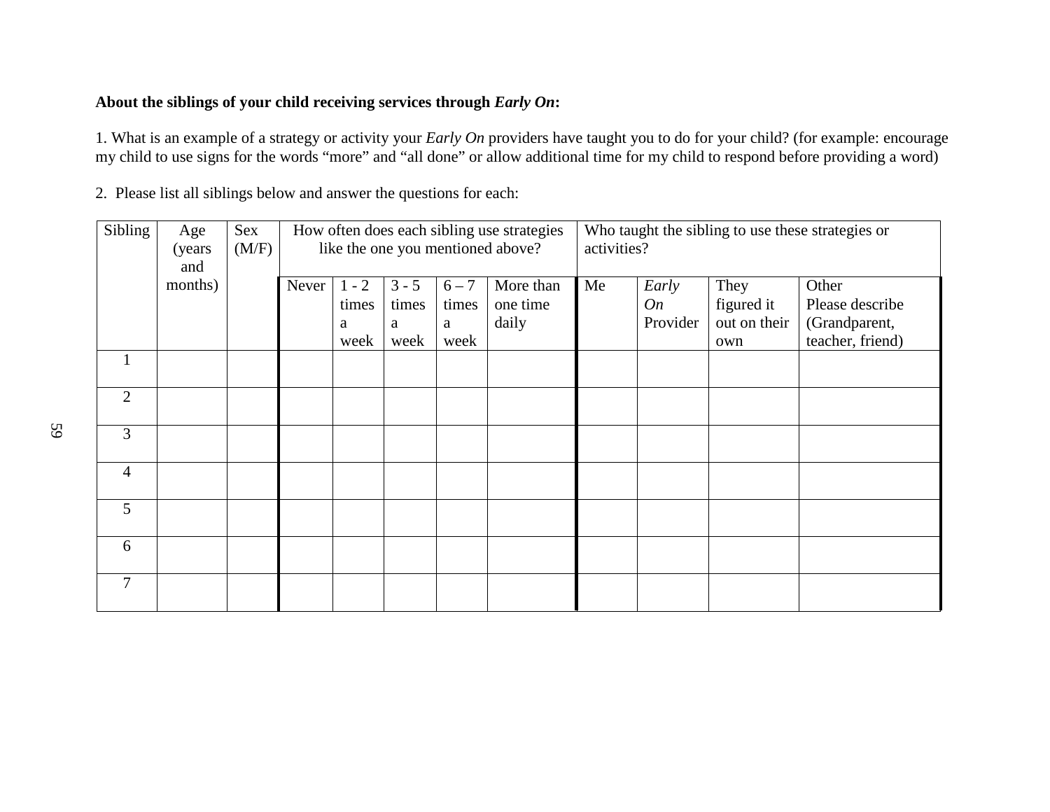**About the siblings of your child receiving services through *Early On*:**

1. What is an example of a strategy or activity your *Early On* providers have taught you to do for your child? (for example: encourage my child to use signs for the words "more" and "all done" or allow additional time for my child to respond before providing a word)

2. Please list all siblings below and answer the questions for each:

| Sibling | Age (years and months) | Sex (M/F) | How often does each sibling use strategies like the one you mentioned above? | | | | | Who taught the sibling to use these strategies or activities? | | | |
|---|---|---|---|---|---|---|---|---|---|---|---|
| | | | Never | 1 - 2 times a week | 3 - 5 times a week | 6 – 7 times a week | More than one time daily | Me | *Early On* Provider | They figured it out on their own | Other Please describe (Grandparent, teacher, friend) |
| 1 | | | | | | | | | | | |
| 2 | | | | | | | | | | | |
| 3 | | | | | | | | | | | |
| 4 | | | | | | | | | | | |
| 5 | | | | | | | | | | | |
| 6 | | | | | | | | | | | |
| 7 | | | | | | | | | | | |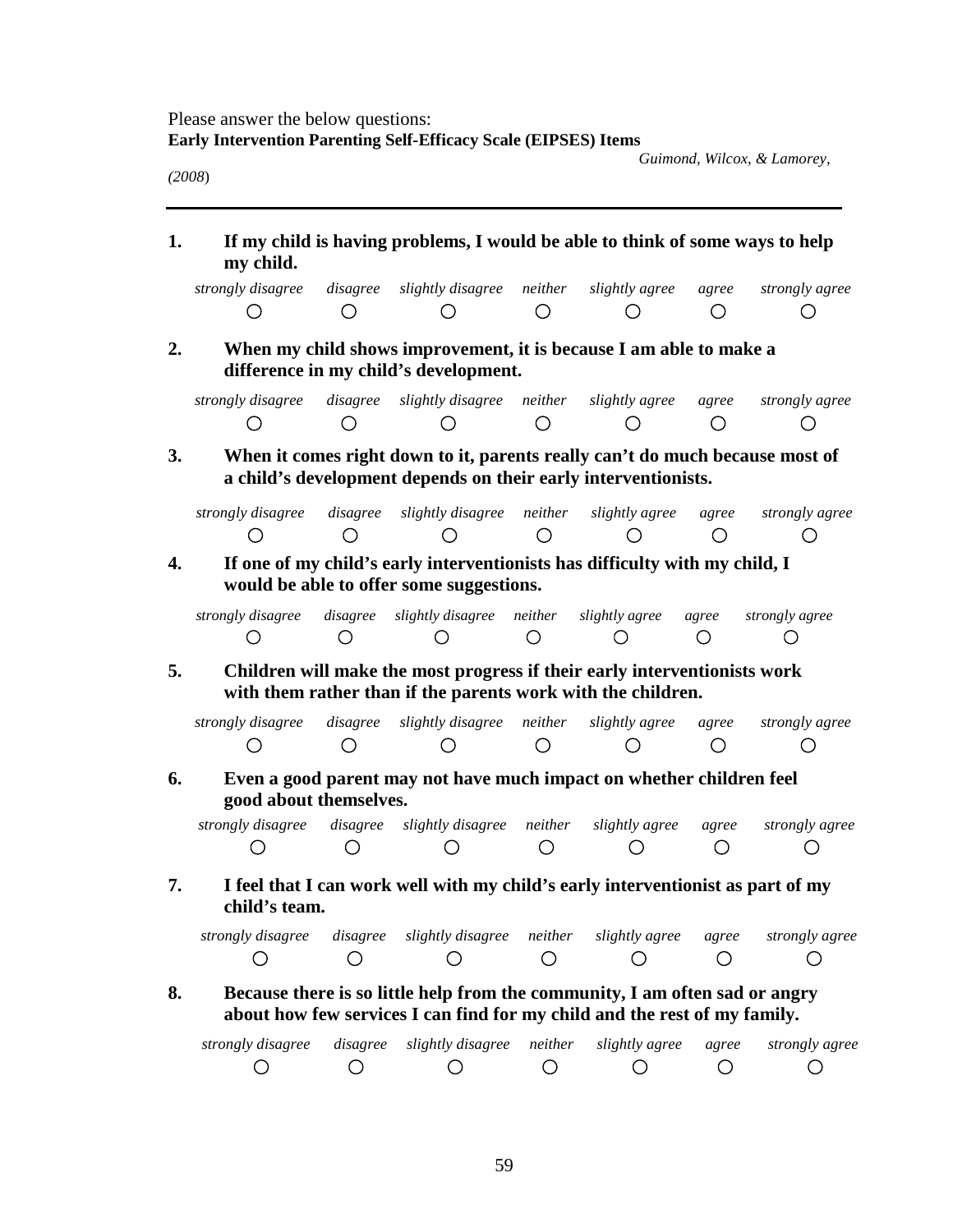Please answer the below questions:
**Early Intervention Parenting Self-Efficacy Scale (EIPSES) Items**

*Guimond, Wilcox, & Lamorey, (2008*)

---

**1. If my child is having problems, I would be able to think of some ways to help my child.**

| *strongly disagree* | *disagree* | *slightly disagree* | *neither* | *slightly agree* | *agree* | *strongly agree* |
|---|---|---|---|---|---|---|
| ○ | ○ | ○ | ○ | ○ | ○ | ○ |

**2. When my child shows improvement, it is because I am able to make a difference in my child's development.**

| *strongly disagree* | *disagree* | *slightly disagree* | *neither* | *slightly agree* | *agree* | *strongly agree* |
|---|---|---|---|---|---|---|
| ○ | ○ | ○ | ○ | ○ | ○ | ○ |

**3. When it comes right down to it, parents really can't do much because most of a child's development depends on their early interventionists.**

| *strongly disagree* | *disagree* | *slightly disagree* | *neither* | *slightly agree* | *agree* | *strongly agree* |
|---|---|---|---|---|---|---|
| ○ | ○ | ○ | ○ | ○ | ○ | ○ |

**4. If one of my child's early interventionists has difficulty with my child, I would be able to offer some suggestions.**

| *strongly disagree* | *disagree* | *slightly disagree* | *neither* | *slightly agree* | *agree* | *strongly agree* |
|---|---|---|---|---|---|---|
| ○ | ○ | ○ | ○ | ○ | ○ | ○ |

**5. Children will make the most progress if their early interventionists work with them rather than if the parents work with the children.**

| *strongly disagree* | *disagree* | *slightly disagree* | *neither* | *slightly agree* | *agree* | *strongly agree* |
|---|---|---|---|---|---|---|
| ○ | ○ | ○ | ○ | ○ | ○ | ○ |

**6. Even a good parent may not have much impact on whether children feel good about themselves.**

| *strongly disagree* | *disagree* | *slightly disagree* | *neither* | *slightly agree* | *agree* | *strongly agree* |
|---|---|---|---|---|---|---|
| ○ | ○ | ○ | ○ | ○ | ○ | ○ |

**7. I feel that I can work well with my child's early interventionist as part of my child's team.**

| *strongly disagree* | *disagree* | *slightly disagree* | *neither* | *slightly agree* | *agree* | *strongly agree* |
|---|---|---|---|---|---|---|
| ○ | ○ | ○ | ○ | ○ | ○ | ○ |

**8. Because there is so little help from the community, I am often sad or angry about how few services I can find for my child and the rest of my family.**

| *strongly disagree* | *disagree* | *slightly disagree* | *neither* | *slightly agree* | *agree* | *strongly agree* |
|---|---|---|---|---|---|---|
| ○ | ○ | ○ | ○ | ○ | ○ | ○ |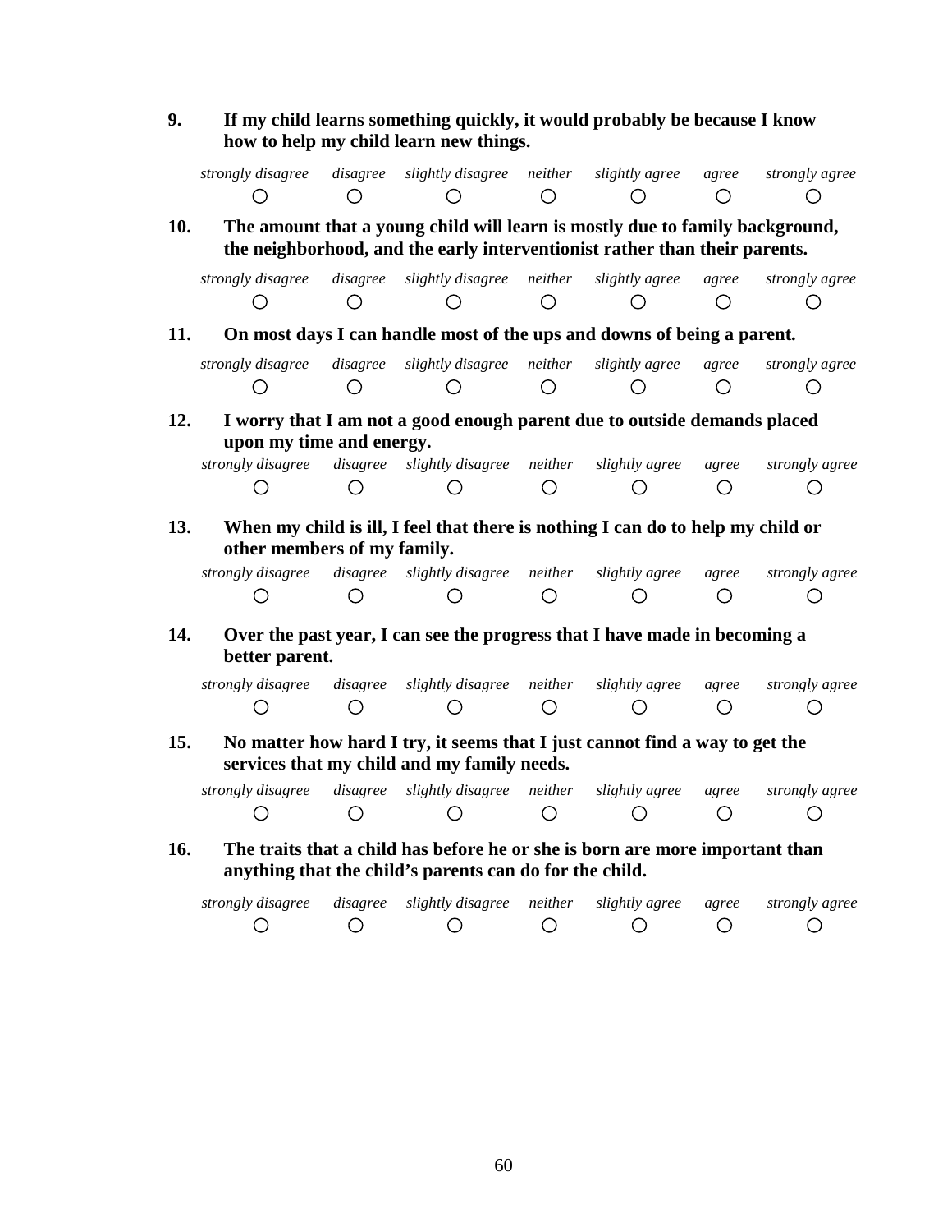**9.** **If my child learns something quickly, it would probably be because I know how to help my child learn new things.**

| *strongly disagree* | *disagree* | *slightly disagree* | *neither* | *slightly agree* | *agree* | *strongly agree* |
|---|---|---|---|---|---|---|
| ○ | ○ | ○ | ○ | ○ | ○ | ○ |

**10.** **The amount that a young child will learn is mostly due to family background, the neighborhood, and the early interventionist rather than their parents.**

| *strongly disagree* | *disagree* | *slightly disagree* | *neither* | *slightly agree* | *agree* | *strongly agree* |
|---|---|---|---|---|---|---|
| ○ | ○ | ○ | ○ | ○ | ○ | ○ |

**11.** **On most days I can handle most of the ups and downs of being a parent.**

| *strongly disagree* | *disagree* | *slightly disagree* | *neither* | *slightly agree* | *agree* | *strongly agree* |
|---|---|---|---|---|---|---|
| ○ | ○ | ○ | ○ | ○ | ○ | ○ |

**12.** **I worry that I am not a good enough parent due to outside demands placed upon my time and energy.**

| *strongly disagree* | *disagree* | *slightly disagree* | *neither* | *slightly agree* | *agree* | *strongly agree* |
|---|---|---|---|---|---|---|
| ○ | ○ | ○ | ○ | ○ | ○ | ○ |

**13.** **When my child is ill, I feel that there is nothing I can do to help my child or other members of my family.**

| *strongly disagree* | *disagree* | *slightly disagree* | *neither* | *slightly agree* | *agree* | *strongly agree* |
|---|---|---|---|---|---|---|
| ○ | ○ | ○ | ○ | ○ | ○ | ○ |

**14.** **Over the past year, I can see the progress that I have made in becoming a better parent.**

| *strongly disagree* | *disagree* | *slightly disagree* | *neither* | *slightly agree* | *agree* | *strongly agree* |
|---|---|---|---|---|---|---|
| ○ | ○ | ○ | ○ | ○ | ○ | ○ |

**15.** **No matter how hard I try, it seems that I just cannot find a way to get the services that my child and my family needs.**

| *strongly disagree* | *disagree* | *slightly disagree* | *neither* | *slightly agree* | *agree* | *strongly agree* |
|---|---|---|---|---|---|---|
| ○ | ○ | ○ | ○ | ○ | ○ | ○ |

**16.** **The traits that a child has before he or she is born are more important than anything that the child's parents can do for the child.**

| *strongly disagree* | *disagree* | *slightly disagree* | *neither* | *slightly agree* | *agree* | *strongly agree* |
|---|---|---|---|---|---|---|
| ○ | ○ | ○ | ○ | ○ | ○ | ○ |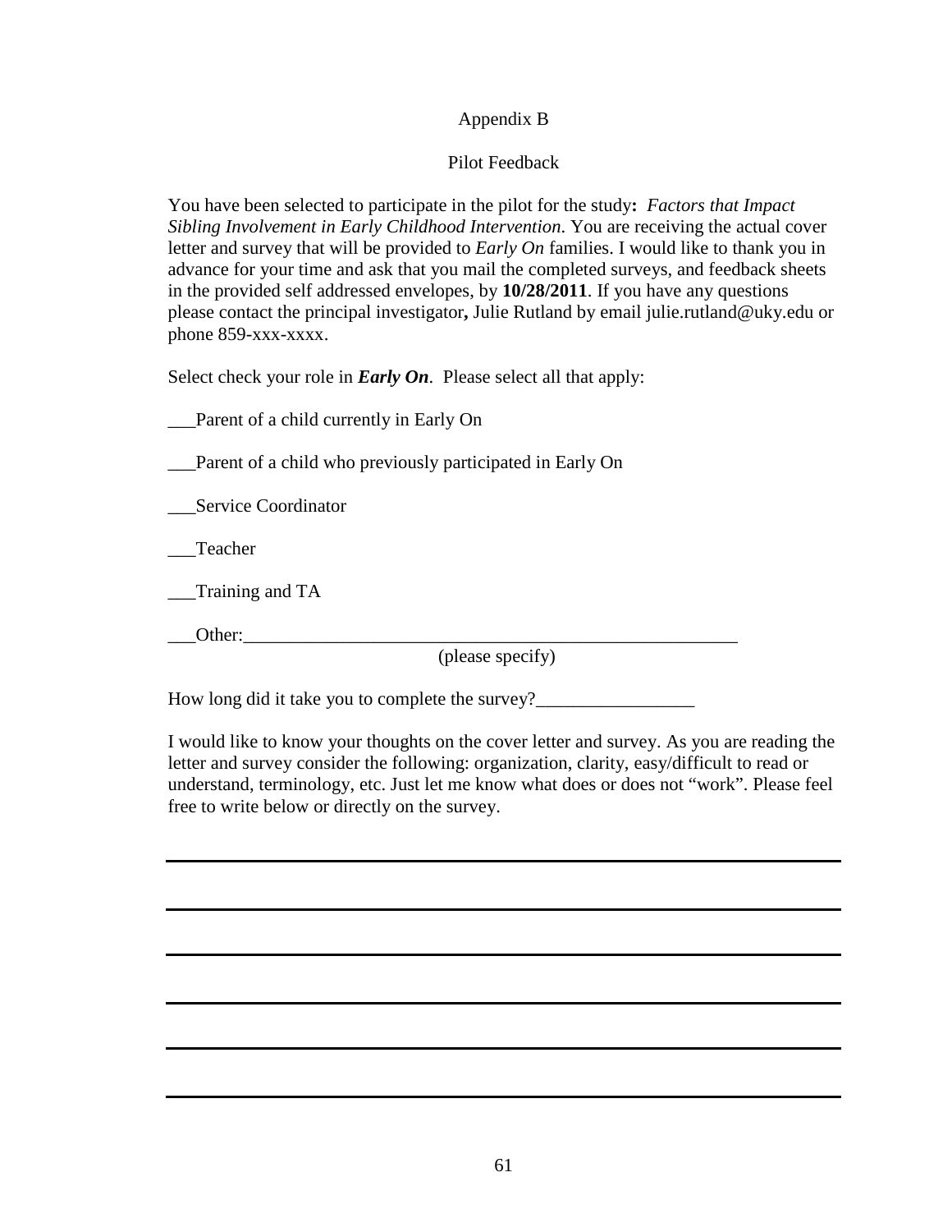Appendix B

Pilot Feedback

You have been selected to participate in the pilot for the study**:** *Factors that Impact Sibling Involvement in Early Childhood Intervention*. You are receiving the actual cover letter and survey that will be provided to *Early On* families. I would like to thank you in advance for your time and ask that you mail the completed surveys, and feedback sheets in the provided self addressed envelopes, by **10/28/2011**. If you have any questions please contact the principal investigator**,** Julie Rutland by email julie.rutland@uky.edu or phone 859-xxx-xxxx.

Select check your role in ***Early On***. Please select all that apply:

___Parent of a child currently in Early On

___Parent of a child who previously participated in Early On

___Service Coordinator

___Teacher

___Training and TA

___Other:________________________________________________________
(please specify)

How long did it take you to complete the survey?_________________

I would like to know your thoughts on the cover letter and survey. As you are reading the letter and survey consider the following: organization, clarity, easy/difficult to read or understand, terminology, etc. Just let me know what does or does not "work". Please feel free to write below or directly on the survey.

______________________________________________________________________

______________________________________________________________________

______________________________________________________________________

______________________________________________________________________

______________________________________________________________________

______________________________________________________________________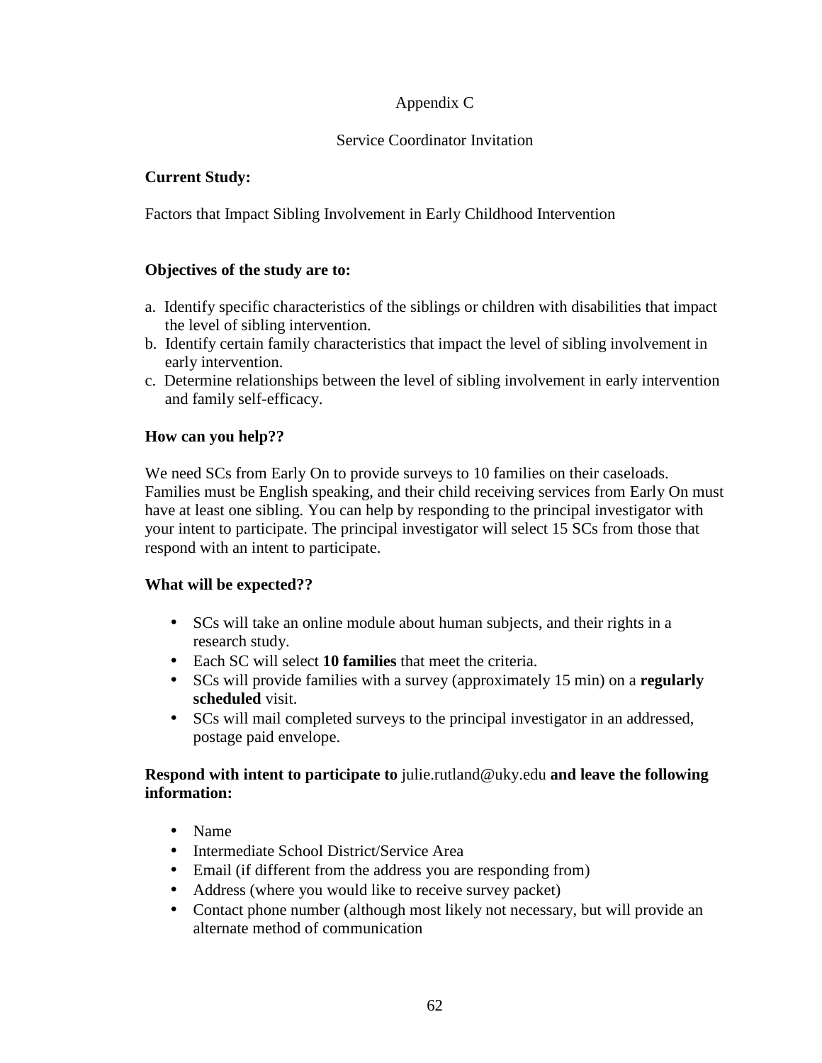# Appendix C

## Service Coordinator Invitation

**Current Study:**

Factors that Impact Sibling Involvement in Early Childhood Intervention

**Objectives of the study are to:**

a. Identify specific characteristics of the siblings or children with disabilities that impact the level of sibling intervention.
b. Identify certain family characteristics that impact the level of sibling involvement in early intervention.
c. Determine relationships between the level of sibling involvement in early intervention and family self-efficacy.

**How can you help??**

We need SCs from Early On to provide surveys to 10 families on their caseloads. Families must be English speaking, and their child receiving services from Early On must have at least one sibling. You can help by responding to the principal investigator with your intent to participate. The principal investigator will select 15 SCs from those that respond with an intent to participate.

**What will be expected??**

- SCs will take an online module about human subjects, and their rights in a research study.
- Each SC will select **10 families** that meet the criteria.
- SCs will provide families with a survey (approximately 15 min) on a **regularly scheduled** visit.
- SCs will mail completed surveys to the principal investigator in an addressed, postage paid envelope.

**Respond with intent to participate to** julie.rutland@uky.edu **and leave the following information:**

- Name
- Intermediate School District/Service Area
- Email (if different from the address you are responding from)
- Address (where you would like to receive survey packet)
- Contact phone number (although most likely not necessary, but will provide an alternate method of communication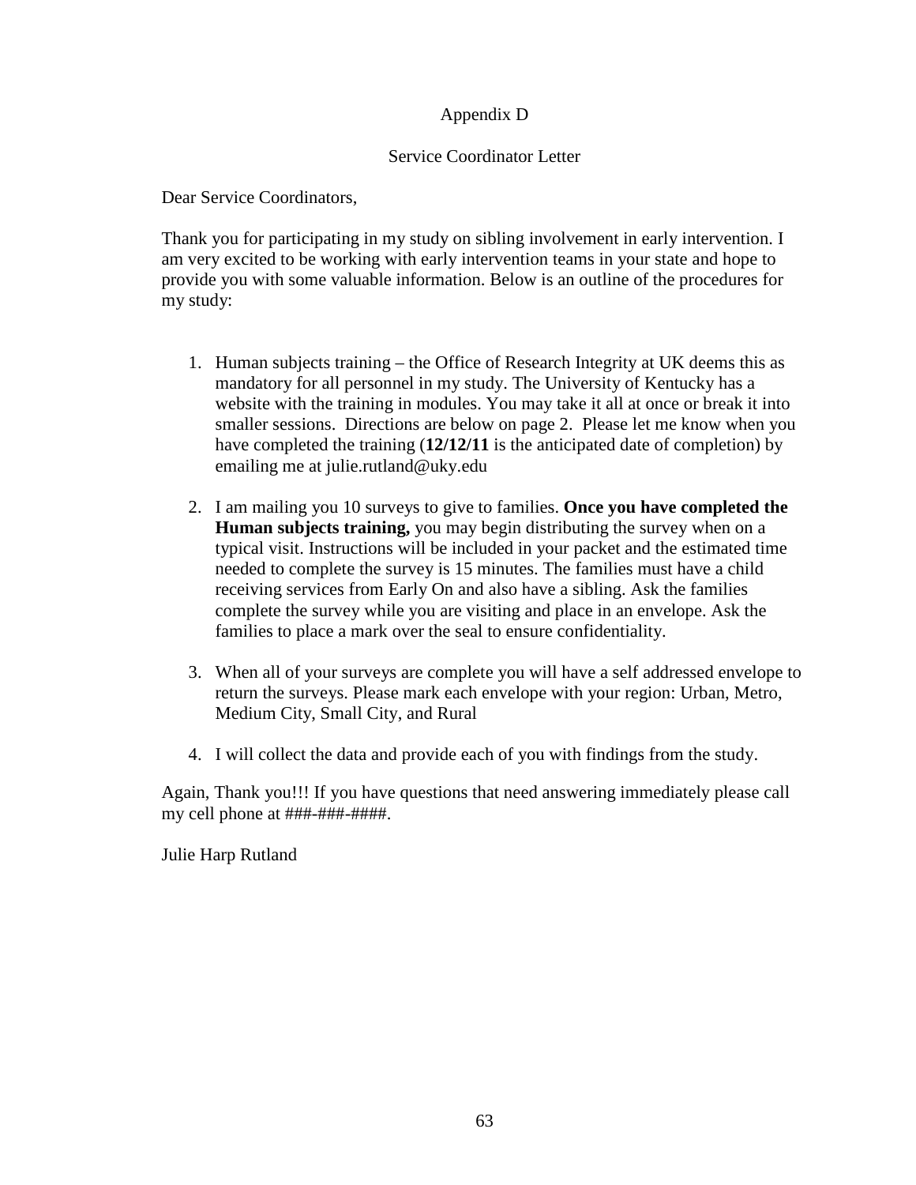# Appendix D

## Service Coordinator Letter

Dear Service Coordinators,

Thank you for participating in my study on sibling involvement in early intervention. I am very excited to be working with early intervention teams in your state and hope to provide you with some valuable information. Below is an outline of the procedures for my study:

1. Human subjects training – the Office of Research Integrity at UK deems this as mandatory for all personnel in my study. The University of Kentucky has a website with the training in modules. You may take it all at once or break it into smaller sessions. Directions are below on page 2. Please let me know when you have completed the training (**12/12/11** is the anticipated date of completion) by emailing me at julie.rutland@uky.edu

2. I am mailing you 10 surveys to give to families. **Once you have completed the Human subjects training,** you may begin distributing the survey when on a typical visit. Instructions will be included in your packet and the estimated time needed to complete the survey is 15 minutes. The families must have a child receiving services from Early On and also have a sibling. Ask the families complete the survey while you are visiting and place in an envelope. Ask the families to place a mark over the seal to ensure confidentiality.

3. When all of your surveys are complete you will have a self addressed envelope to return the surveys. Please mark each envelope with your region: Urban, Metro, Medium City, Small City, and Rural

4. I will collect the data and provide each of you with findings from the study.

Again, Thank you!!! If you have questions that need answering immediately please call my cell phone at ###-###-####.

Julie Harp Rutland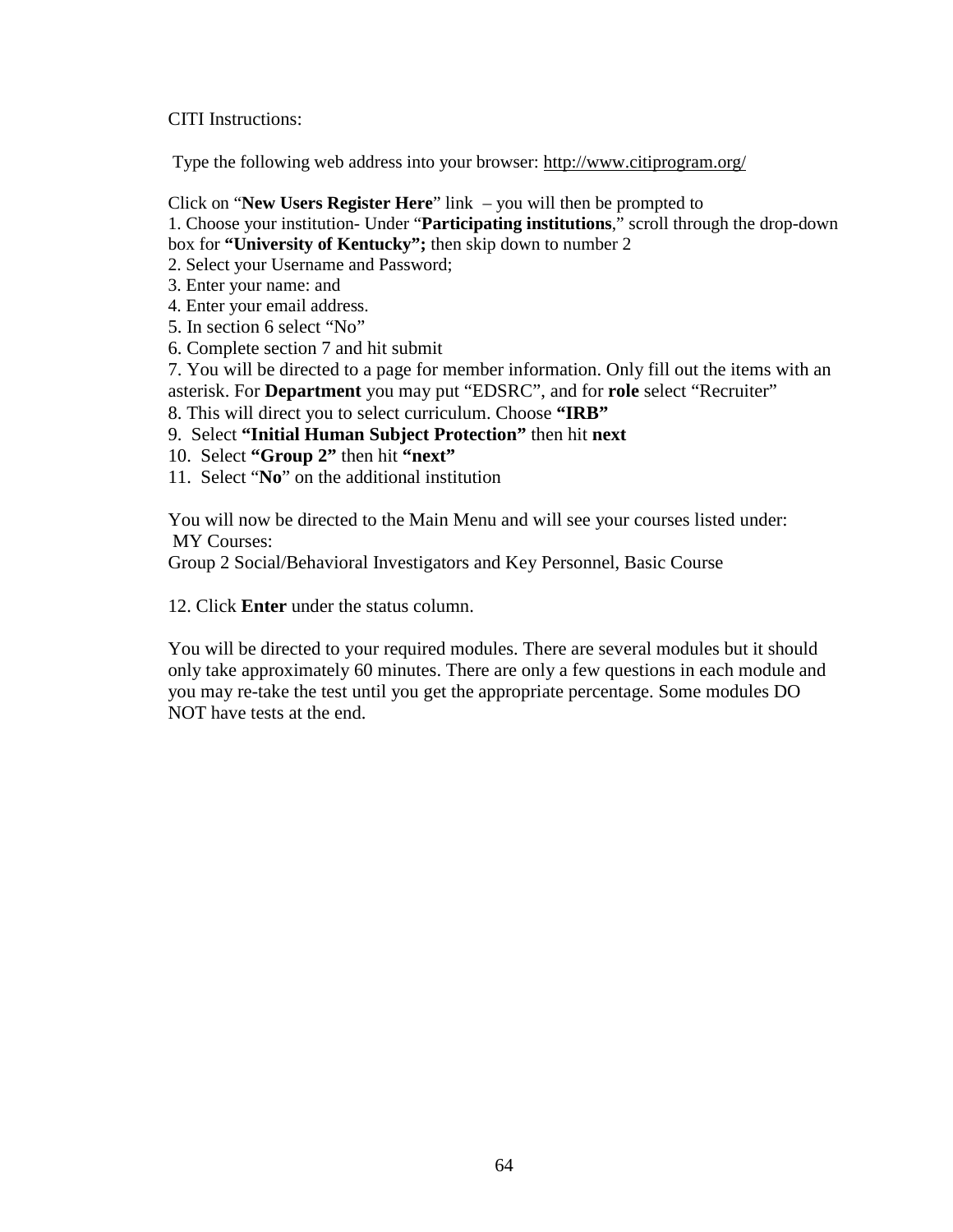CITI Instructions:

Type the following web address into your browser: http://www.citiprogram.org/

Click on "**New Users Register Here**" link – you will then be prompted to

1. Choose your institution- Under "**Participating institutions**," scroll through the drop-down box for **"University of Kentucky";** then skip down to number 2
2. Select your Username and Password;
3. Enter your name: and
4. Enter your email address.
5. In section 6 select "No"
6. Complete section 7 and hit submit
7. You will be directed to a page for member information. Only fill out the items with an asterisk. For **Department** you may put "EDSRC", and for **role** select "Recruiter"
8. This will direct you to select curriculum. Choose **"IRB"**
9. Select **"Initial Human Subject Protection"** then hit **next**
10. Select **"Group 2"** then hit **"next"**
11. Select "**No**" on the additional institution

You will now be directed to the Main Menu and will see your courses listed under:
MY Courses:
Group 2 Social/Behavioral Investigators and Key Personnel, Basic Course

12. Click **Enter** under the status column.

You will be directed to your required modules. There are several modules but it should only take approximately 60 minutes. There are only a few questions in each module and you may re-take the test until you get the appropriate percentage. Some modules DO NOT have tests at the end.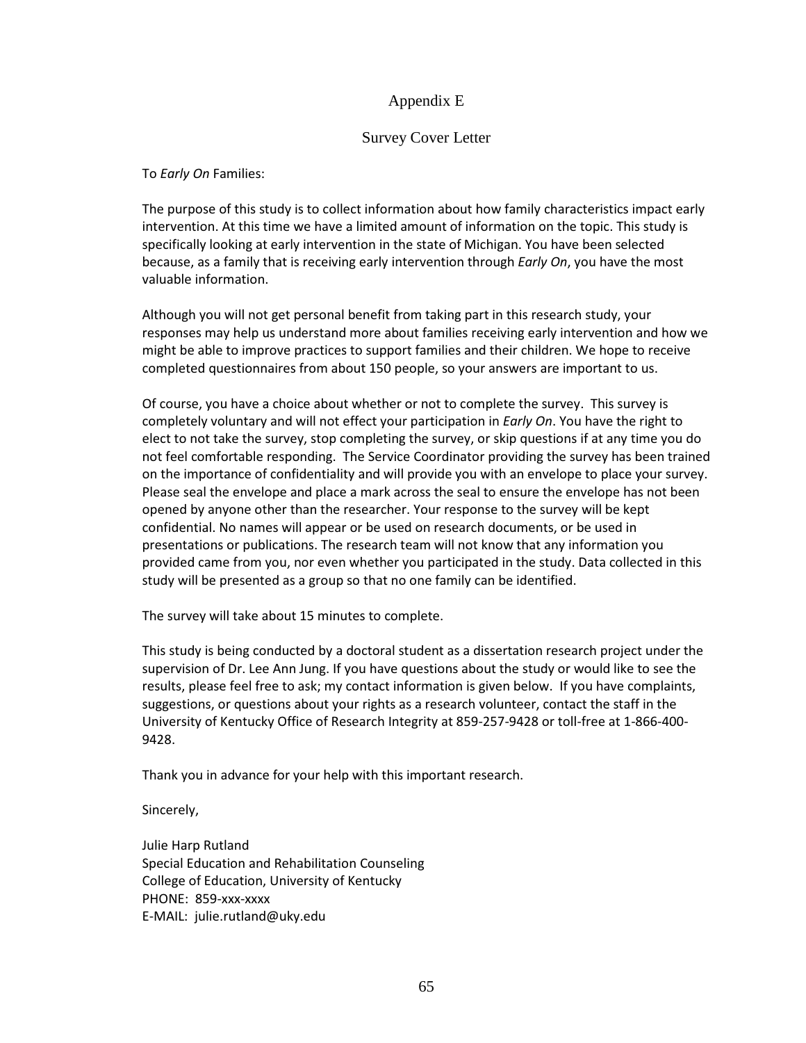# Appendix E

## Survey Cover Letter

To *Early On* Families:

The purpose of this study is to collect information about how family characteristics impact early intervention. At this time we have a limited amount of information on the topic. This study is specifically looking at early intervention in the state of Michigan. You have been selected because, as a family that is receiving early intervention through *Early On*, you have the most valuable information.

Although you will not get personal benefit from taking part in this research study, your responses may help us understand more about families receiving early intervention and how we might be able to improve practices to support families and their children. We hope to receive completed questionnaires from about 150 people, so your answers are important to us.

Of course, you have a choice about whether or not to complete the survey. This survey is completely voluntary and will not effect your participation in *Early On*. You have the right to elect to not take the survey, stop completing the survey, or skip questions if at any time you do not feel comfortable responding. The Service Coordinator providing the survey has been trained on the importance of confidentiality and will provide you with an envelope to place your survey. Please seal the envelope and place a mark across the seal to ensure the envelope has not been opened by anyone other than the researcher. Your response to the survey will be kept confidential. No names will appear or be used on research documents, or be used in presentations or publications. The research team will not know that any information you provided came from you, nor even whether you participated in the study. Data collected in this study will be presented as a group so that no one family can be identified.

The survey will take about 15 minutes to complete.

This study is being conducted by a doctoral student as a dissertation research project under the supervision of Dr. Lee Ann Jung. If you have questions about the study or would like to see the results, please feel free to ask; my contact information is given below. If you have complaints, suggestions, or questions about your rights as a research volunteer, contact the staff in the University of Kentucky Office of Research Integrity at 859-257-9428 or toll-free at 1-866-400-9428.

Thank you in advance for your help with this important research.

Sincerely,

Julie Harp Rutland
Special Education and Rehabilitation Counseling
College of Education, University of Kentucky
PHONE: 859-xxx-xxxx
E-MAIL: julie.rutland@uky.edu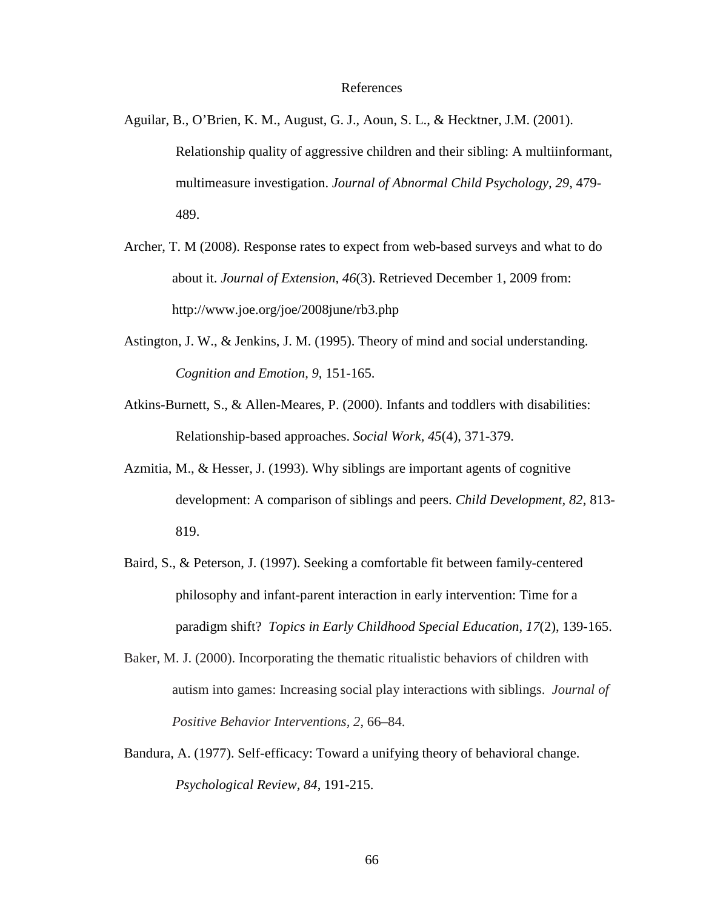# References

Aguilar, B., O'Brien, K. M., August, G. J., Aoun, S. L., & Hecktner, J.M. (2001). Relationship quality of aggressive children and their sibling: A multiinformant, multimeasure investigation. *Journal of Abnormal Child Psychology, 29,* 479-489.

Archer, T. M (2008). Response rates to expect from web-based surveys and what to do about it. *Journal of Extension, 46*(3). Retrieved December 1, 2009 from: http://www.joe.org/joe/2008june/rb3.php

Astington, J. W., & Jenkins, J. M. (1995). Theory of mind and social understanding. *Cognition and Emotion, 9*, 151-165.

Atkins-Burnett, S., & Allen-Meares, P. (2000). Infants and toddlers with disabilities: Relationship-based approaches. *Social Work, 45*(4), 371-379.

Azmitia, M., & Hesser, J. (1993). Why siblings are important agents of cognitive development: A comparison of siblings and peers. *Child Development, 82*, 813-819.

Baird, S., & Peterson, J. (1997). Seeking a comfortable fit between family-centered philosophy and infant-parent interaction in early intervention: Time for a paradigm shift? *Topics in Early Childhood Special Education, 17*(2), 139-165.

Baker, M. J. (2000). Incorporating the thematic ritualistic behaviors of children with autism into games: Increasing social play interactions with siblings. *Journal of Positive Behavior Interventions, 2*, 66–84.

Bandura, A. (1977). Self-efficacy: Toward a unifying theory of behavioral change. *Psychological Review, 84*, 191-215.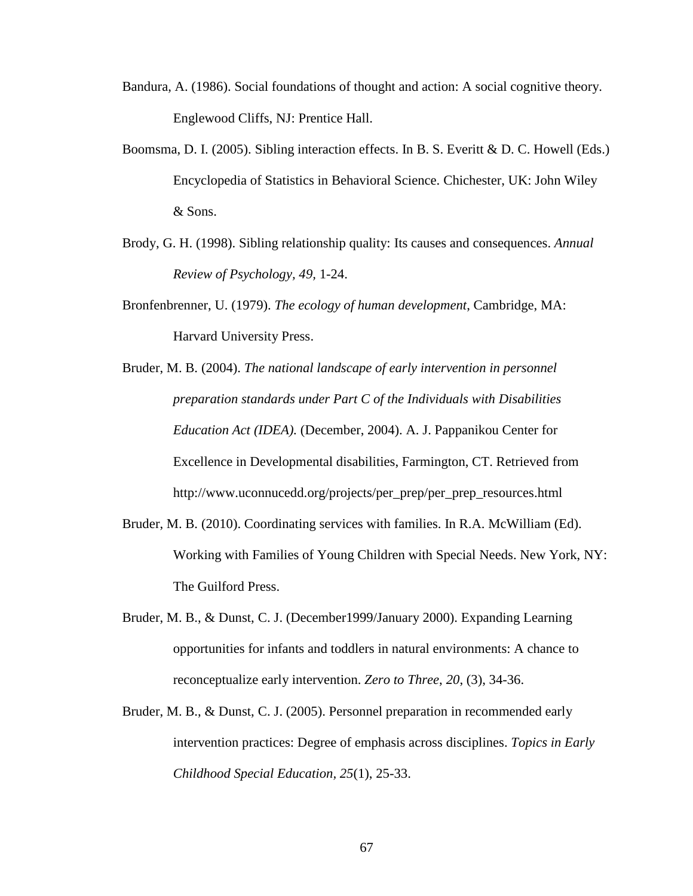Bandura, A. (1986). Social foundations of thought and action: A social cognitive theory. Englewood Cliffs, NJ: Prentice Hall.

Boomsma, D. I. (2005). Sibling interaction effects. In B. S. Everitt & D. C. Howell (Eds.) Encyclopedia of Statistics in Behavioral Science. Chichester, UK: John Wiley & Sons.

Brody, G. H. (1998). Sibling relationship quality: Its causes and consequences. *Annual Review of Psychology, 49,* 1-24.

Bronfenbrenner, U. (1979). *The ecology of human development*, Cambridge, MA: Harvard University Press.

Bruder, M. B. (2004). *The national landscape of early intervention in personnel preparation standards under Part C of the Individuals with Disabilities Education Act (IDEA).* (December, 2004). A. J. Pappanikou Center for Excellence in Developmental disabilities, Farmington, CT. Retrieved from http://www.uconnucedd.org/projects/per_prep/per_prep_resources.html

Bruder, M. B. (2010). Coordinating services with families. In R.A. McWilliam (Ed). Working with Families of Young Children with Special Needs. New York, NY: The Guilford Press.

Bruder, M. B., & Dunst, C. J. (December1999/January 2000). Expanding Learning opportunities for infants and toddlers in natural environments: A chance to reconceptualize early intervention. *Zero to Three, 20*, (3), 34-36.

Bruder, M. B., & Dunst, C. J. (2005). Personnel preparation in recommended early intervention practices: Degree of emphasis across disciplines. *Topics in Early Childhood Special Education, 25*(1), 25-33.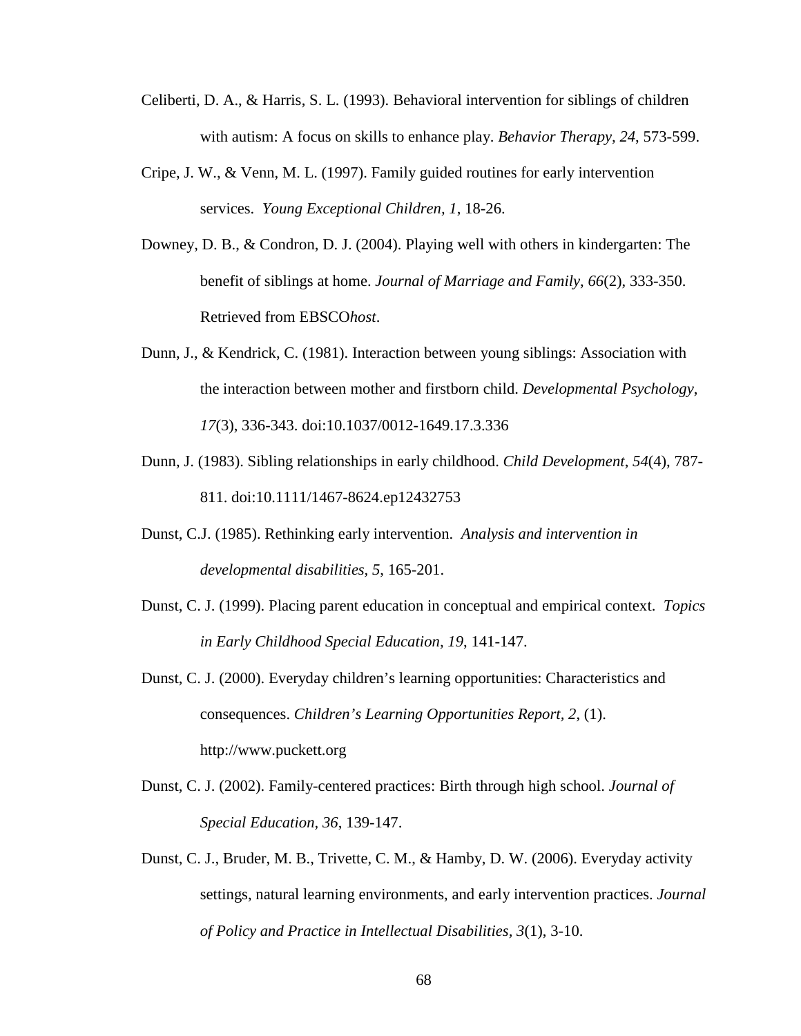Celiberti, D. A., & Harris, S. L. (1993). Behavioral intervention for siblings of children with autism: A focus on skills to enhance play. *Behavior Therapy, 24*, 573-599.

Cripe, J. W., & Venn, M. L. (1997). Family guided routines for early intervention services. *Young Exceptional Children, 1*, 18-26.

Downey, D. B., & Condron, D. J. (2004). Playing well with others in kindergarten: The benefit of siblings at home. *Journal of Marriage and Family*, *66*(2), 333-350. Retrieved from EBSCO*host*.

Dunn, J., & Kendrick, C. (1981). Interaction between young siblings: Association with the interaction between mother and firstborn child. *Developmental Psychology*, *17*(3), 336-343. doi:10.1037/0012-1649.17.3.336

Dunn, J. (1983). Sibling relationships in early childhood. *Child Development*, *54*(4), 787-811. doi:10.1111/1467-8624.ep12432753

Dunst, C.J. (1985). Rethinking early intervention. *Analysis and intervention in developmental disabilities, 5*, 165-201.

Dunst, C. J. (1999). Placing parent education in conceptual and empirical context. *Topics in Early Childhood Special Education, 19*, 141-147.

Dunst, C. J. (2000). Everyday children's learning opportunities: Characteristics and consequences. *Children's Learning Opportunities Report, 2*, (1). http://www.puckett.org

Dunst, C. J. (2002). Family-centered practices: Birth through high school. *Journal of Special Education*, *36*, 139-147.

Dunst, C. J., Bruder, M. B., Trivette, C. M., & Hamby, D. W. (2006). Everyday activity settings, natural learning environments, and early intervention practices. *Journal of Policy and Practice in Intellectual Disabilities, 3*(1), 3-10.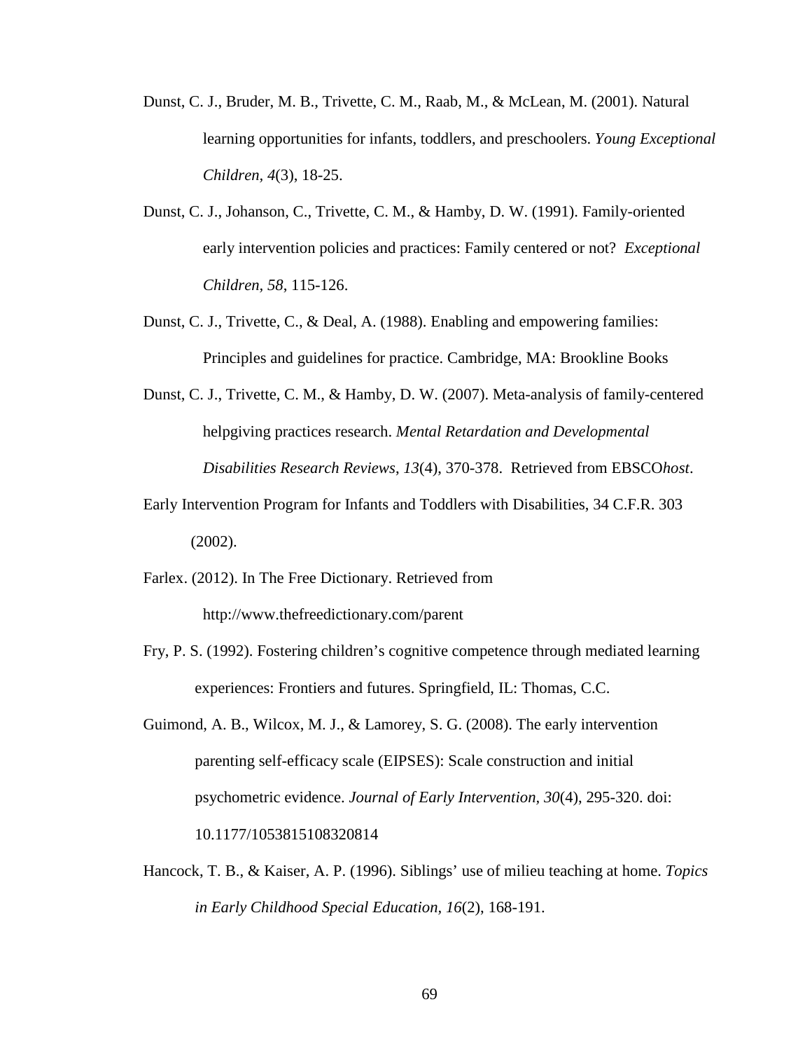Dunst, C. J., Bruder, M. B., Trivette, C. M., Raab, M., & McLean, M. (2001). Natural learning opportunities for infants, toddlers, and preschoolers. *Young Exceptional Children, 4*(3), 18-25.

Dunst, C. J., Johanson, C., Trivette, C. M., & Hamby, D. W. (1991). Family-oriented early intervention policies and practices: Family centered or not? *Exceptional Children*, *58*, 115-126.

Dunst, C. J., Trivette, C., & Deal, A. (1988). Enabling and empowering families: Principles and guidelines for practice. Cambridge, MA: Brookline Books

Dunst, C. J., Trivette, C. M., & Hamby, D. W. (2007). Meta-analysis of family-centered helpgiving practices research. *Mental Retardation and Developmental Disabilities Research Reviews*, *13*(4), 370-378. Retrieved from EBSCO*host*.

Early Intervention Program for Infants and Toddlers with Disabilities, 34 C.F.R. 303 (2002).

Farlex. (2012). In The Free Dictionary. Retrieved from http://www.thefreedictionary.com/parent

Fry, P. S. (1992). Fostering children's cognitive competence through mediated learning experiences: Frontiers and futures. Springfield, IL: Thomas, C.C.

Guimond, A. B., Wilcox, M. J., & Lamorey, S. G. (2008). The early intervention parenting self-efficacy scale (EIPSES): Scale construction and initial psychometric evidence. *Journal of Early Intervention, 30*(4), 295-320. doi: 10.1177/1053815108320814

Hancock, T. B., & Kaiser, A. P. (1996). Siblings' use of milieu teaching at home. *Topics in Early Childhood Special Education, 16*(2), 168-191.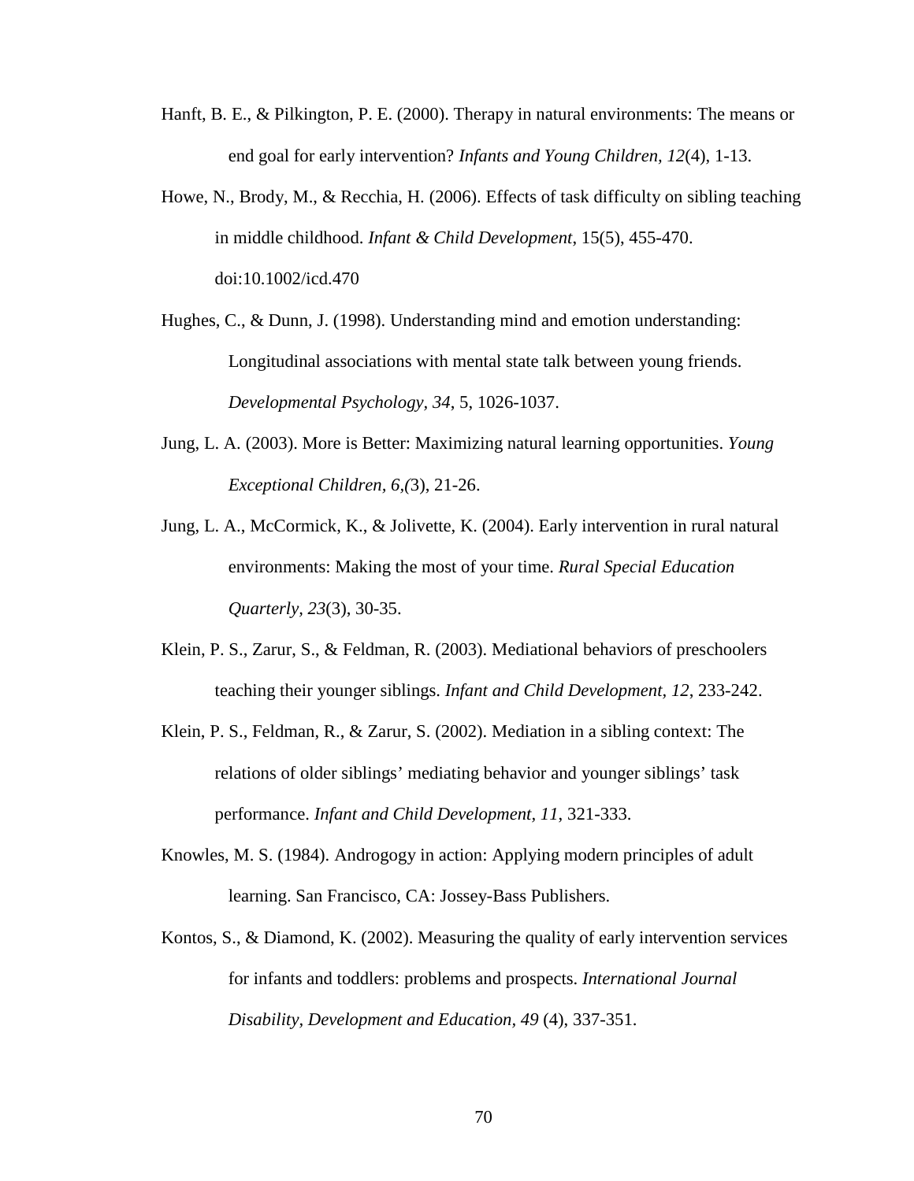Hanft, B. E., & Pilkington, P. E. (2000). Therapy in natural environments: The means or end goal for early intervention? *Infants and Young Children, 12*(4), 1-13.

Howe, N., Brody, M., & Recchia, H. (2006). Effects of task difficulty on sibling teaching in middle childhood. *Infant & Child Development*, 15(5), 455-470. doi:10.1002/icd.470

Hughes, C., & Dunn, J. (1998). Understanding mind and emotion understanding: Longitudinal associations with mental state talk between young friends. *Developmental Psychology, 34*, 5, 1026-1037.

Jung, L. A. (2003). More is Better: Maximizing natural learning opportunities. *Young Exceptional Children, 6,(*3), 21-26.

Jung, L. A., McCormick, K., & Jolivette, K. (2004). Early intervention in rural natural environments: Making the most of your time. *Rural Special Education Quarterly, 23*(3), 30-35.

Klein, P. S., Zarur, S., & Feldman, R. (2003). Mediational behaviors of preschoolers teaching their younger siblings. *Infant and Child Development, 12*, 233-242.

Klein, P. S., Feldman, R., & Zarur, S. (2002). Mediation in a sibling context: The relations of older siblings' mediating behavior and younger siblings' task performance. *Infant and Child Development, 11*, 321-333.

Knowles, M. S. (1984). Androgogy in action: Applying modern principles of adult learning. San Francisco, CA: Jossey-Bass Publishers.

Kontos, S., & Diamond, K. (2002). Measuring the quality of early intervention services for infants and toddlers: problems and prospects. *International Journal Disability, Development and Education, 49* (4), 337-351.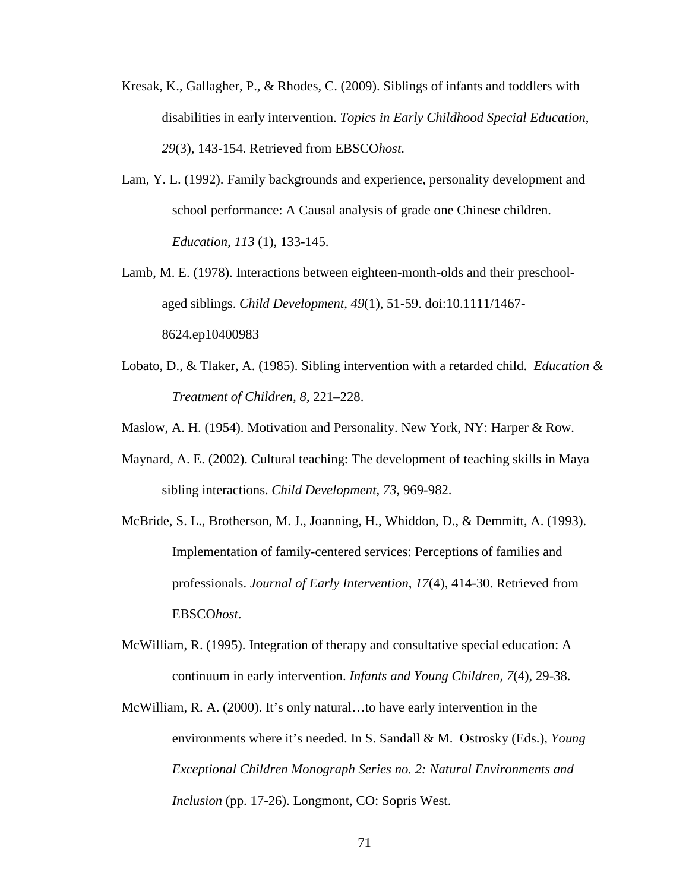Kresak, K., Gallagher, P., & Rhodes, C. (2009). Siblings of infants and toddlers with disabilities in early intervention. *Topics in Early Childhood Special Education*, *29*(3), 143-154. Retrieved from EBSCO*host*.

Lam, Y. L. (1992). Family backgrounds and experience, personality development and school performance: A Causal analysis of grade one Chinese children. *Education, 113* (1), 133-145.

Lamb, M. E. (1978). Interactions between eighteen-month-olds and their preschool-aged siblings. *Child Development*, *49*(1), 51-59. doi:10.1111/1467-8624.ep10400983

Lobato, D., & Tlaker, A. (1985). Sibling intervention with a retarded child. *Education & Treatment of Children, 8,* 221–228.

Maslow, A. H. (1954). Motivation and Personality. New York, NY: Harper & Row.

Maynard, A. E. (2002). Cultural teaching: The development of teaching skills in Maya sibling interactions. *Child Development, 73*, 969-982.

McBride, S. L., Brotherson, M. J., Joanning, H., Whiddon, D., & Demmitt, A. (1993). Implementation of family-centered services: Perceptions of families and professionals. *Journal of Early Intervention*, *17*(4), 414-30. Retrieved from EBSCO*host*.

McWilliam, R. (1995). Integration of therapy and consultative special education: A continuum in early intervention. *Infants and Young Children*, *7*(4), 29-38.

McWilliam, R. A. (2000). It's only natural…to have early intervention in the environments where it's needed. In S. Sandall & M. Ostrosky (Eds.), *Young Exceptional Children Monograph Series no. 2: Natural Environments and Inclusion* (pp. 17-26). Longmont, CO: Sopris West.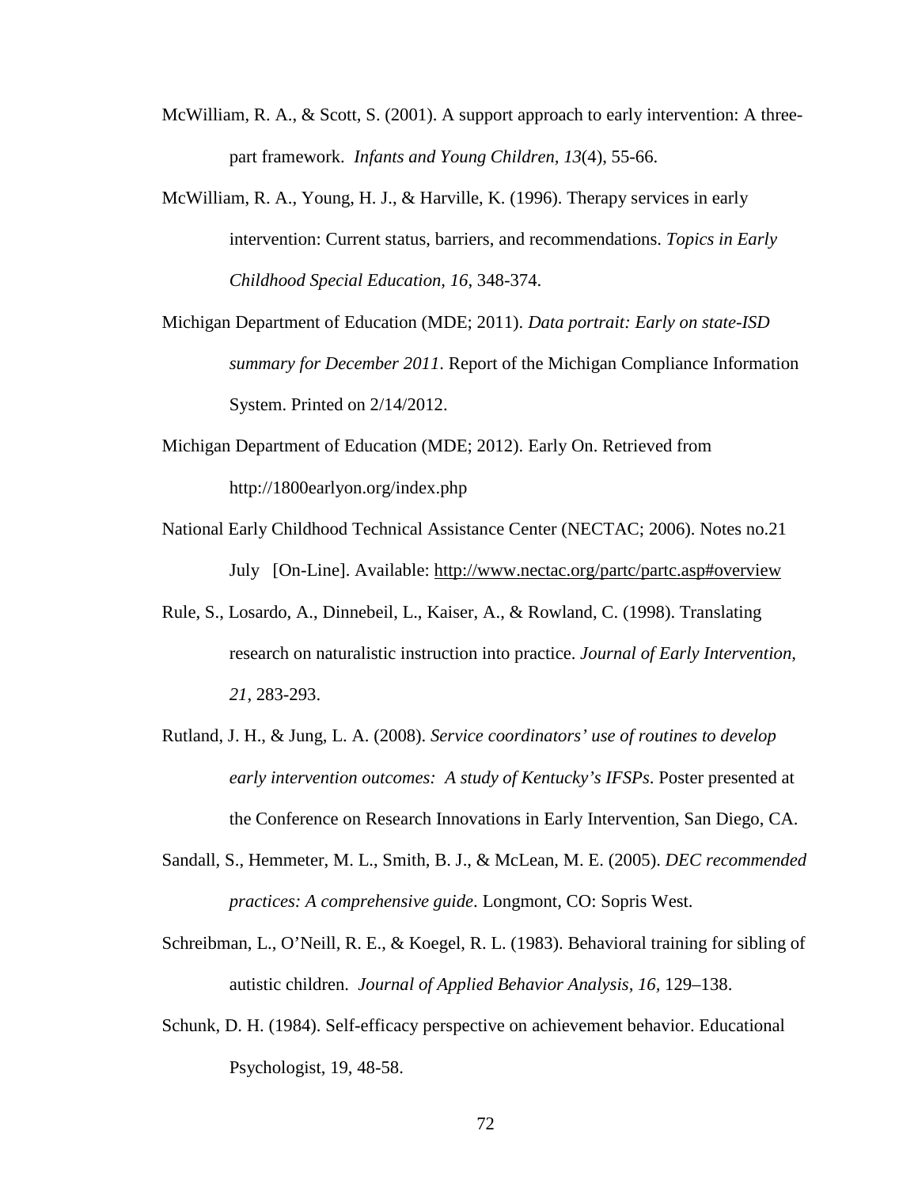McWilliam, R. A., & Scott, S. (2001). A support approach to early intervention: A three-part framework. *Infants and Young Children, 13*(4), 55-66.

McWilliam, R. A., Young, H. J., & Harville, K. (1996). Therapy services in early intervention: Current status, barriers, and recommendations. *Topics in Early Childhood Special Education, 16*, 348-374.

Michigan Department of Education (MDE; 2011). *Data portrait: Early on state-ISD summary for December 2011*. Report of the Michigan Compliance Information System. Printed on 2/14/2012.

Michigan Department of Education (MDE; 2012). Early On. Retrieved from http://1800earlyon.org/index.php

National Early Childhood Technical Assistance Center (NECTAC; 2006). Notes no.21 July [On-Line]. Available: http://www.nectac.org/partc/partc.asp#overview

Rule, S., Losardo, A., Dinnebeil, L., Kaiser, A., & Rowland, C. (1998). Translating research on naturalistic instruction into practice. *Journal of Early Intervention, 21*, 283-293.

Rutland, J. H., & Jung, L. A. (2008). *Service coordinators' use of routines to develop early intervention outcomes: A study of Kentucky's IFSPs*. Poster presented at the Conference on Research Innovations in Early Intervention, San Diego, CA.

Sandall, S., Hemmeter, M. L., Smith, B. J., & McLean, M. E. (2005). *DEC recommended practices: A comprehensive guide*. Longmont, CO: Sopris West.

Schreibman, L., O'Neill, R. E., & Koegel, R. L. (1983). Behavioral training for sibling of autistic children. *Journal of Applied Behavior Analysis, 16,* 129–138.

Schunk, D. H. (1984). Self-efficacy perspective on achievement behavior. Educational Psychologist, 19, 48-58.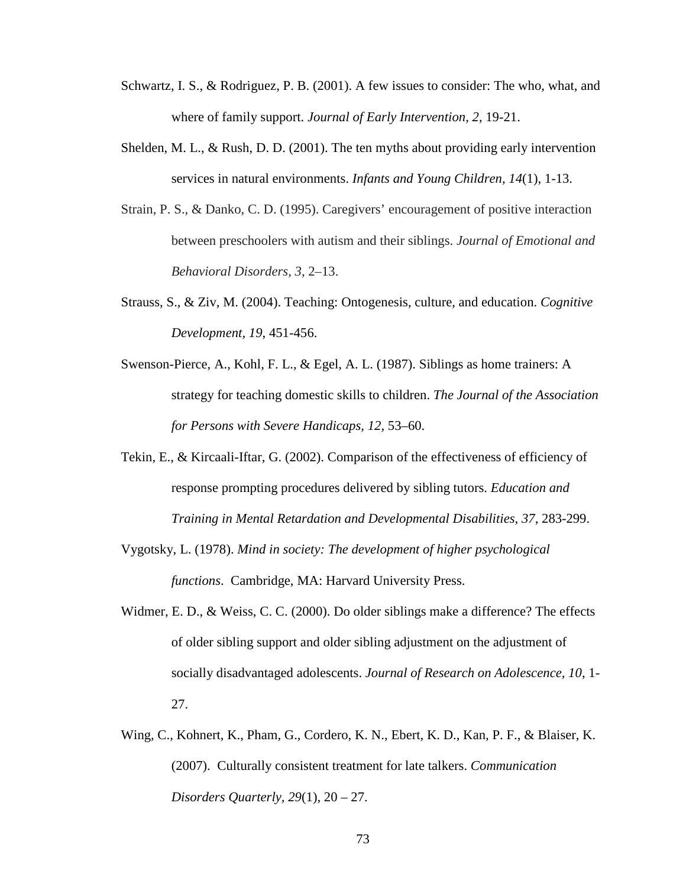Schwartz, I. S., & Rodriguez, P. B. (2001). A few issues to consider: The who, what, and where of family support. *Journal of Early Intervention, 2*, 19-21.

Shelden, M. L., & Rush, D. D. (2001). The ten myths about providing early intervention services in natural environments. *Infants and Young Children, 14*(1), 1-13.

Strain, P. S., & Danko, C. D. (1995). Caregivers' encouragement of positive interaction between preschoolers with autism and their siblings. *Journal of Emotional and Behavioral Disorders, 3*, 2–13.

Strauss, S., & Ziv, M. (2004). Teaching: Ontogenesis, culture, and education. *Cognitive Development, 19*, 451-456.

Swenson-Pierce, A., Kohl, F. L., & Egel, A. L. (1987). Siblings as home trainers: A strategy for teaching domestic skills to children. *The Journal of the Association for Persons with Severe Handicaps, 12,* 53–60.

Tekin, E., & Kircaali-Iftar, G. (2002). Comparison of the effectiveness of efficiency of response prompting procedures delivered by sibling tutors. *Education and Training in Mental Retardation and Developmental Disabilities, 37*, 283-299.

Vygotsky, L. (1978). *Mind in society: The development of higher psychological functions*. Cambridge, MA: Harvard University Press.

Widmer, E. D., & Weiss, C. C. (2000). Do older siblings make a difference? The effects of older sibling support and older sibling adjustment on the adjustment of socially disadvantaged adolescents. *Journal of Research on Adolescence, 10*, 1-27.

Wing, C., Kohnert, K., Pham, G., Cordero, K. N., Ebert, K. D., Kan, P. F., & Blaiser, K. (2007). Culturally consistent treatment for late talkers. *Communication Disorders Quarterly, 29*(1), 20 – 27.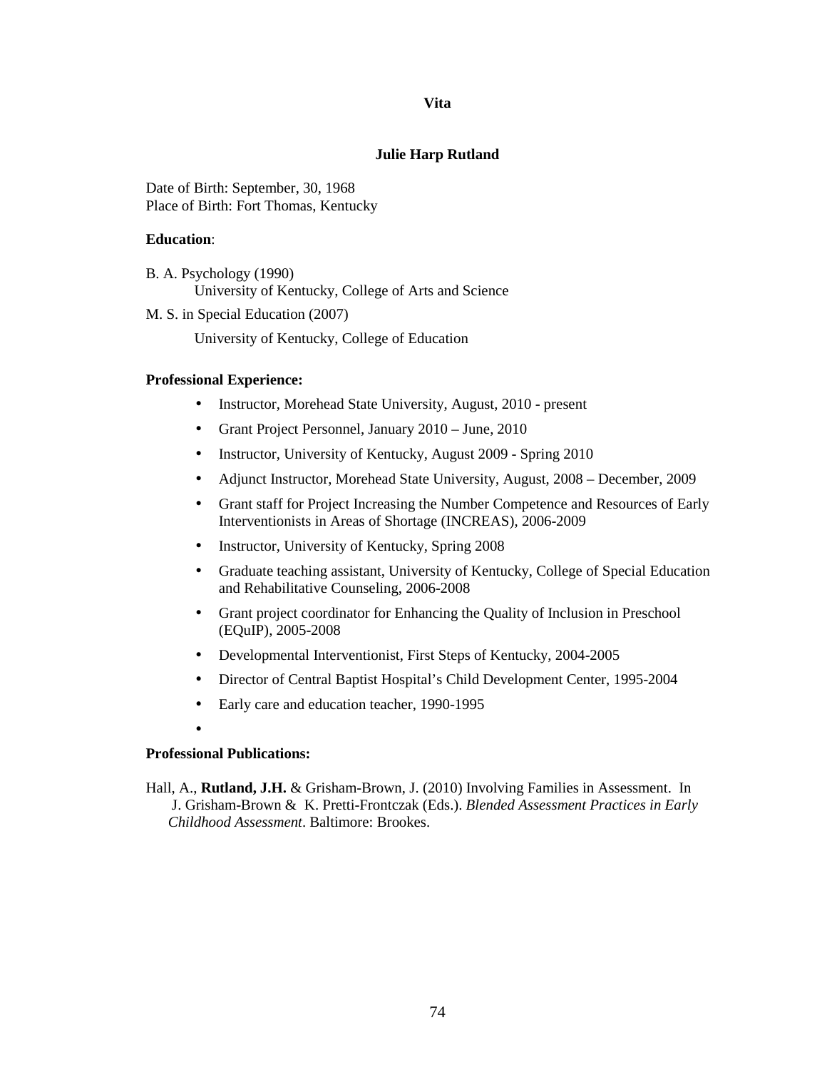# Vita

## Julie Harp Rutland

Date of Birth: September, 30, 1968
Place of Birth: Fort Thomas, Kentucky

**Education**:

B. A. Psychology (1990)
University of Kentucky, College of Arts and Science

M. S. in Special Education (2007)
University of Kentucky, College of Education

**Professional Experience:**

- Instructor, Morehead State University, August, 2010 - present
- Grant Project Personnel, January 2010 – June, 2010
- Instructor, University of Kentucky, August 2009 - Spring 2010
- Adjunct Instructor, Morehead State University, August, 2008 – December, 2009
- Grant staff for Project Increasing the Number Competence and Resources of Early Interventionists in Areas of Shortage (INCREAS), 2006-2009
- Instructor, University of Kentucky, Spring 2008
- Graduate teaching assistant, University of Kentucky, College of Special Education and Rehabilitative Counseling, 2006-2008
- Grant project coordinator for Enhancing the Quality of Inclusion in Preschool (EQuIP), 2005-2008
- Developmental Interventionist, First Steps of Kentucky, 2004-2005
- Director of Central Baptist Hospital's Child Development Center, 1995-2004
- Early care and education teacher, 1990-1995

**Professional Publications:**

Hall, A., **Rutland, J.H.** & Grisham-Brown, J. (2010) Involving Families in Assessment. In J. Grisham-Brown & K. Pretti-Frontczak (Eds.). *Blended Assessment Practices in Early Childhood Assessment*. Baltimore: Brookes.